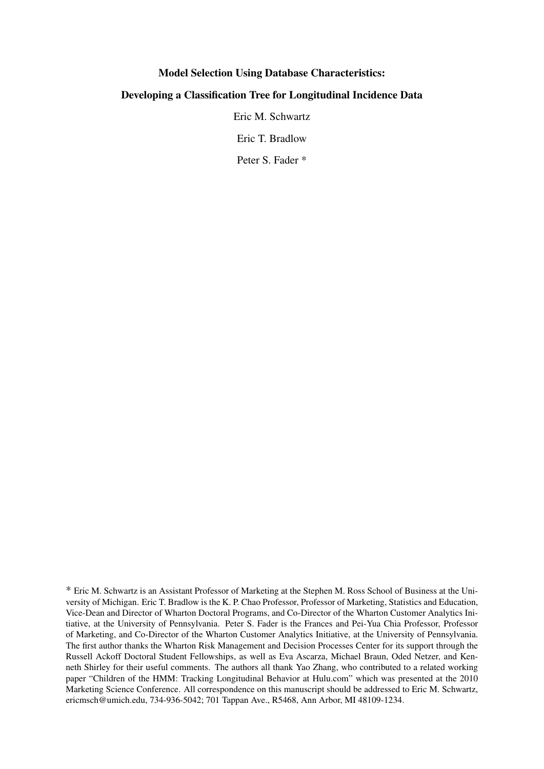# Model Selection Using Database Characteristics:

# Developing a Classification Tree for Longitudinal Incidence Data

Eric M. Schwartz

Eric T. Bradlow

Peter S. Fader *

\* Eric M. Schwartz is an Assistant Professor of Marketing at the Stephen M. Ross School of Business at the University of Michigan. Eric T. Bradlow is the K. P. Chao Professor, Professor of Marketing, Statistics and Education, Vice-Dean and Director of Wharton Doctoral Programs, and Co-Director of the Wharton Customer Analytics Initiative, at the University of Pennsylvania. Peter S. Fader is the Frances and Pei-Yua Chia Professor, Professor of Marketing, and Co-Director of the Wharton Customer Analytics Initiative, at the University of Pennsylvania. The first author thanks the Wharton Risk Management and Decision Processes Center for its support through the Russell Ackoff Doctoral Student Fellowships, as well as Eva Ascarza, Michael Braun, Oded Netzer, and Kenneth Shirley for their useful comments. The authors all thank Yao Zhang, who contributed to a related working paper "Children of the HMM: Tracking Longitudinal Behavior at Hulu.com" which was presented at the 2010 Marketing Science Conference. All correspondence on this manuscript should be addressed to Eric M. Schwartz, ericmsch@umich.edu, 734-936-5042; 701 Tappan Ave., R5468, Ann Arbor, MI 48109-1234.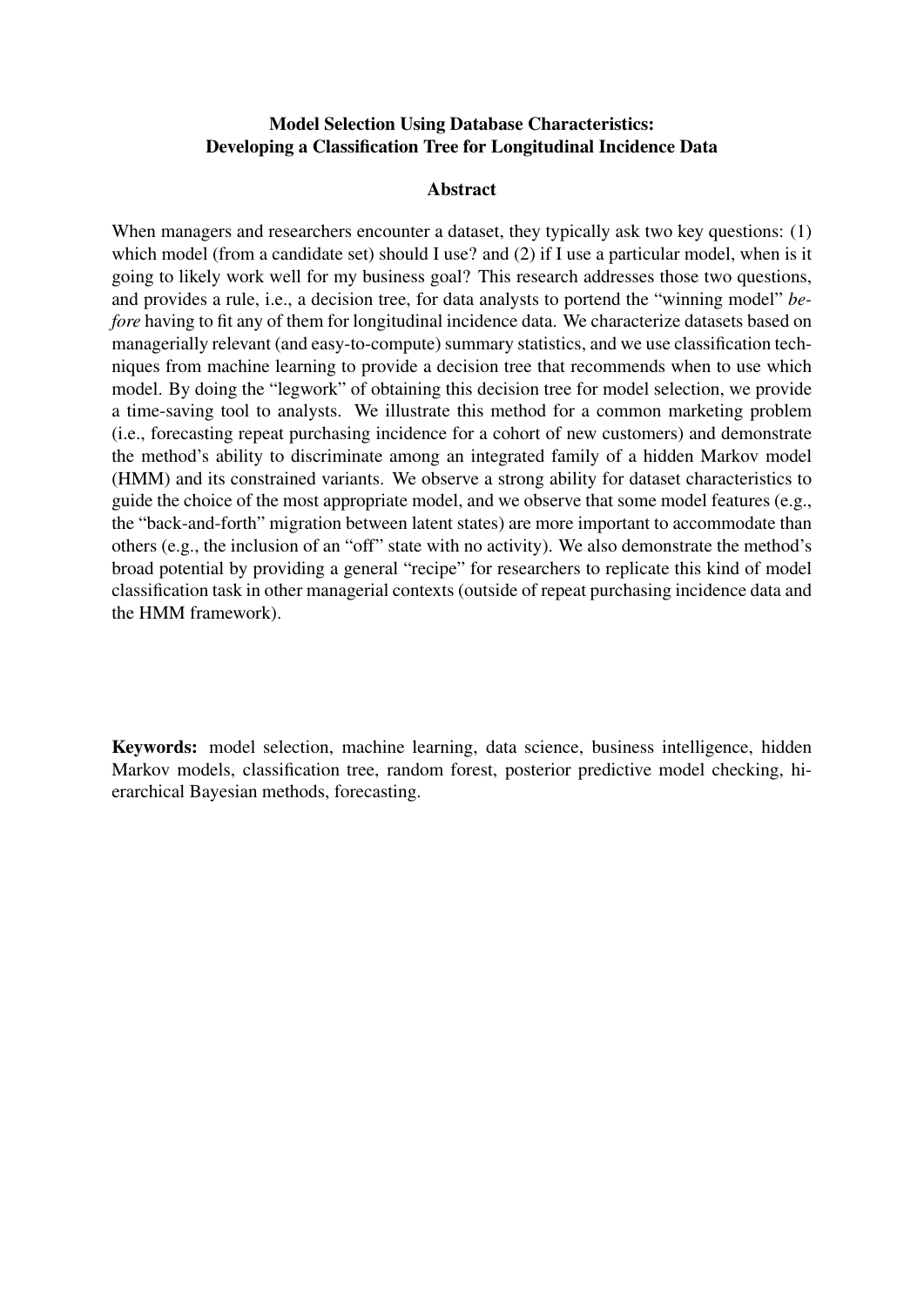**Model Selection Using Database Characteristics:**
**Developing a Classification Tree for Longitudinal Incidence Data**

**Abstract**

When managers and researchers encounter a dataset, they typically ask two key questions: (1) which model (from a candidate set) should I use? and (2) if I use a particular model, when is it going to likely work well for my business goal? This research addresses those two questions, and provides a rule, i.e., a decision tree, for data analysts to portend the "winning model" *before* having to fit any of them for longitudinal incidence data. We characterize datasets based on managerially relevant (and easy-to-compute) summary statistics, and we use classification techniques from machine learning to provide a decision tree that recommends when to use which model. By doing the "legwork" of obtaining this decision tree for model selection, we provide a time-saving tool to analysts. We illustrate this method for a common marketing problem (i.e., forecasting repeat purchasing incidence for a cohort of new customers) and demonstrate the method's ability to discriminate among an integrated family of a hidden Markov model (HMM) and its constrained variants. We observe a strong ability for dataset characteristics to guide the choice of the most appropriate model, and we observe that some model features (e.g., the "back-and-forth" migration between latent states) are more important to accommodate than others (e.g., the inclusion of an "off" state with no activity). We also demonstrate the method's broad potential by providing a general "recipe" for researchers to replicate this kind of model classification task in other managerial contexts (outside of repeat purchasing incidence data and the HMM framework).

**Keywords:** model selection, machine learning, data science, business intelligence, hidden Markov models, classification tree, random forest, posterior predictive model checking, hierarchical Bayesian methods, forecasting.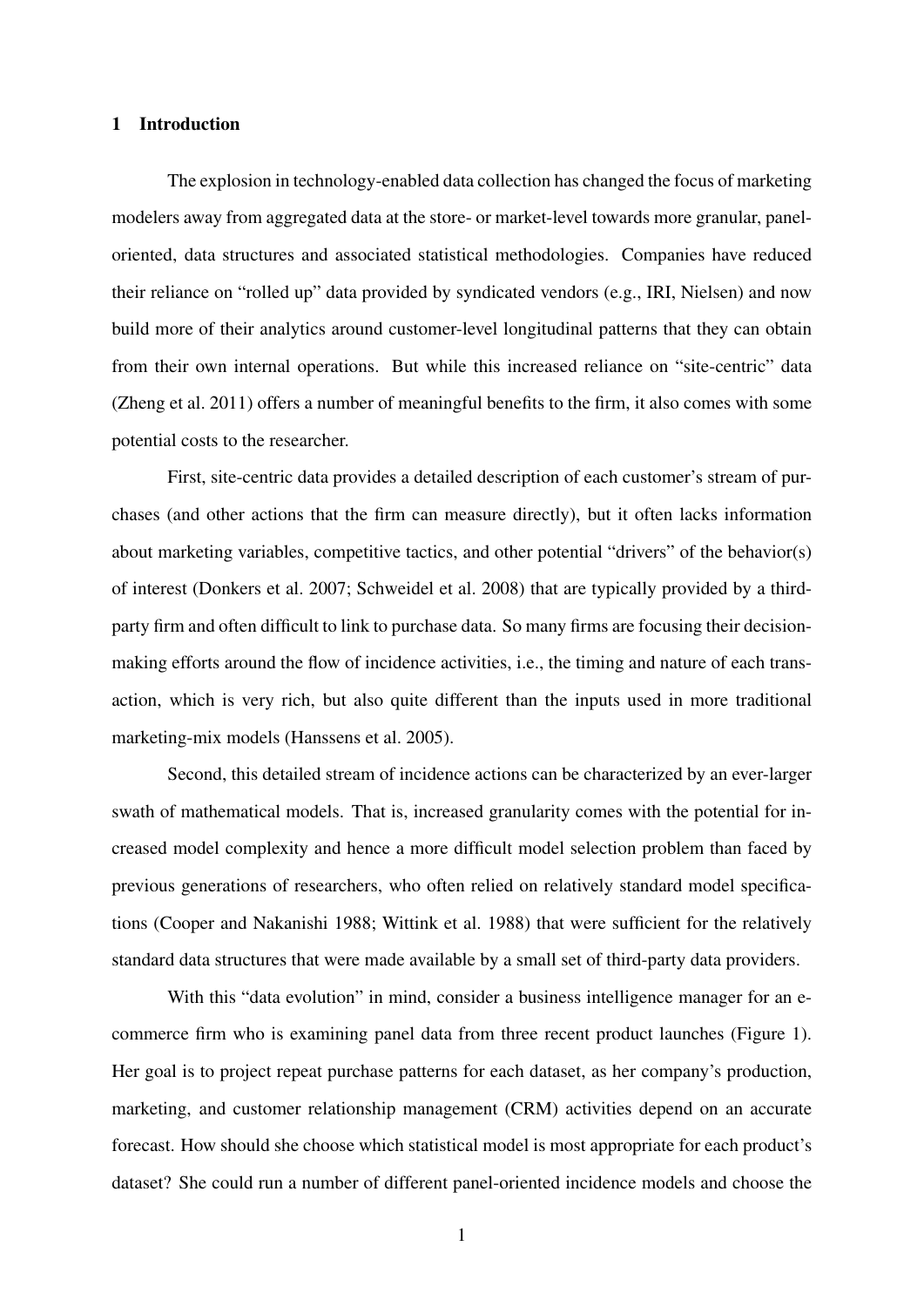# 1 Introduction

The explosion in technology-enabled data collection has changed the focus of marketing modelers away from aggregated data at the store- or market-level towards more granular, panel-oriented, data structures and associated statistical methodologies. Companies have reduced their reliance on "rolled up" data provided by syndicated vendors (e.g., IRI, Nielsen) and now build more of their analytics around customer-level longitudinal patterns that they can obtain from their own internal operations. But while this increased reliance on "site-centric" data (Zheng et al. 2011) offers a number of meaningful benefits to the firm, it also comes with some potential costs to the researcher.

First, site-centric data provides a detailed description of each customer's stream of purchases (and other actions that the firm can measure directly), but it often lacks information about marketing variables, competitive tactics, and other potential "drivers" of the behavior(s) of interest (Donkers et al. 2007; Schweidel et al. 2008) that are typically provided by a third-party firm and often difficult to link to purchase data. So many firms are focusing their decision-making efforts around the flow of incidence activities, i.e., the timing and nature of each transaction, which is very rich, but also quite different than the inputs used in more traditional marketing-mix models (Hanssens et al. 2005).

Second, this detailed stream of incidence actions can be characterized by an ever-larger swath of mathematical models. That is, increased granularity comes with the potential for increased model complexity and hence a more difficult model selection problem than faced by previous generations of researchers, who often relied on relatively standard model specifications (Cooper and Nakanishi 1988; Wittink et al. 1988) that were sufficient for the relatively standard data structures that were made available by a small set of third-party data providers.

With this "data evolution" in mind, consider a business intelligence manager for an e-commerce firm who is examining panel data from three recent product launches (Figure 1). Her goal is to project repeat purchase patterns for each dataset, as her company's production, marketing, and customer relationship management (CRM) activities depend on an accurate forecast. How should she choose which statistical model is most appropriate for each product's dataset? She could run a number of different panel-oriented incidence models and choose the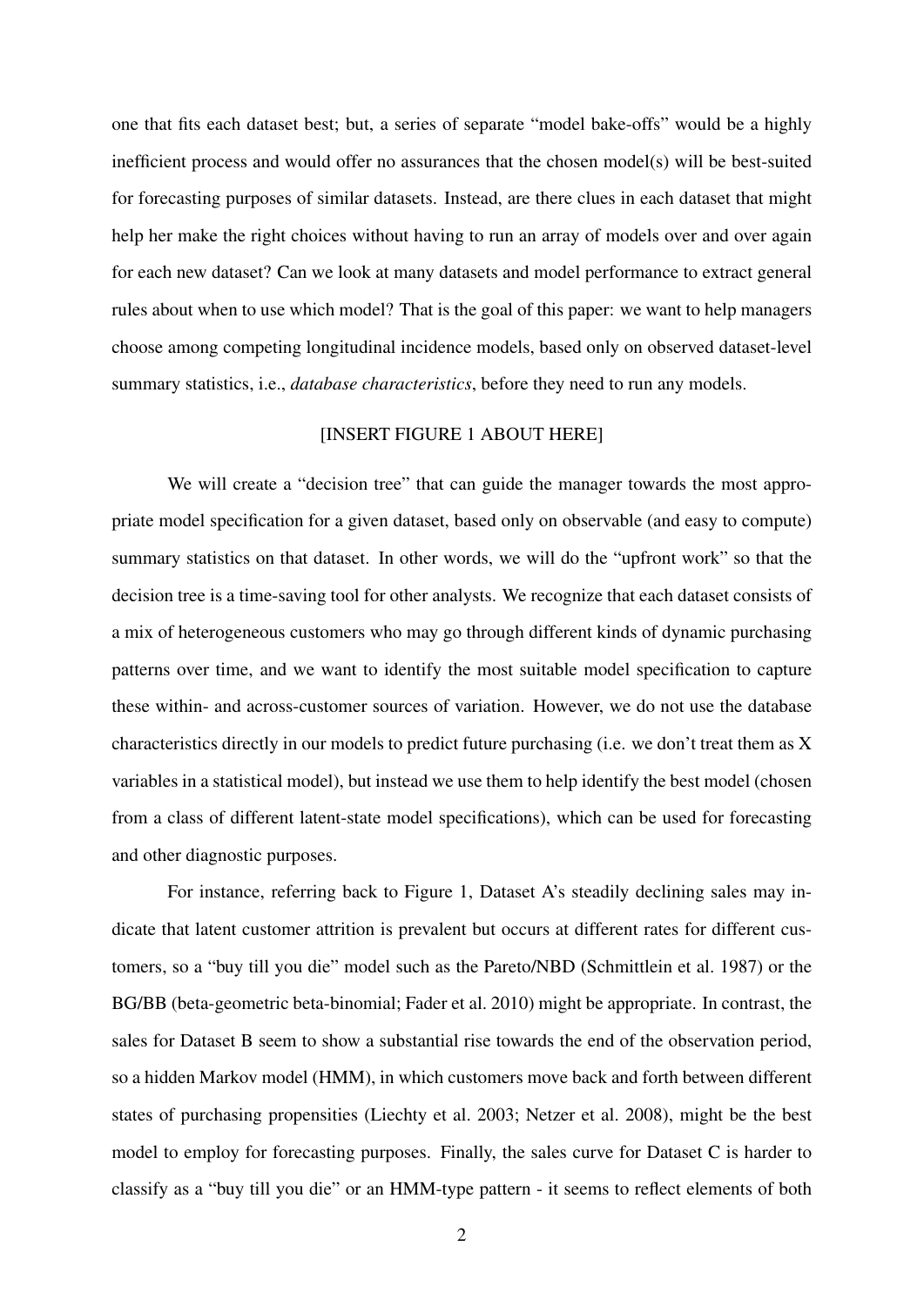one that fits each dataset best; but, a series of separate "model bake-offs" would be a highly inefficient process and would offer no assurances that the chosen model(s) will be best-suited for forecasting purposes of similar datasets. Instead, are there clues in each dataset that might help her make the right choices without having to run an array of models over and over again for each new dataset? Can we look at many datasets and model performance to extract general rules about when to use which model? That is the goal of this paper: we want to help managers choose among competing longitudinal incidence models, based only on observed dataset-level summary statistics, i.e., *database characteristics*, before they need to run any models.

[INSERT FIGURE 1 ABOUT HERE]

We will create a "decision tree" that can guide the manager towards the most appropriate model specification for a given dataset, based only on observable (and easy to compute) summary statistics on that dataset. In other words, we will do the "upfront work" so that the decision tree is a time-saving tool for other analysts. We recognize that each dataset consists of a mix of heterogeneous customers who may go through different kinds of dynamic purchasing patterns over time, and we want to identify the most suitable model specification to capture these within- and across-customer sources of variation. However, we do not use the database characteristics directly in our models to predict future purchasing (i.e. we don't treat them as X variables in a statistical model), but instead we use them to help identify the best model (chosen from a class of different latent-state model specifications), which can be used for forecasting and other diagnostic purposes.

For instance, referring back to Figure 1, Dataset A's steadily declining sales may indicate that latent customer attrition is prevalent but occurs at different rates for different customers, so a "buy till you die" model such as the Pareto/NBD (Schmittlein et al. 1987) or the BG/BB (beta-geometric beta-binomial; Fader et al. 2010) might be appropriate. In contrast, the sales for Dataset B seem to show a substantial rise towards the end of the observation period, so a hidden Markov model (HMM), in which customers move back and forth between different states of purchasing propensities (Liechty et al. 2003; Netzer et al. 2008), might be the best model to employ for forecasting purposes. Finally, the sales curve for Dataset C is harder to classify as a "buy till you die" or an HMM-type pattern - it seems to reflect elements of both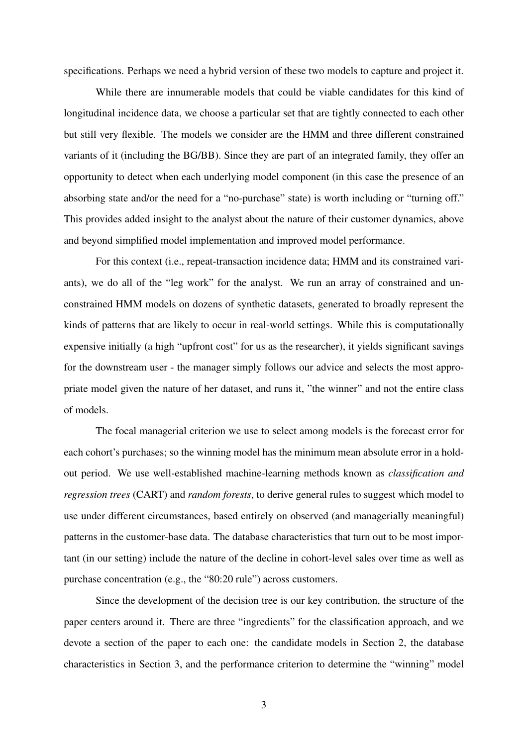specifications. Perhaps we need a hybrid version of these two models to capture and project it.

While there are innumerable models that could be viable candidates for this kind of longitudinal incidence data, we choose a particular set that are tightly connected to each other but still very flexible. The models we consider are the HMM and three different constrained variants of it (including the BG/BB). Since they are part of an integrated family, they offer an opportunity to detect when each underlying model component (in this case the presence of an absorbing state and/or the need for a "no-purchase" state) is worth including or "turning off." This provides added insight to the analyst about the nature of their customer dynamics, above and beyond simplified model implementation and improved model performance.

For this context (i.e., repeat-transaction incidence data; HMM and its constrained variants), we do all of the "leg work" for the analyst. We run an array of constrained and unconstrained HMM models on dozens of synthetic datasets, generated to broadly represent the kinds of patterns that are likely to occur in real-world settings. While this is computationally expensive initially (a high "upfront cost" for us as the researcher), it yields significant savings for the downstream user - the manager simply follows our advice and selects the most appropriate model given the nature of her dataset, and runs it, "the winner" and not the entire class of models.

The focal managerial criterion we use to select among models is the forecast error for each cohort's purchases; so the winning model has the minimum mean absolute error in a hold-out period. We use well-established machine-learning methods known as *classification and regression trees* (CART) and *random forests*, to derive general rules to suggest which model to use under different circumstances, based entirely on observed (and managerially meaningful) patterns in the customer-base data. The database characteristics that turn out to be most important (in our setting) include the nature of the decline in cohort-level sales over time as well as purchase concentration (e.g., the "80:20 rule") across customers.

Since the development of the decision tree is our key contribution, the structure of the paper centers around it. There are three "ingredients" for the classification approach, and we devote a section of the paper to each one: the candidate models in Section 2, the database characteristics in Section 3, and the performance criterion to determine the "winning" model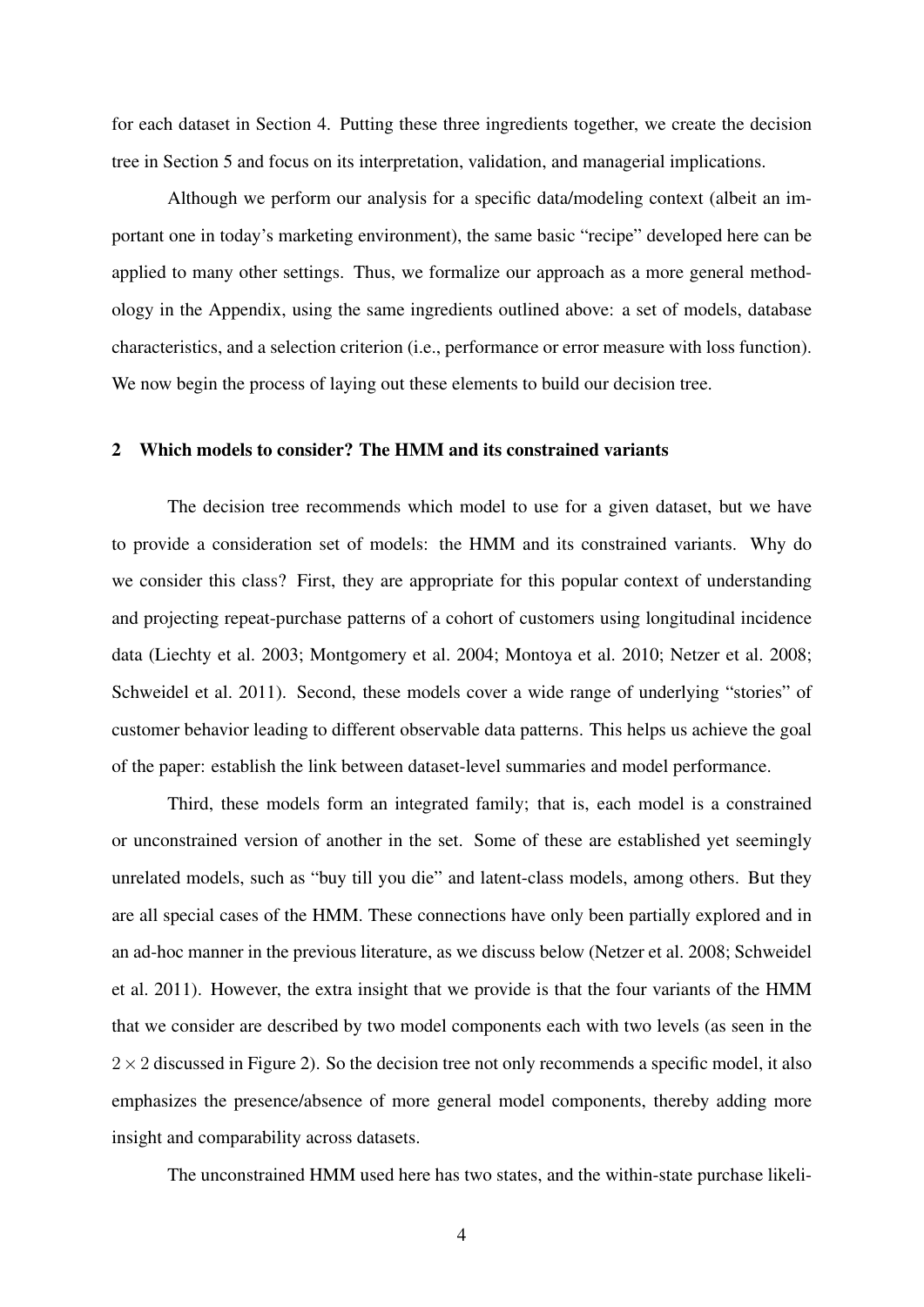for each dataset in Section 4. Putting these three ingredients together, we create the decision tree in Section 5 and focus on its interpretation, validation, and managerial implications.

Although we perform our analysis for a specific data/modeling context (albeit an important one in today's marketing environment), the same basic "recipe" developed here can be applied to many other settings. Thus, we formalize our approach as a more general methodology in the Appendix, using the same ingredients outlined above: a set of models, database characteristics, and a selection criterion (i.e., performance or error measure with loss function). We now begin the process of laying out these elements to build our decision tree.

## 2 Which models to consider? The HMM and its constrained variants

The decision tree recommends which model to use for a given dataset, but we have to provide a consideration set of models: the HMM and its constrained variants. Why do we consider this class? First, they are appropriate for this popular context of understanding and projecting repeat-purchase patterns of a cohort of customers using longitudinal incidence data (Liechty et al. 2003; Montgomery et al. 2004; Montoya et al. 2010; Netzer et al. 2008; Schweidel et al. 2011). Second, these models cover a wide range of underlying "stories" of customer behavior leading to different observable data patterns. This helps us achieve the goal of the paper: establish the link between dataset-level summaries and model performance.

Third, these models form an integrated family; that is, each model is a constrained or unconstrained version of another in the set. Some of these are established yet seemingly unrelated models, such as "buy till you die" and latent-class models, among others. But they are all special cases of the HMM. These connections have only been partially explored and in an ad-hoc manner in the previous literature, as we discuss below (Netzer et al. 2008; Schweidel et al. 2011). However, the extra insight that we provide is that the four variants of the HMM that we consider are described by two model components each with two levels (as seen in the $2 \times 2$ discussed in Figure 2). So the decision tree not only recommends a specific model, it also emphasizes the presence/absence of more general model components, thereby adding more insight and comparability across datasets.

The unconstrained HMM used here has two states, and the within-state purchase likeli-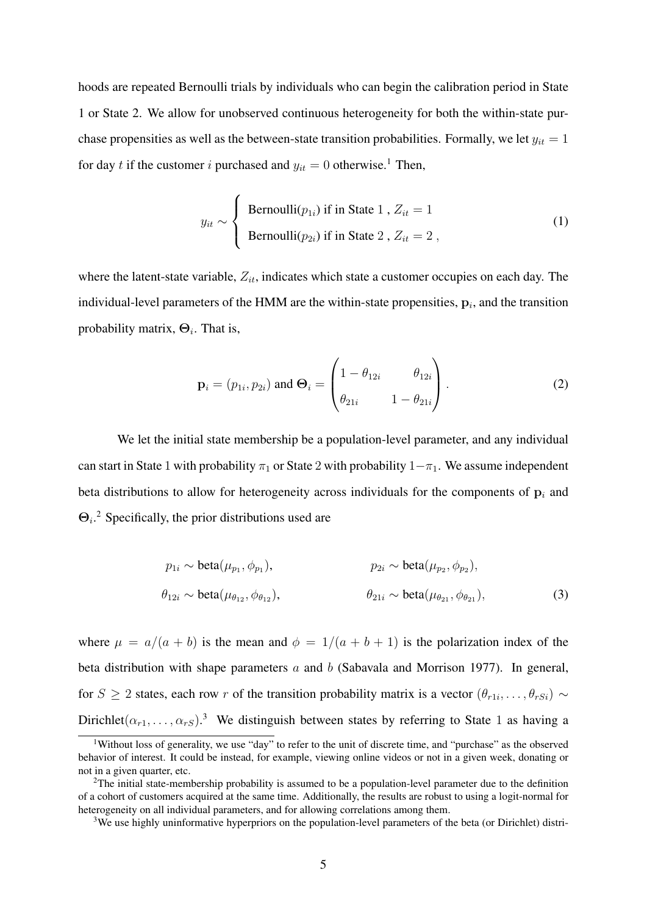hoods are repeated Bernoulli trials by individuals who can begin the calibration period in State 1 or State 2. We allow for unobserved continuous heterogeneity for both the within-state purchase propensities as well as the between-state transition probabilities. Formally, we let $y_{it} = 1$ for day $t$ if the customer $i$ purchased and $y_{it} = 0$ otherwise.[1] Then,

$$y_{it} \sim \begin{cases} \text{Bernoulli}(p_{1i}) \text{ if in State } 1 \text{ , } Z_{it} = 1 \\ \text{Bernoulli}(p_{2i}) \text{ if in State } 2 \text{ , } Z_{it} = 2 \text{ ,} \end{cases} \tag{1}$$

where the latent-state variable, $Z_{it}$, indicates which state a customer occupies on each day. The individual-level parameters of the HMM are the within-state propensities, $\mathbf{p}_i$, and the transition probability matrix, $\mathbf{\Theta}_i$. That is,

$$\mathbf{p}_i = (p_{1i}, p_{2i}) \text{ and } \mathbf{\Theta}_i = \begin{pmatrix} 1 - \theta_{12i} & \theta_{12i} \\ \theta_{21i} & 1 - \theta_{21i} \end{pmatrix} . \tag{2}$$

We let the initial state membership be a population-level parameter, and any individual can start in State 1 with probability $\pi_1$ or State 2 with probability $1-\pi_1$. We assume independent beta distributions to allow for heterogeneity across individuals for the components of $\mathbf{p}_i$ and $\mathbf{\Theta}_i$.[2] Specifically, the prior distributions used are

$$\begin{aligned} p_{1i} &\sim \text{beta}(\mu_{p_1}, \phi_{p_1}), & p_{2i} &\sim \text{beta}(\mu_{p_2}, \phi_{p_2}), \\ \theta_{12i} &\sim \text{beta}(\mu_{\theta_{12}}, \phi_{\theta_{12}}), & \theta_{21i} &\sim \text{beta}(\mu_{\theta_{21}}, \phi_{\theta_{21}}), \end{aligned} \tag{3}$$

where $\mu = a/(a+b)$ is the mean and $\phi = 1/(a+b+1)$ is the polarization index of the beta distribution with shape parameters $a$ and $b$ (Sabavala and Morrison 1977). In general, for $S \geq 2$ states, each row $r$ of the transition probability matrix is a vector $(\theta_{r1i}, \ldots, \theta_{rSi}) \sim \text{Dirichlet}(\alpha_{r1}, \ldots, \alpha_{rS})$.[3] We distinguish between states by referring to State 1 as having a

[1] Without loss of generality, we use "day" to refer to the unit of discrete time, and "purchase" as the observed behavior of interest. It could be instead, for example, viewing online videos or not in a given week, donating or not in a given quarter, etc.

[2] The initial state-membership probability is assumed to be a population-level parameter due to the definition of a cohort of customers acquired at the same time. Additionally, the results are robust to using a logit-normal for heterogeneity on all individual parameters, and for allowing correlations among them.

[3] We use highly uninformative hyperpriors on the population-level parameters of the beta (or Dirichlet) distri-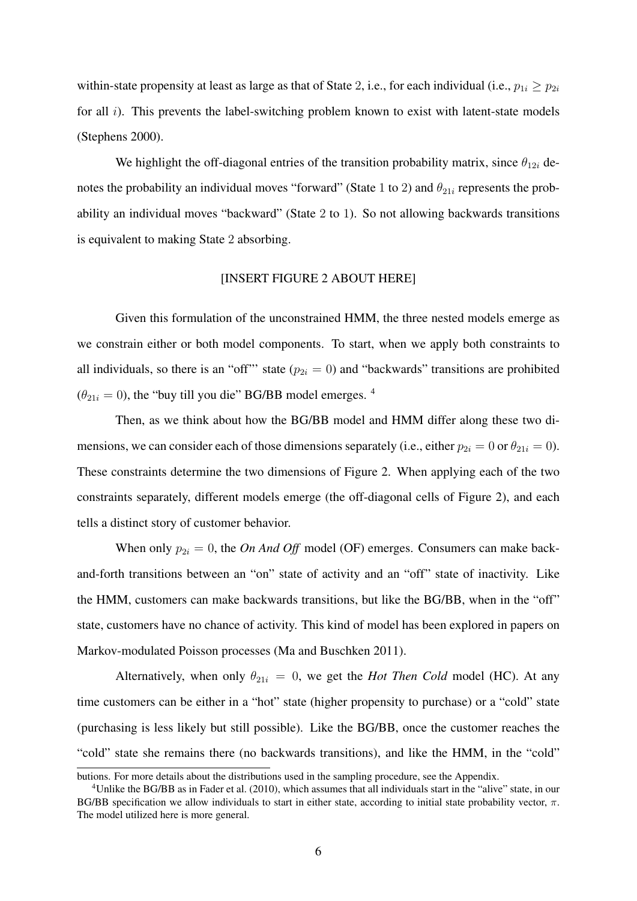within-state propensity at least as large as that of State 2, i.e., for each individual (i.e., $p_{1i} \geq p_{2i}$ for all $i$). This prevents the label-switching problem known to exist with latent-state models (Stephens 2000).

We highlight the off-diagonal entries of the transition probability matrix, since $\theta_{12i}$ denotes the probability an individual moves "forward" (State 1 to 2) and $\theta_{21i}$ represents the probability an individual moves "backward" (State 2 to 1). So not allowing backwards transitions is equivalent to making State 2 absorbing.

[INSERT FIGURE 2 ABOUT HERE]

Given this formulation of the unconstrained HMM, the three nested models emerge as we constrain either or both model components. To start, when we apply both constraints to all individuals, so there is an "off"" state ($p_{2i} = 0$) and "backwards" transitions are prohibited ($\theta_{21i} = 0$), the "buy till you die" BG/BB model emerges. [4]

Then, as we think about how the BG/BB model and HMM differ along these two dimensions, we can consider each of those dimensions separately (i.e., either $p_{2i} = 0$ or $\theta_{21i} = 0$). These constraints determine the two dimensions of Figure 2. When applying each of the two constraints separately, different models emerge (the off-diagonal cells of Figure 2), and each tells a distinct story of customer behavior.

When only $p_{2i} = 0$, the *On And Off* model (OF) emerges. Consumers can make back-and-forth transitions between an "on" state of activity and an "off" state of inactivity. Like the HMM, customers can make backwards transitions, but like the BG/BB, when in the "off" state, customers have no chance of activity. This kind of model has been explored in papers on Markov-modulated Poisson processes (Ma and Buschken 2011).

Alternatively, when only $\theta_{21i} = 0$, we get the *Hot Then Cold* model (HC). At any time customers can be either in a "hot" state (higher propensity to purchase) or a "cold" state (purchasing is less likely but still possible). Like the BG/BB, once the customer reaches the "cold" state she remains there (no backwards transitions), and like the HMM, in the "cold"

butions. For more details about the distributions used in the sampling procedure, see the Appendix.

[4] Unlike the BG/BB as in Fader et al. (2010), which assumes that all individuals start in the "alive" state, in our BG/BB specification we allow individuals to start in either state, according to initial state probability vector, $\pi$. The model utilized here is more general.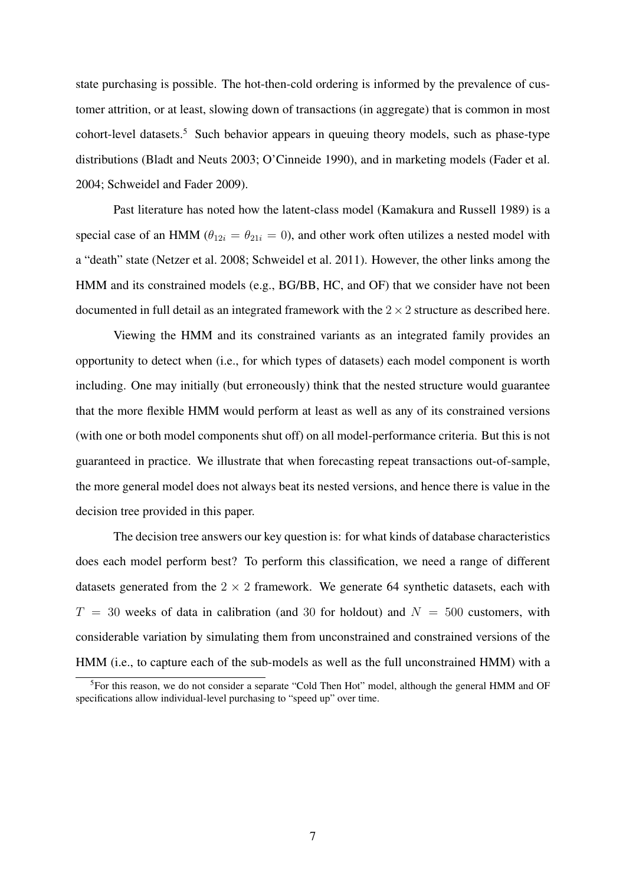state purchasing is possible. The hot-then-cold ordering is informed by the prevalence of customer attrition, or at least, slowing down of transactions (in aggregate) that is common in most cohort-level datasets.[5] Such behavior appears in queuing theory models, such as phase-type distributions (Bladt and Neuts 2003; O'Cinneide 1990), and in marketing models (Fader et al. 2004; Schweidel and Fader 2009).

Past literature has noted how the latent-class model (Kamakura and Russell 1989) is a special case of an HMM ($\theta_{12i} = \theta_{21i} = 0$), and other work often utilizes a nested model with a "death" state (Netzer et al. 2008; Schweidel et al. 2011). However, the other links among the HMM and its constrained models (e.g., BG/BB, HC, and OF) that we consider have not been documented in full detail as an integrated framework with the $2 \times 2$ structure as described here.

Viewing the HMM and its constrained variants as an integrated family provides an opportunity to detect when (i.e., for which types of datasets) each model component is worth including. One may initially (but erroneously) think that the nested structure would guarantee that the more flexible HMM would perform at least as well as any of its constrained versions (with one or both model components shut off) on all model-performance criteria. But this is not guaranteed in practice. We illustrate that when forecasting repeat transactions out-of-sample, the more general model does not always beat its nested versions, and hence there is value in the decision tree provided in this paper.

The decision tree answers our key question is: for what kinds of database characteristics does each model perform best? To perform this classification, we need a range of different datasets generated from the $2 \times 2$ framework. We generate 64 synthetic datasets, each with $T = 30$ weeks of data in calibration (and 30 for holdout) and $N = 500$ customers, with considerable variation by simulating them from unconstrained and constrained versions of the HMM (i.e., to capture each of the sub-models as well as the full unconstrained HMM) with a

[5]For this reason, we do not consider a separate "Cold Then Hot" model, although the general HMM and OF specifications allow individual-level purchasing to "speed up" over time.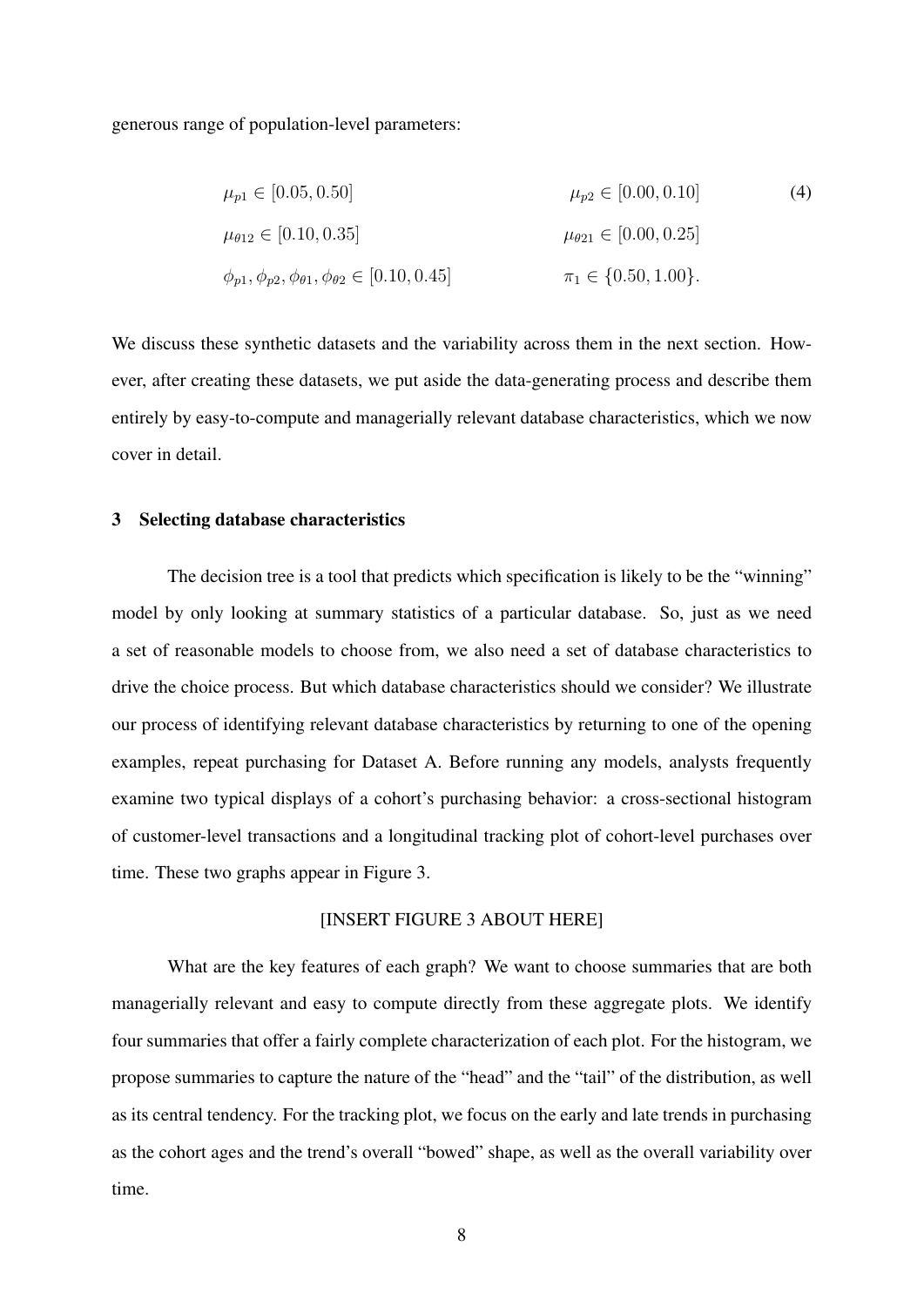generous range of population-level parameters:

$$
\begin{aligned}
&\mu_{p1} \in [0.05, 0.50] && \mu_{p2} \in [0.00, 0.10] \\
&\mu_{\theta 12} \in [0.10, 0.35] && \mu_{\theta 21} \in [0.00, 0.25] \\
&\phi_{p1}, \phi_{p2}, \phi_{\theta 1}, \phi_{\theta 2} \in [0.10, 0.45] && \pi_1 \in \{0.50, 1.00\}.
\end{aligned}
\tag{4}
$$

We discuss these synthetic datasets and the variability across them in the next section. However, after creating these datasets, we put aside the data-generating process and describe them entirely by easy-to-compute and managerially relevant database characteristics, which we now cover in detail.

## 3 Selecting database characteristics

The decision tree is a tool that predicts which specification is likely to be the "winning" model by only looking at summary statistics of a particular database. So, just as we need a set of reasonable models to choose from, we also need a set of database characteristics to drive the choice process. But which database characteristics should we consider? We illustrate our process of identifying relevant database characteristics by returning to one of the opening examples, repeat purchasing for Dataset A. Before running any models, analysts frequently examine two typical displays of a cohort's purchasing behavior: a cross-sectional histogram of customer-level transactions and a longitudinal tracking plot of cohort-level purchases over time. These two graphs appear in Figure 3.

[INSERT FIGURE 3 ABOUT HERE]

What are the key features of each graph? We want to choose summaries that are both managerially relevant and easy to compute directly from these aggregate plots. We identify four summaries that offer a fairly complete characterization of each plot. For the histogram, we propose summaries to capture the nature of the "head" and the "tail" of the distribution, as well as its central tendency. For the tracking plot, we focus on the early and late trends in purchasing as the cohort ages and the trend's overall "bowed" shape, as well as the overall variability over time.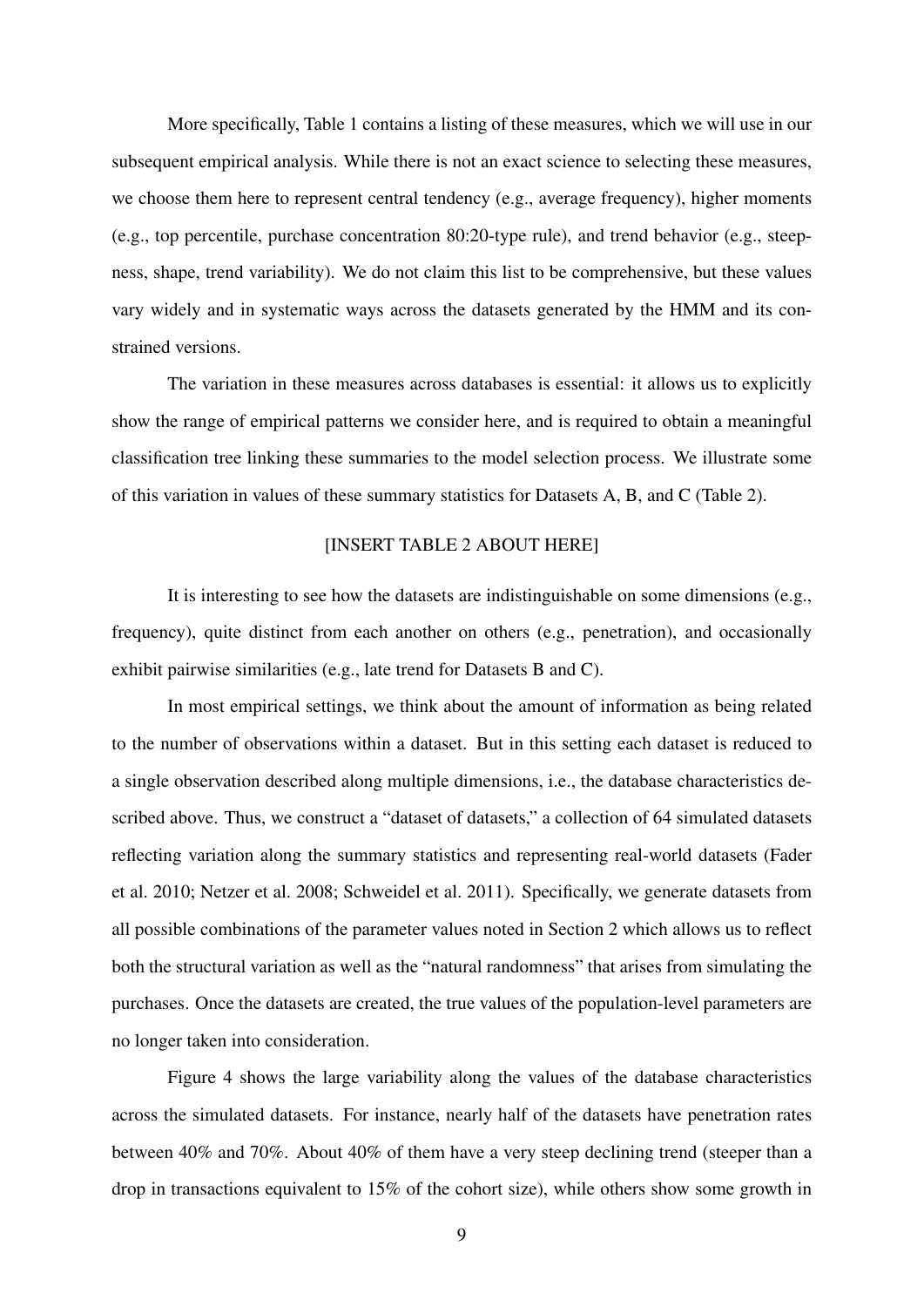More specifically, Table 1 contains a listing of these measures, which we will use in our subsequent empirical analysis. While there is not an exact science to selecting these measures, we choose them here to represent central tendency (e.g., average frequency), higher moments (e.g., top percentile, purchase concentration 80:20-type rule), and trend behavior (e.g., steepness, shape, trend variability). We do not claim this list to be comprehensive, but these values vary widely and in systematic ways across the datasets generated by the HMM and its constrained versions.

The variation in these measures across databases is essential: it allows us to explicitly show the range of empirical patterns we consider here, and is required to obtain a meaningful classification tree linking these summaries to the model selection process. We illustrate some of this variation in values of these summary statistics for Datasets A, B, and C (Table 2).

[INSERT TABLE 2 ABOUT HERE]

It is interesting to see how the datasets are indistinguishable on some dimensions (e.g., frequency), quite distinct from each another on others (e.g., penetration), and occasionally exhibit pairwise similarities (e.g., late trend for Datasets B and C).

In most empirical settings, we think about the amount of information as being related to the number of observations within a dataset. But in this setting each dataset is reduced to a single observation described along multiple dimensions, i.e., the database characteristics described above. Thus, we construct a "dataset of datasets," a collection of 64 simulated datasets reflecting variation along the summary statistics and representing real-world datasets (Fader et al. 2010; Netzer et al. 2008; Schweidel et al. 2011). Specifically, we generate datasets from all possible combinations of the parameter values noted in Section 2 which allows us to reflect both the structural variation as well as the "natural randomness" that arises from simulating the purchases. Once the datasets are created, the true values of the population-level parameters are no longer taken into consideration.

Figure 4 shows the large variability along the values of the database characteristics across the simulated datasets. For instance, nearly half of the datasets have penetration rates between 40% and 70%. About 40% of them have a very steep declining trend (steeper than a drop in transactions equivalent to 15% of the cohort size), while others show some growth in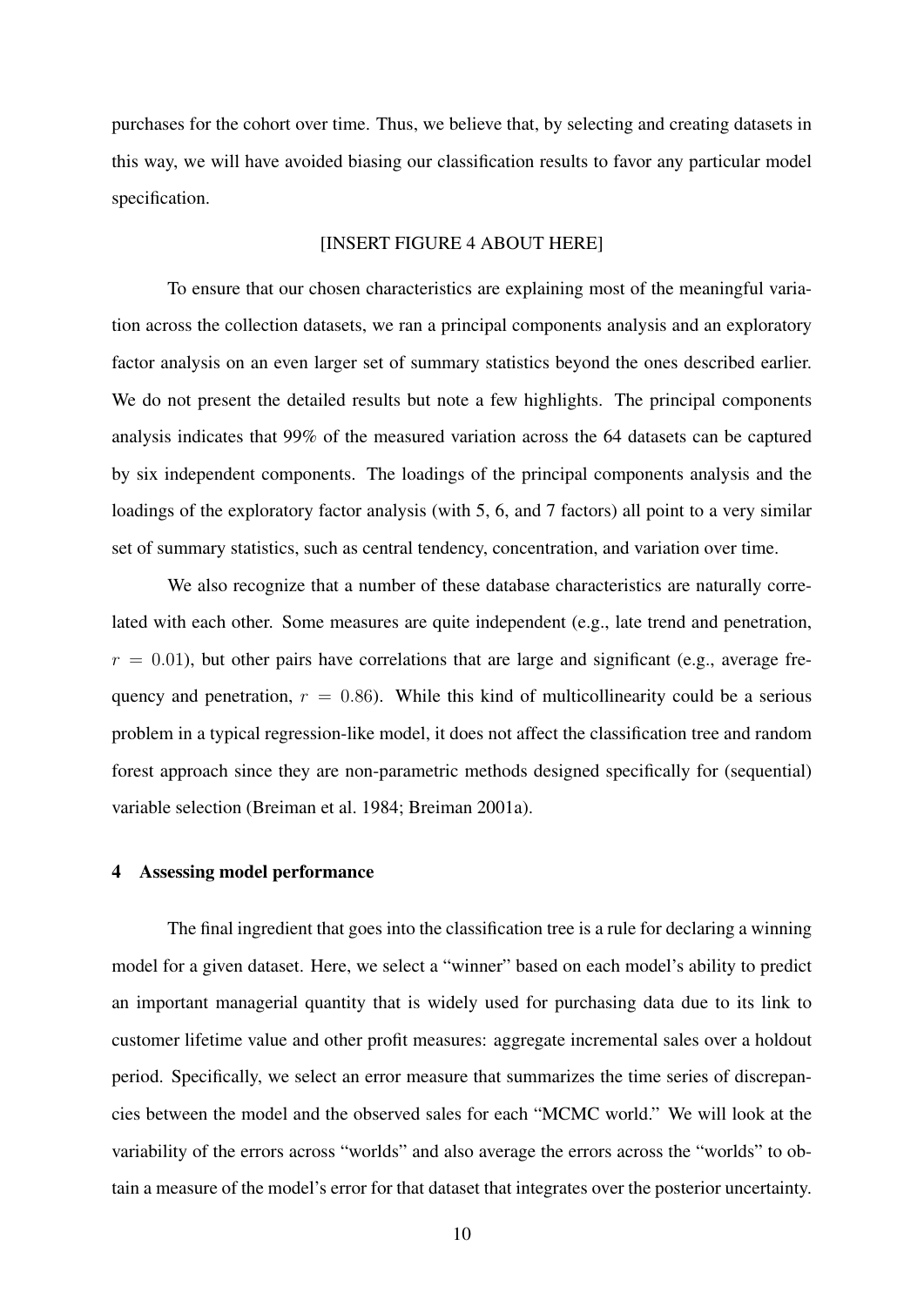purchases for the cohort over time. Thus, we believe that, by selecting and creating datasets in this way, we will have avoided biasing our classification results to favor any particular model specification.

[INSERT FIGURE 4 ABOUT HERE]

To ensure that our chosen characteristics are explaining most of the meaningful variation across the collection datasets, we ran a principal components analysis and an exploratory factor analysis on an even larger set of summary statistics beyond the ones described earlier. We do not present the detailed results but note a few highlights. The principal components analysis indicates that 99% of the measured variation across the 64 datasets can be captured by six independent components. The loadings of the principal components analysis and the loadings of the exploratory factor analysis (with 5, 6, and 7 factors) all point to a very similar set of summary statistics, such as central tendency, concentration, and variation over time.

We also recognize that a number of these database characteristics are naturally correlated with each other. Some measures are quite independent (e.g., late trend and penetration, $r = 0.01$), but other pairs have correlations that are large and significant (e.g., average frequency and penetration, $r = 0.86$). While this kind of multicollinearity could be a serious problem in a typical regression-like model, it does not affect the classification tree and random forest approach since they are non-parametric methods designed specifically for (sequential) variable selection (Breiman et al. 1984; Breiman 2001a).

## 4 Assessing model performance

The final ingredient that goes into the classification tree is a rule for declaring a winning model for a given dataset. Here, we select a "winner" based on each model's ability to predict an important managerial quantity that is widely used for purchasing data due to its link to customer lifetime value and other profit measures: aggregate incremental sales over a holdout period. Specifically, we select an error measure that summarizes the time series of discrepancies between the model and the observed sales for each "MCMC world." We will look at the variability of the errors across "worlds" and also average the errors across the "worlds" to obtain a measure of the model's error for that dataset that integrates over the posterior uncertainty.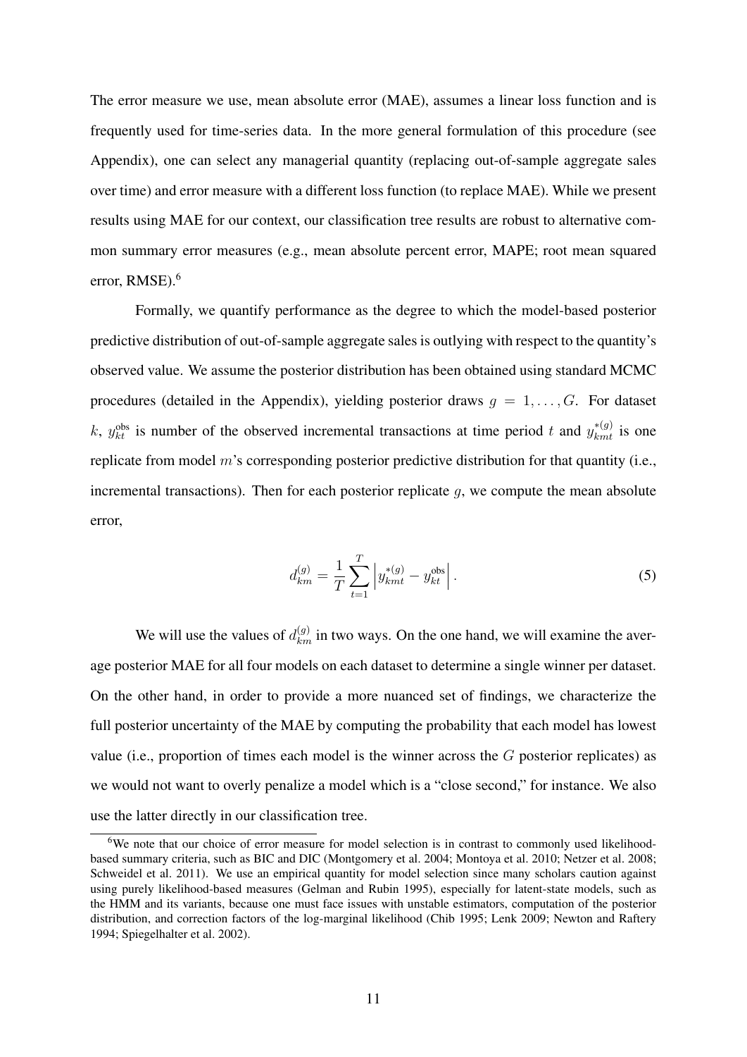The error measure we use, mean absolute error (MAE), assumes a linear loss function and is frequently used for time-series data. In the more general formulation of this procedure (see Appendix), one can select any managerial quantity (replacing out-of-sample aggregate sales over time) and error measure with a different loss function (to replace MAE). While we present results using MAE for our context, our classification tree results are robust to alternative common summary error measures (e.g., mean absolute percent error, MAPE; root mean squared error, RMSE).[6]

Formally, we quantify performance as the degree to which the model-based posterior predictive distribution of out-of-sample aggregate sales is outlying with respect to the quantity's observed value. We assume the posterior distribution has been obtained using standard MCMC procedures (detailed in the Appendix), yielding posterior draws $g = 1, \ldots, G$. For dataset $k$, $y_{kt}^{\text{obs}}$ is number of the observed incremental transactions at time period $t$ and $y_{kmt}^{*(g)}$ is one replicate from model $m$'s corresponding posterior predictive distribution for that quantity (i.e., incremental transactions). Then for each posterior replicate $g$, we compute the mean absolute error,

$$d_{km}^{(g)} = \frac{1}{T} \sum_{t=1}^{T} \left| y_{kmt}^{*(g)} - y_{kt}^{\text{obs}} \right|. \tag{5}$$

We will use the values of $d_{km}^{(g)}$ in two ways. On the one hand, we will examine the average posterior MAE for all four models on each dataset to determine a single winner per dataset. On the other hand, in order to provide a more nuanced set of findings, we characterize the full posterior uncertainty of the MAE by computing the probability that each model has lowest value (i.e., proportion of times each model is the winner across the $G$ posterior replicates) as we would not want to overly penalize a model which is a "close second," for instance. We also use the latter directly in our classification tree.

[6]We note that our choice of error measure for model selection is in contrast to commonly used likelihood-based summary criteria, such as BIC and DIC (Montgomery et al. 2004; Montoya et al. 2010; Netzer et al. 2008; Schweidel et al. 2011). We use an empirical quantity for model selection since many scholars caution against using purely likelihood-based measures (Gelman and Rubin 1995), especially for latent-state models, such as the HMM and its variants, because one must face issues with unstable estimators, computation of the posterior distribution, and correction factors of the log-marginal likelihood (Chib 1995; Lenk 2009; Newton and Raftery 1994; Spiegelhalter et al. 2002).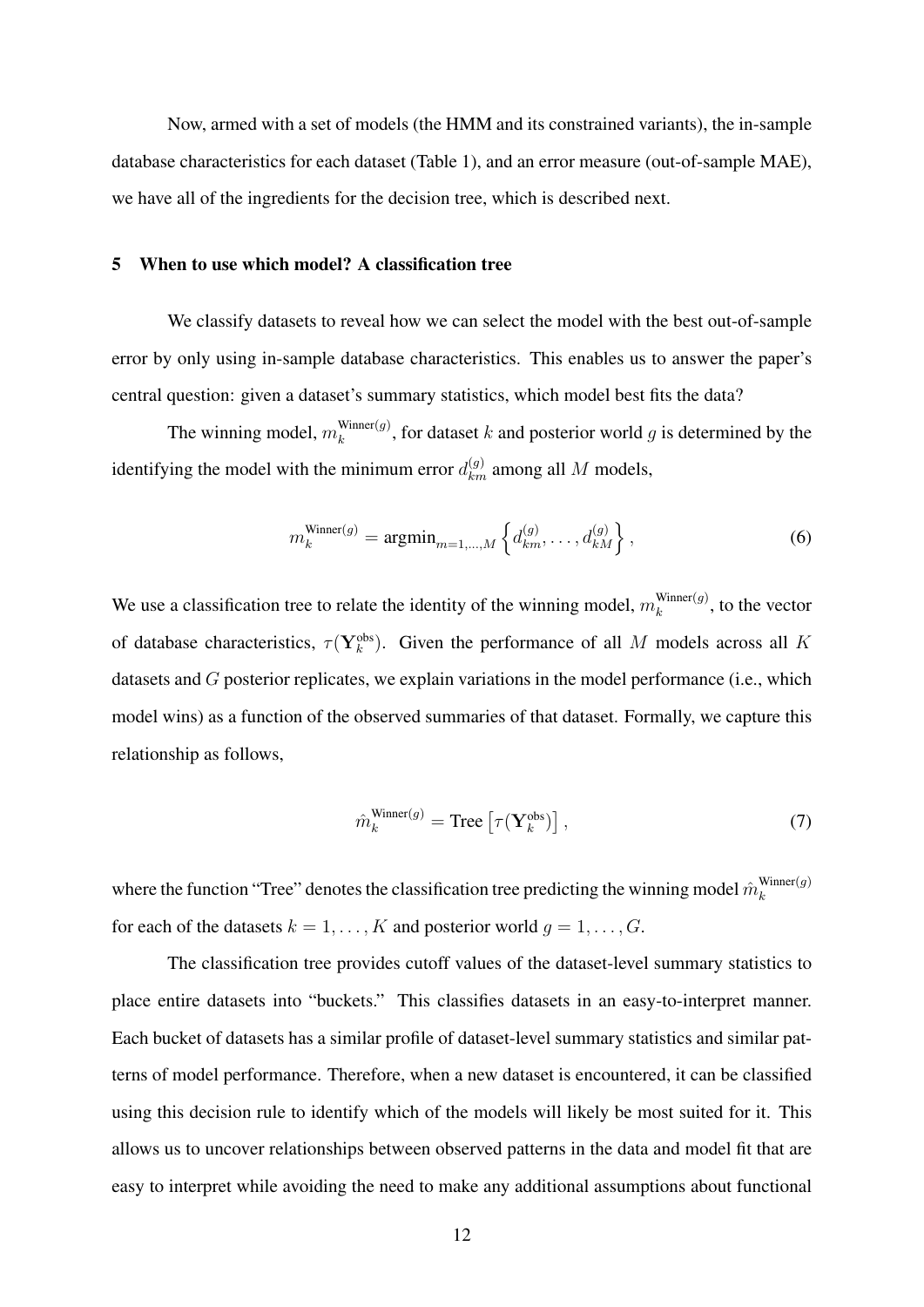Now, armed with a set of models (the HMM and its constrained variants), the in-sample database characteristics for each dataset (Table 1), and an error measure (out-of-sample MAE), we have all of the ingredients for the decision tree, which is described next.

## 5 When to use which model? A classification tree

We classify datasets to reveal how we can select the model with the best out-of-sample error by only using in-sample database characteristics. This enables us to answer the paper's central question: given a dataset's summary statistics, which model best fits the data?

The winning model, $m_k^{\text{Winner}(g)}$, for dataset $k$ and posterior world $g$ is determined by the identifying the model with the minimum error $d_{km}^{(g)}$ among all $M$ models,

$$m_k^{\text{Winner}(g)} = \text{argmin}_{m=1,\ldots,M} \left\{ d_{km}^{(g)}, \ldots, d_{kM}^{(g)} \right\}, \tag{6}$$

We use a classification tree to relate the identity of the winning model, $m_k^{\text{Winner}(g)}$, to the vector of database characteristics, $\tau(\mathbf{Y}_k^{\text{obs}})$. Given the performance of all $M$ models across all $K$ datasets and $G$ posterior replicates, we explain variations in the model performance (i.e., which model wins) as a function of the observed summaries of that dataset. Formally, we capture this relationship as follows,

$$\hat{m}_k^{\text{Winner}(g)} = \text{Tree}\left[\tau(\mathbf{Y}_k^{\text{obs}})\right], \tag{7}$$

where the function "Tree" denotes the classification tree predicting the winning model $\hat{m}_k^{\text{Winner}(g)}$ for each of the datasets $k = 1, \ldots, K$ and posterior world $g = 1, \ldots, G$.

The classification tree provides cutoff values of the dataset-level summary statistics to place entire datasets into "buckets." This classifies datasets in an easy-to-interpret manner. Each bucket of datasets has a similar profile of dataset-level summary statistics and similar patterns of model performance. Therefore, when a new dataset is encountered, it can be classified using this decision rule to identify which of the models will likely be most suited for it. This allows us to uncover relationships between observed patterns in the data and model fit that are easy to interpret while avoiding the need to make any additional assumptions about functional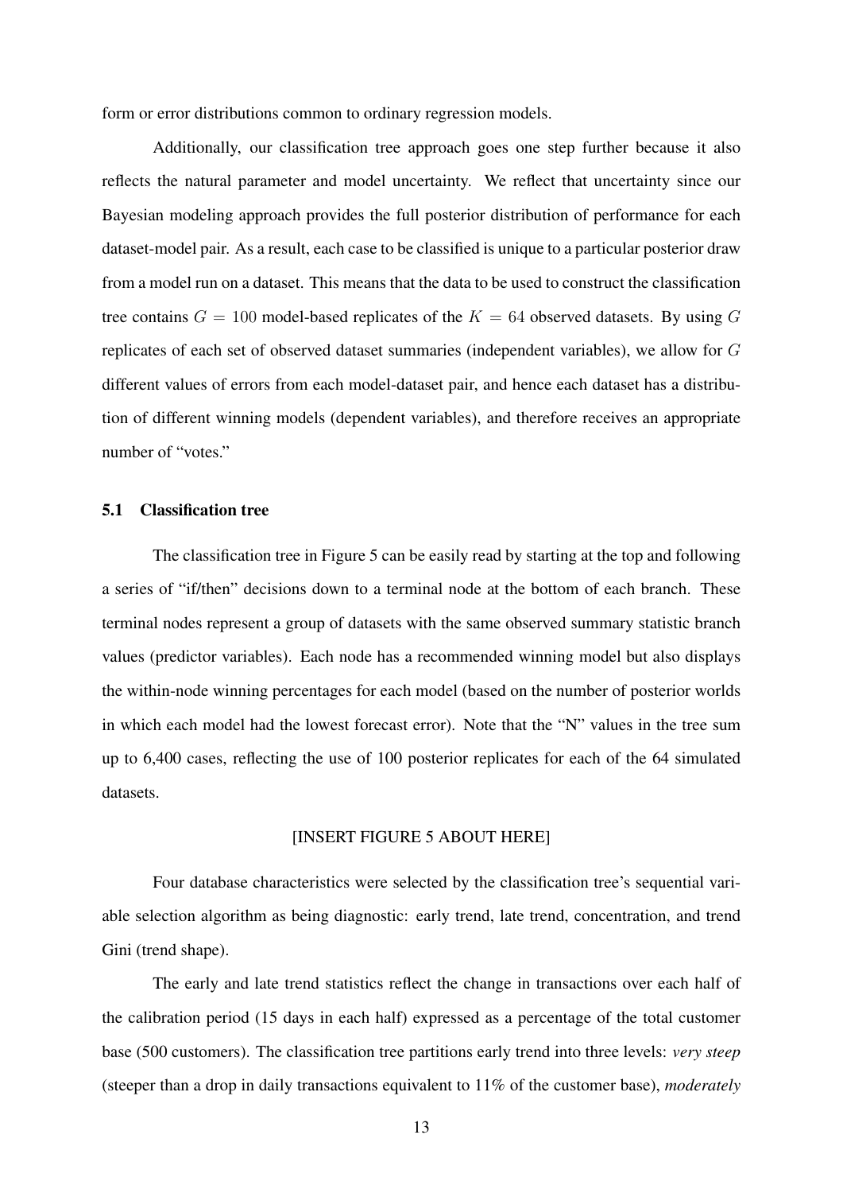form or error distributions common to ordinary regression models.

Additionally, our classification tree approach goes one step further because it also reflects the natural parameter and model uncertainty. We reflect that uncertainty since our Bayesian modeling approach provides the full posterior distribution of performance for each dataset-model pair. As a result, each case to be classified is unique to a particular posterior draw from a model run on a dataset. This means that the data to be used to construct the classification tree contains $G = 100$ model-based replicates of the $K = 64$ observed datasets. By using $G$ replicates of each set of observed dataset summaries (independent variables), we allow for $G$ different values of errors from each model-dataset pair, and hence each dataset has a distribution of different winning models (dependent variables), and therefore receives an appropriate number of "votes."

### 5.1 Classification tree

The classification tree in Figure 5 can be easily read by starting at the top and following a series of "if/then" decisions down to a terminal node at the bottom of each branch. These terminal nodes represent a group of datasets with the same observed summary statistic branch values (predictor variables). Each node has a recommended winning model but also displays the within-node winning percentages for each model (based on the number of posterior worlds in which each model had the lowest forecast error). Note that the "N" values in the tree sum up to 6,400 cases, reflecting the use of 100 posterior replicates for each of the 64 simulated datasets.

[INSERT FIGURE 5 ABOUT HERE]

Four database characteristics were selected by the classification tree's sequential variable selection algorithm as being diagnostic: early trend, late trend, concentration, and trend Gini (trend shape).

The early and late trend statistics reflect the change in transactions over each half of the calibration period (15 days in each half) expressed as a percentage of the total customer base (500 customers). The classification tree partitions early trend into three levels: *very steep* (steeper than a drop in daily transactions equivalent to 11% of the customer base), *moderately*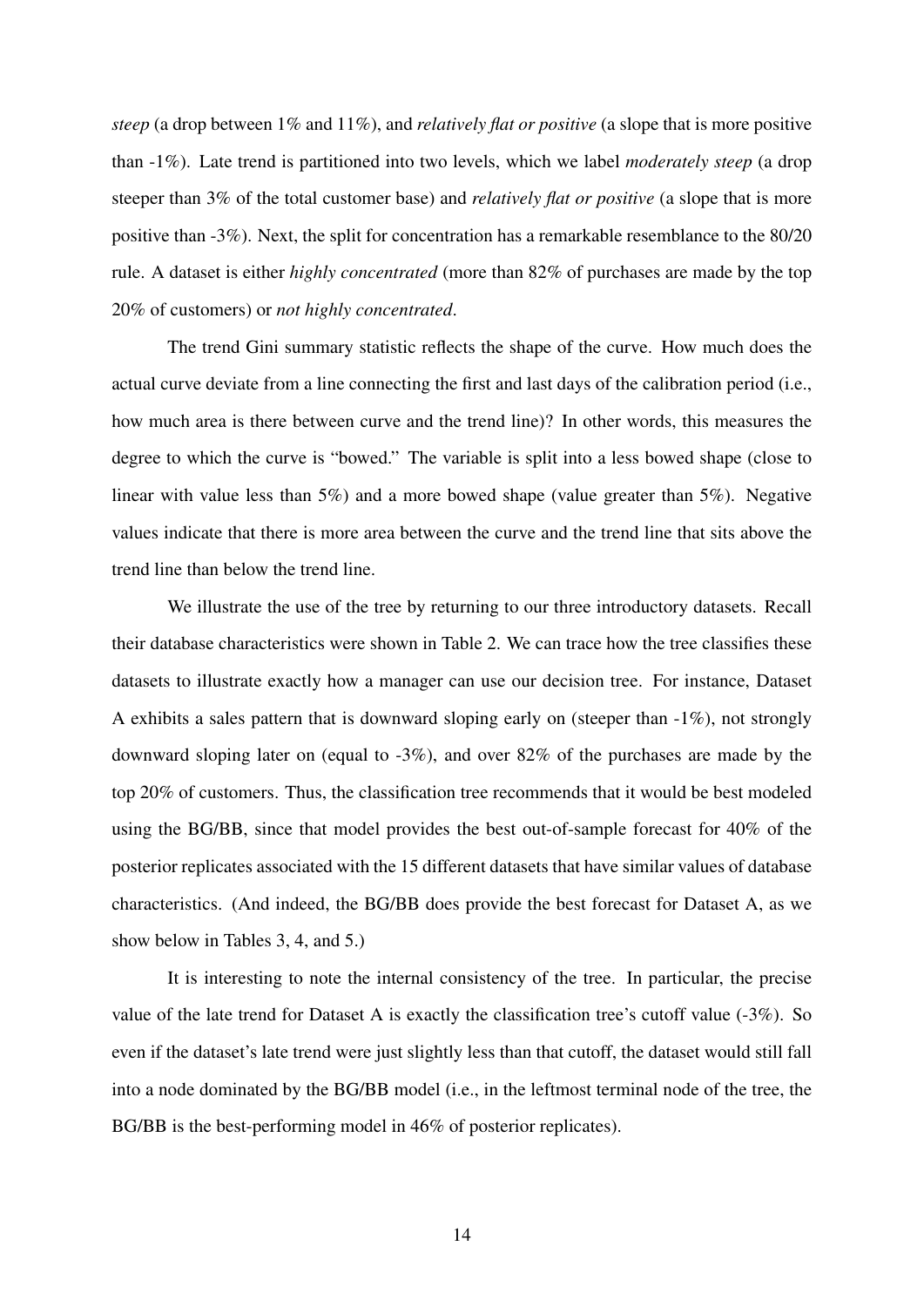*steep* (a drop between 1% and 11%), and *relatively flat or positive* (a slope that is more positive than -1%). Late trend is partitioned into two levels, which we label *moderately steep* (a drop steeper than 3% of the total customer base) and *relatively flat or positive* (a slope that is more positive than -3%). Next, the split for concentration has a remarkable resemblance to the 80/20 rule. A dataset is either *highly concentrated* (more than 82% of purchases are made by the top 20% of customers) or *not highly concentrated*.

The trend Gini summary statistic reflects the shape of the curve. How much does the actual curve deviate from a line connecting the first and last days of the calibration period (i.e., how much area is there between curve and the trend line)? In other words, this measures the degree to which the curve is "bowed." The variable is split into a less bowed shape (close to linear with value less than 5%) and a more bowed shape (value greater than 5%). Negative values indicate that there is more area between the curve and the trend line that sits above the trend line than below the trend line.

We illustrate the use of the tree by returning to our three introductory datasets. Recall their database characteristics were shown in Table 2. We can trace how the tree classifies these datasets to illustrate exactly how a manager can use our decision tree. For instance, Dataset A exhibits a sales pattern that is downward sloping early on (steeper than -1%), not strongly downward sloping later on (equal to -3%), and over 82% of the purchases are made by the top 20% of customers. Thus, the classification tree recommends that it would be best modeled using the BG/BB, since that model provides the best out-of-sample forecast for 40% of the posterior replicates associated with the 15 different datasets that have similar values of database characteristics. (And indeed, the BG/BB does provide the best forecast for Dataset A, as we show below in Tables 3, 4, and 5.)

It is interesting to note the internal consistency of the tree. In particular, the precise value of the late trend for Dataset A is exactly the classification tree's cutoff value (-3%). So even if the dataset's late trend were just slightly less than that cutoff, the dataset would still fall into a node dominated by the BG/BB model (i.e., in the leftmost terminal node of the tree, the BG/BB is the best-performing model in 46% of posterior replicates).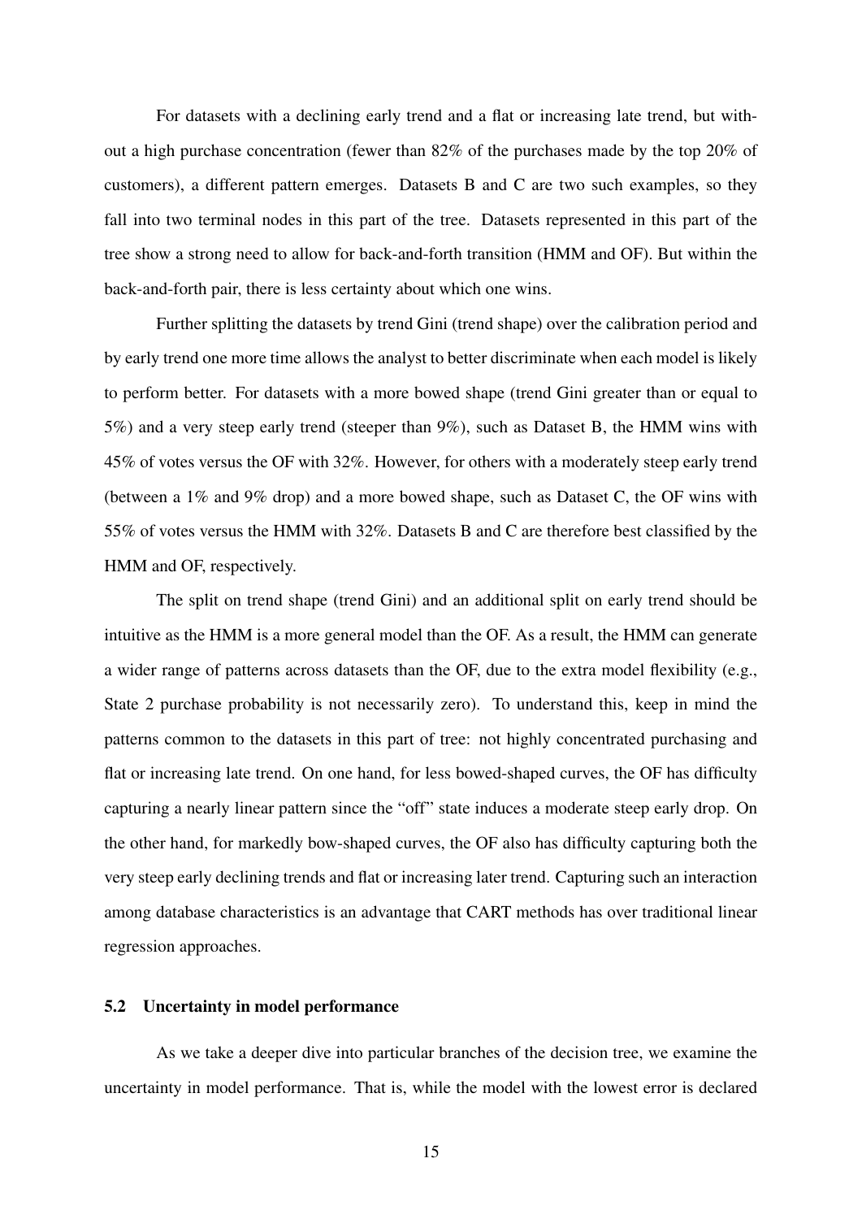For datasets with a declining early trend and a flat or increasing late trend, but without a high purchase concentration (fewer than 82% of the purchases made by the top 20% of customers), a different pattern emerges. Datasets B and C are two such examples, so they fall into two terminal nodes in this part of the tree. Datasets represented in this part of the tree show a strong need to allow for back-and-forth transition (HMM and OF). But within the back-and-forth pair, there is less certainty about which one wins.

Further splitting the datasets by trend Gini (trend shape) over the calibration period and by early trend one more time allows the analyst to better discriminate when each model is likely to perform better. For datasets with a more bowed shape (trend Gini greater than or equal to 5%) and a very steep early trend (steeper than 9%), such as Dataset B, the HMM wins with 45% of votes versus the OF with 32%. However, for others with a moderately steep early trend (between a 1% and 9% drop) and a more bowed shape, such as Dataset C, the OF wins with 55% of votes versus the HMM with 32%. Datasets B and C are therefore best classified by the HMM and OF, respectively.

The split on trend shape (trend Gini) and an additional split on early trend should be intuitive as the HMM is a more general model than the OF. As a result, the HMM can generate a wider range of patterns across datasets than the OF, due to the extra model flexibility (e.g., State 2 purchase probability is not necessarily zero). To understand this, keep in mind the patterns common to the datasets in this part of tree: not highly concentrated purchasing and flat or increasing late trend. On one hand, for less bowed-shaped curves, the OF has difficulty capturing a nearly linear pattern since the "off" state induces a moderate steep early drop. On the other hand, for markedly bow-shaped curves, the OF also has difficulty capturing both the very steep early declining trends and flat or increasing later trend. Capturing such an interaction among database characteristics is an advantage that CART methods has over traditional linear regression approaches.

### 5.2 Uncertainty in model performance

As we take a deeper dive into particular branches of the decision tree, we examine the uncertainty in model performance. That is, while the model with the lowest error is declared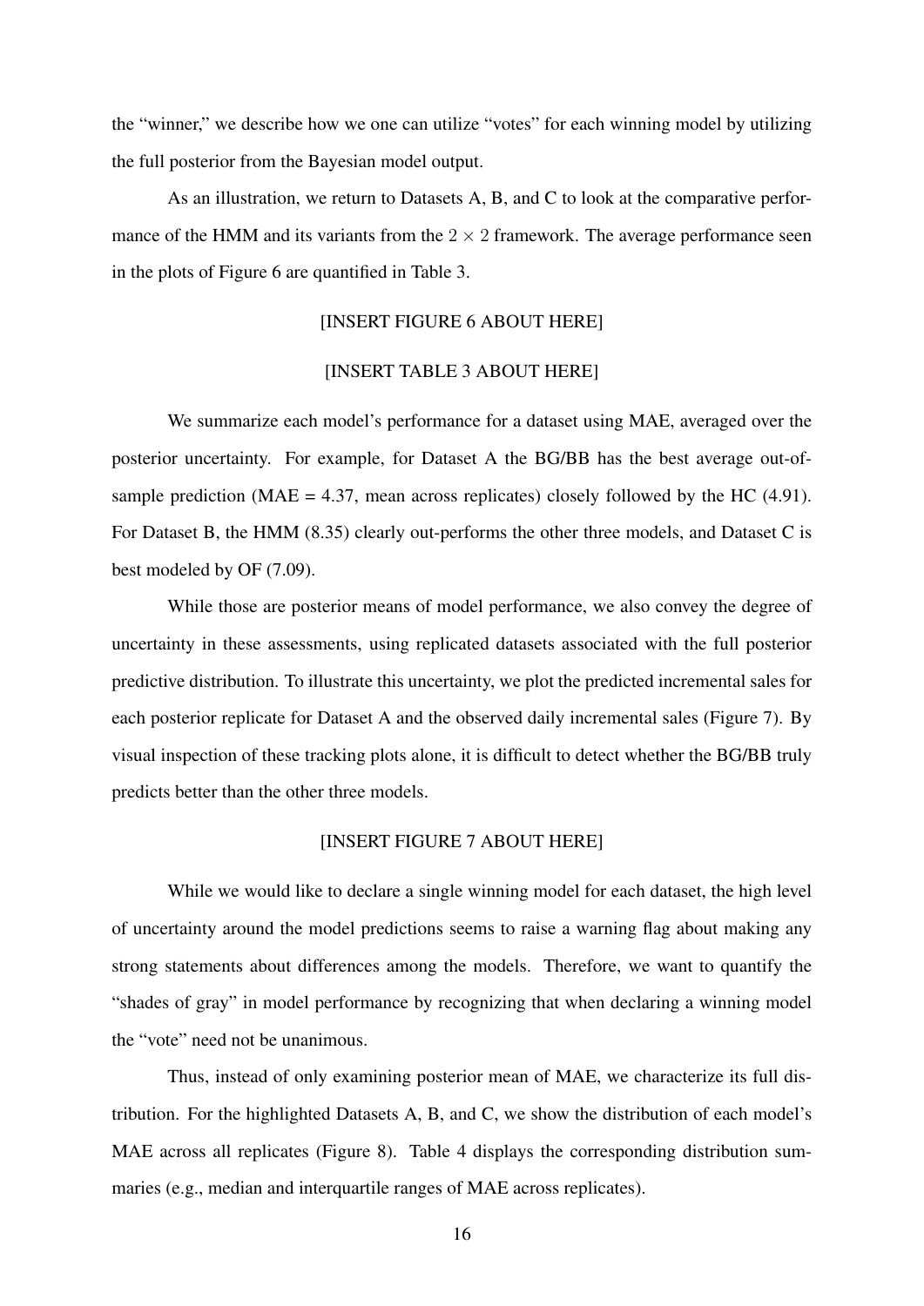the "winner," we describe how we one can utilize "votes" for each winning model by utilizing the full posterior from the Bayesian model output.

As an illustration, we return to Datasets A, B, and C to look at the comparative performance of the HMM and its variants from the $2 \times 2$ framework. The average performance seen in the plots of Figure 6 are quantified in Table 3.

[INSERT FIGURE 6 ABOUT HERE]

[INSERT TABLE 3 ABOUT HERE]

We summarize each model's performance for a dataset using MAE, averaged over the posterior uncertainty. For example, for Dataset A the BG/BB has the best average out-of-sample prediction (MAE = 4.37, mean across replicates) closely followed by the HC (4.91). For Dataset B, the HMM (8.35) clearly out-performs the other three models, and Dataset C is best modeled by OF (7.09).

While those are posterior means of model performance, we also convey the degree of uncertainty in these assessments, using replicated datasets associated with the full posterior predictive distribution. To illustrate this uncertainty, we plot the predicted incremental sales for each posterior replicate for Dataset A and the observed daily incremental sales (Figure 7). By visual inspection of these tracking plots alone, it is difficult to detect whether the BG/BB truly predicts better than the other three models.

[INSERT FIGURE 7 ABOUT HERE]

While we would like to declare a single winning model for each dataset, the high level of uncertainty around the model predictions seems to raise a warning flag about making any strong statements about differences among the models. Therefore, we want to quantify the "shades of gray" in model performance by recognizing that when declaring a winning model the "vote" need not be unanimous.

Thus, instead of only examining posterior mean of MAE, we characterize its full distribution. For the highlighted Datasets A, B, and C, we show the distribution of each model's MAE across all replicates (Figure 8). Table 4 displays the corresponding distribution summaries (e.g., median and interquartile ranges of MAE across replicates).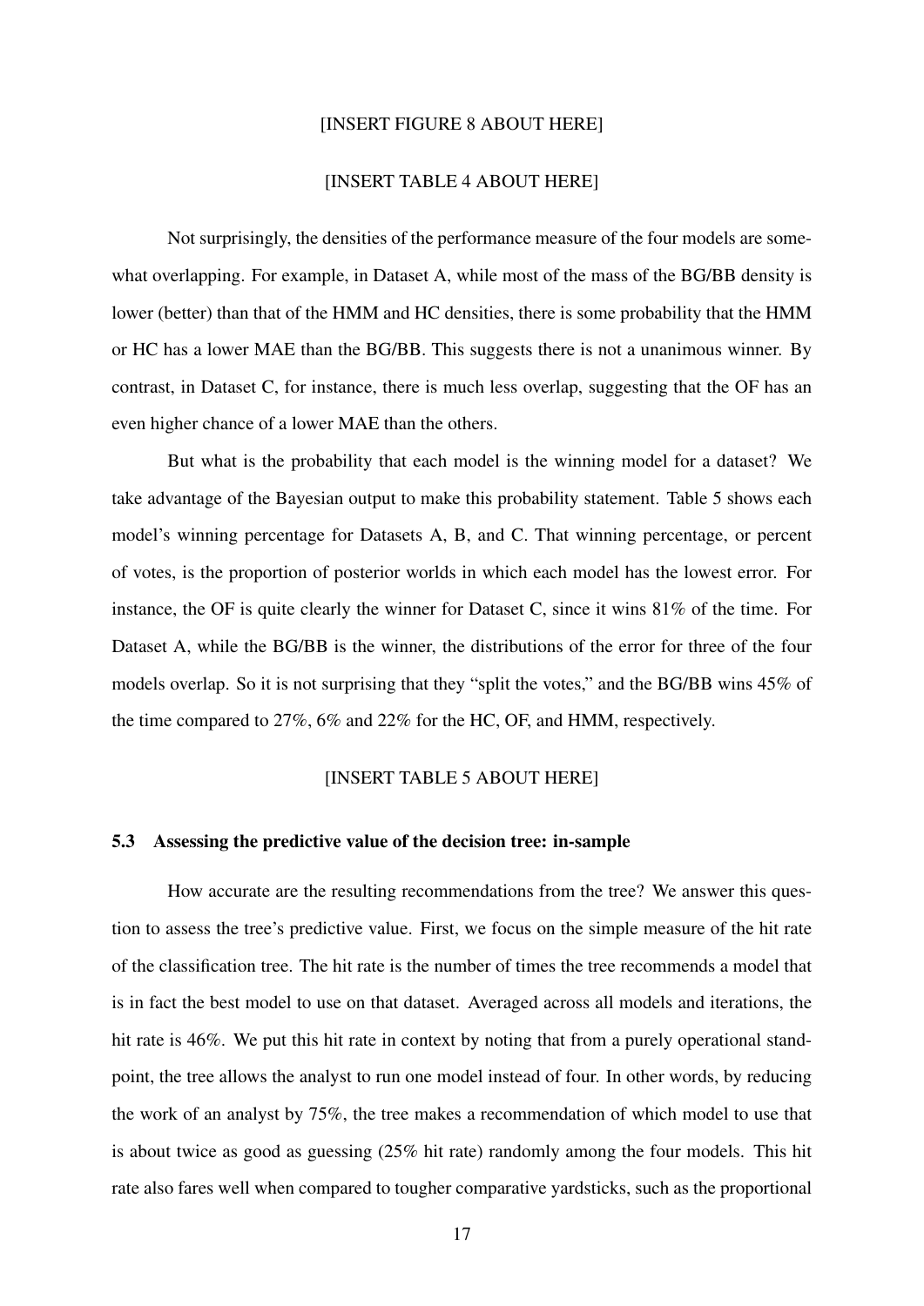[INSERT FIGURE 8 ABOUT HERE]

[INSERT TABLE 4 ABOUT HERE]

Not surprisingly, the densities of the performance measure of the four models are somewhat overlapping. For example, in Dataset A, while most of the mass of the BG/BB density is lower (better) than that of the HMM and HC densities, there is some probability that the HMM or HC has a lower MAE than the BG/BB. This suggests there is not a unanimous winner. By contrast, in Dataset C, for instance, there is much less overlap, suggesting that the OF has an even higher chance of a lower MAE than the others.

But what is the probability that each model is the winning model for a dataset? We take advantage of the Bayesian output to make this probability statement. Table 5 shows each model's winning percentage for Datasets A, B, and C. That winning percentage, or percent of votes, is the proportion of posterior worlds in which each model has the lowest error. For instance, the OF is quite clearly the winner for Dataset C, since it wins 81% of the time. For Dataset A, while the BG/BB is the winner, the distributions of the error for three of the four models overlap. So it is not surprising that they "split the votes," and the BG/BB wins 45% of the time compared to 27%, 6% and 22% for the HC, OF, and HMM, respectively.

[INSERT TABLE 5 ABOUT HERE]

### 5.3 Assessing the predictive value of the decision tree: in-sample

How accurate are the resulting recommendations from the tree? We answer this question to assess the tree's predictive value. First, we focus on the simple measure of the hit rate of the classification tree. The hit rate is the number of times the tree recommends a model that is in fact the best model to use on that dataset. Averaged across all models and iterations, the hit rate is 46%. We put this hit rate in context by noting that from a purely operational standpoint, the tree allows the analyst to run one model instead of four. In other words, by reducing the work of an analyst by 75%, the tree makes a recommendation of which model to use that is about twice as good as guessing (25% hit rate) randomly among the four models. This hit rate also fares well when compared to tougher comparative yardsticks, such as the proportional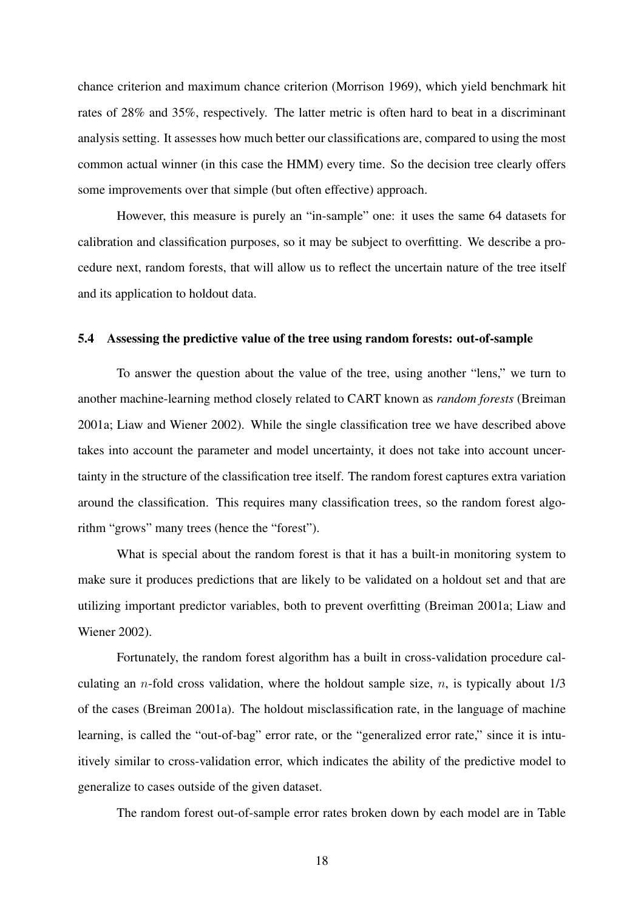chance criterion and maximum chance criterion (Morrison 1969), which yield benchmark hit rates of 28% and 35%, respectively. The latter metric is often hard to beat in a discriminant analysis setting. It assesses how much better our classifications are, compared to using the most common actual winner (in this case the HMM) every time. So the decision tree clearly offers some improvements over that simple (but often effective) approach.

However, this measure is purely an "in-sample" one: it uses the same 64 datasets for calibration and classification purposes, so it may be subject to overfitting. We describe a procedure next, random forests, that will allow us to reflect the uncertain nature of the tree itself and its application to holdout data.

### 5.4 Assessing the predictive value of the tree using random forests: out-of-sample

To answer the question about the value of the tree, using another "lens," we turn to another machine-learning method closely related to CART known as *random forests* (Breiman 2001a; Liaw and Wiener 2002). While the single classification tree we have described above takes into account the parameter and model uncertainty, it does not take into account uncertainty in the structure of the classification tree itself. The random forest captures extra variation around the classification. This requires many classification trees, so the random forest algorithm "grows" many trees (hence the "forest").

What is special about the random forest is that it has a built-in monitoring system to make sure it produces predictions that are likely to be validated on a holdout set and that are utilizing important predictor variables, both to prevent overfitting (Breiman 2001a; Liaw and Wiener 2002).

Fortunately, the random forest algorithm has a built in cross-validation procedure calculating an $n$-fold cross validation, where the holdout sample size, $n$, is typically about 1/3 of the cases (Breiman 2001a). The holdout misclassification rate, in the language of machine learning, is called the "out-of-bag" error rate, or the "generalized error rate," since it is intuitively similar to cross-validation error, which indicates the ability of the predictive model to generalize to cases outside of the given dataset.

The random forest out-of-sample error rates broken down by each model are in Table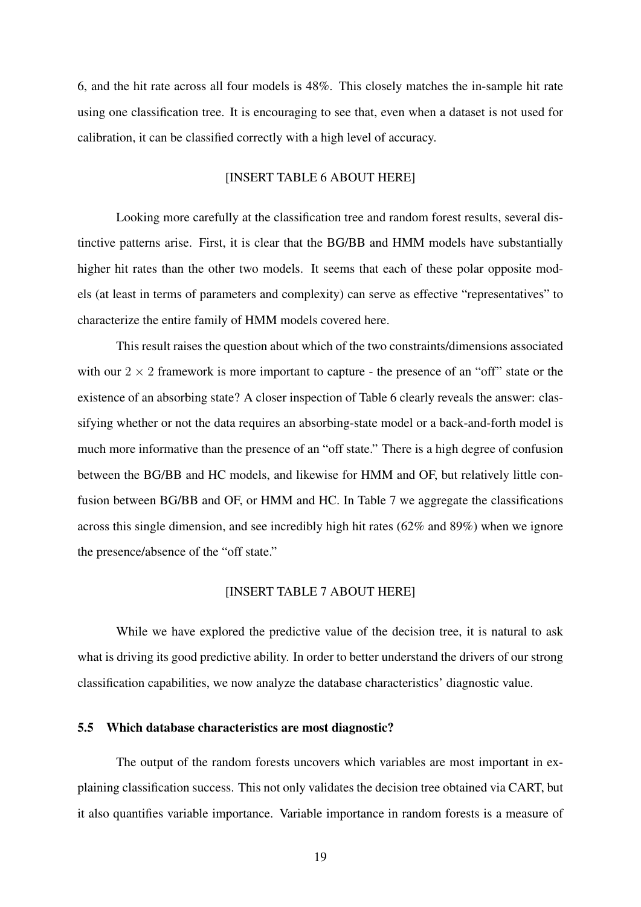6, and the hit rate across all four models is 48%. This closely matches the in-sample hit rate using one classification tree. It is encouraging to see that, even when a dataset is not used for calibration, it can be classified correctly with a high level of accuracy.

[INSERT TABLE 6 ABOUT HERE]

Looking more carefully at the classification tree and random forest results, several distinctive patterns arise. First, it is clear that the BG/BB and HMM models have substantially higher hit rates than the other two models. It seems that each of these polar opposite models (at least in terms of parameters and complexity) can serve as effective "representatives" to characterize the entire family of HMM models covered here.

This result raises the question about which of the two constraints/dimensions associated with our $2 \times 2$ framework is more important to capture - the presence of an "off" state or the existence of an absorbing state? A closer inspection of Table 6 clearly reveals the answer: classifying whether or not the data requires an absorbing-state model or a back-and-forth model is much more informative than the presence of an "off state." There is a high degree of confusion between the BG/BB and HC models, and likewise for HMM and OF, but relatively little confusion between BG/BB and OF, or HMM and HC. In Table 7 we aggregate the classifications across this single dimension, and see incredibly high hit rates (62% and 89%) when we ignore the presence/absence of the "off state."

[INSERT TABLE 7 ABOUT HERE]

While we have explored the predictive value of the decision tree, it is natural to ask what is driving its good predictive ability. In order to better understand the drivers of our strong classification capabilities, we now analyze the database characteristics' diagnostic value.

### 5.5 Which database characteristics are most diagnostic?

The output of the random forests uncovers which variables are most important in explaining classification success. This not only validates the decision tree obtained via CART, but it also quantifies variable importance. Variable importance in random forests is a measure of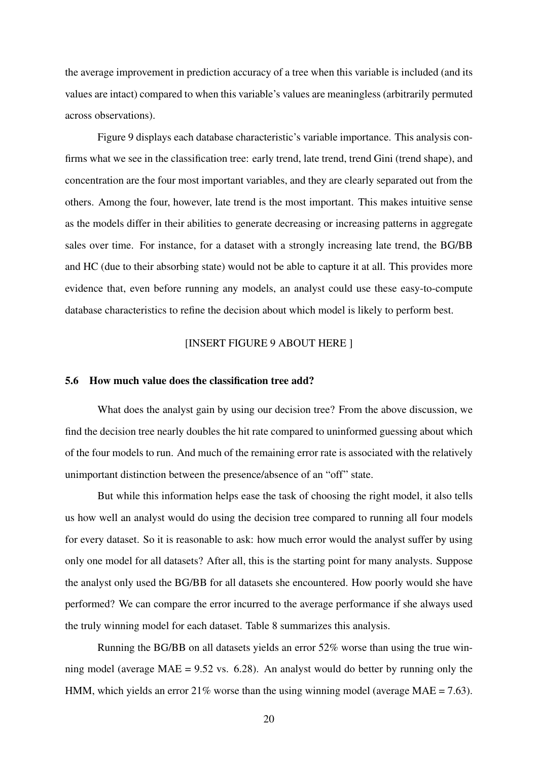the average improvement in prediction accuracy of a tree when this variable is included (and its values are intact) compared to when this variable's values are meaningless (arbitrarily permuted across observations).

Figure 9 displays each database characteristic's variable importance. This analysis confirms what we see in the classification tree: early trend, late trend, trend Gini (trend shape), and concentration are the four most important variables, and they are clearly separated out from the others. Among the four, however, late trend is the most important. This makes intuitive sense as the models differ in their abilities to generate decreasing or increasing patterns in aggregate sales over time. For instance, for a dataset with a strongly increasing late trend, the BG/BB and HC (due to their absorbing state) would not be able to capture it at all. This provides more evidence that, even before running any models, an analyst could use these easy-to-compute database characteristics to refine the decision about which model is likely to perform best.

[INSERT FIGURE 9 ABOUT HERE ]

### 5.6 How much value does the classification tree add?

What does the analyst gain by using our decision tree? From the above discussion, we find the decision tree nearly doubles the hit rate compared to uninformed guessing about which of the four models to run. And much of the remaining error rate is associated with the relatively unimportant distinction between the presence/absence of an "off" state.

But while this information helps ease the task of choosing the right model, it also tells us how well an analyst would do using the decision tree compared to running all four models for every dataset. So it is reasonable to ask: how much error would the analyst suffer by using only one model for all datasets? After all, this is the starting point for many analysts. Suppose the analyst only used the BG/BB for all datasets she encountered. How poorly would she have performed? We can compare the error incurred to the average performance if she always used the truly winning model for each dataset. Table 8 summarizes this analysis.

Running the BG/BB on all datasets yields an error 52% worse than using the true winning model (average MAE = 9.52 vs. 6.28). An analyst would do better by running only the HMM, which yields an error 21% worse than the using winning model (average MAE = 7.63).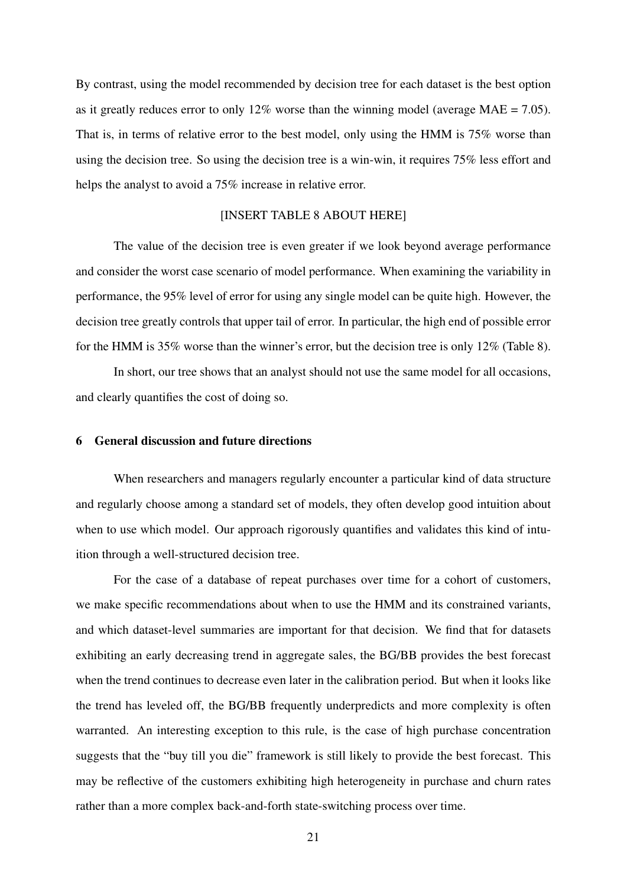By contrast, using the model recommended by decision tree for each dataset is the best option as it greatly reduces error to only 12% worse than the winning model (average MAE = 7.05). That is, in terms of relative error to the best model, only using the HMM is 75% worse than using the decision tree. So using the decision tree is a win-win, it requires 75% less effort and helps the analyst to avoid a 75% increase in relative error.

[INSERT TABLE 8 ABOUT HERE]

The value of the decision tree is even greater if we look beyond average performance and consider the worst case scenario of model performance. When examining the variability in performance, the 95% level of error for using any single model can be quite high. However, the decision tree greatly controls that upper tail of error. In particular, the high end of possible error for the HMM is 35% worse than the winner's error, but the decision tree is only 12% (Table 8).

In short, our tree shows that an analyst should not use the same model for all occasions, and clearly quantifies the cost of doing so.

## 6 General discussion and future directions

When researchers and managers regularly encounter a particular kind of data structure and regularly choose among a standard set of models, they often develop good intuition about when to use which model. Our approach rigorously quantifies and validates this kind of intuition through a well-structured decision tree.

For the case of a database of repeat purchases over time for a cohort of customers, we make specific recommendations about when to use the HMM and its constrained variants, and which dataset-level summaries are important for that decision. We find that for datasets exhibiting an early decreasing trend in aggregate sales, the BG/BB provides the best forecast when the trend continues to decrease even later in the calibration period. But when it looks like the trend has leveled off, the BG/BB frequently underpredicts and more complexity is often warranted. An interesting exception to this rule, is the case of high purchase concentration suggests that the "buy till you die" framework is still likely to provide the best forecast. This may be reflective of the customers exhibiting high heterogeneity in purchase and churn rates rather than a more complex back-and-forth state-switching process over time.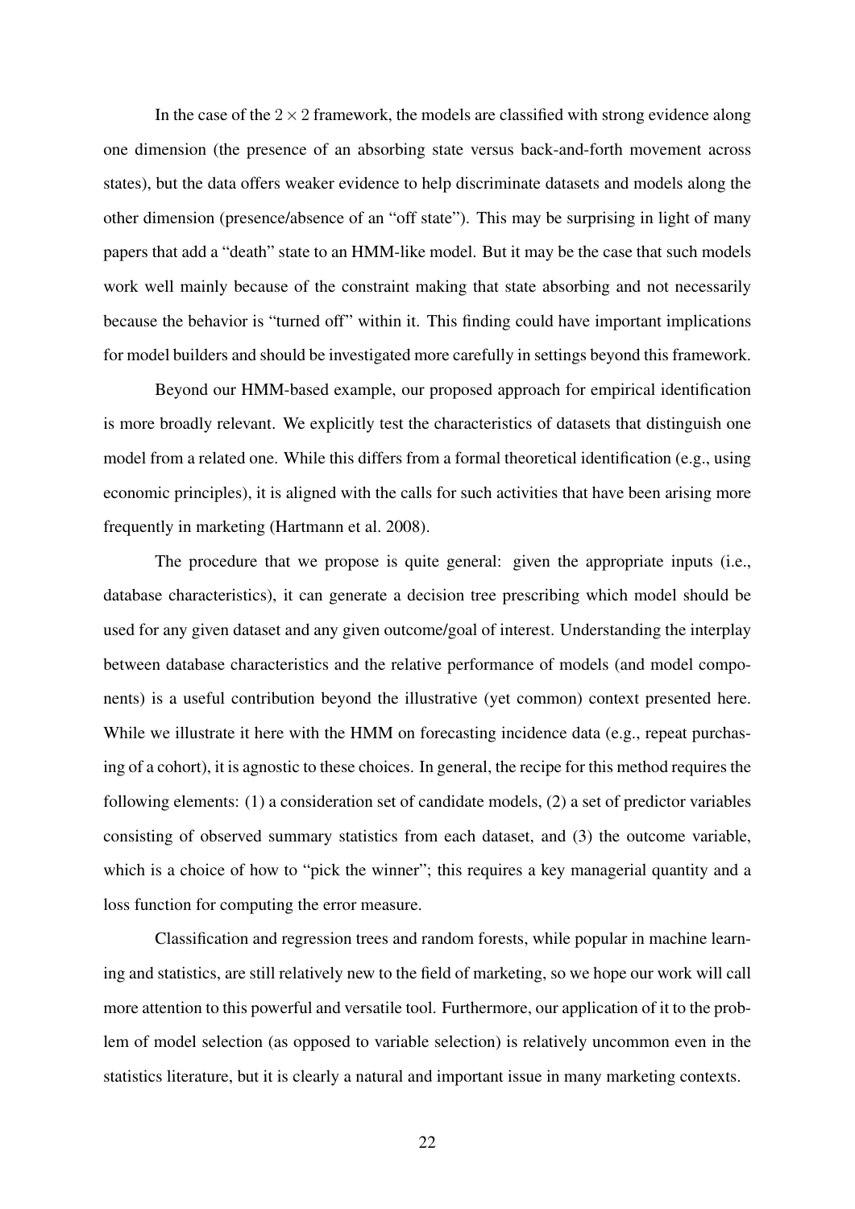In the case of the $2 \times 2$ framework, the models are classified with strong evidence along one dimension (the presence of an absorbing state versus back-and-forth movement across states), but the data offers weaker evidence to help discriminate datasets and models along the other dimension (presence/absence of an "off state"). This may be surprising in light of many papers that add a "death" state to an HMM-like model. But it may be the case that such models work well mainly because of the constraint making that state absorbing and not necessarily because the behavior is "turned off" within it. This finding could have important implications for model builders and should be investigated more carefully in settings beyond this framework.

Beyond our HMM-based example, our proposed approach for empirical identification is more broadly relevant. We explicitly test the characteristics of datasets that distinguish one model from a related one. While this differs from a formal theoretical identification (e.g., using economic principles), it is aligned with the calls for such activities that have been arising more frequently in marketing (Hartmann et al. 2008).

The procedure that we propose is quite general: given the appropriate inputs (i.e., database characteristics), it can generate a decision tree prescribing which model should be used for any given dataset and any given outcome/goal of interest. Understanding the interplay between database characteristics and the relative performance of models (and model components) is a useful contribution beyond the illustrative (yet common) context presented here. While we illustrate it here with the HMM on forecasting incidence data (e.g., repeat purchasing of a cohort), it is agnostic to these choices. In general, the recipe for this method requires the following elements: (1) a consideration set of candidate models, (2) a set of predictor variables consisting of observed summary statistics from each dataset, and (3) the outcome variable, which is a choice of how to "pick the winner"; this requires a key managerial quantity and a loss function for computing the error measure.

Classification and regression trees and random forests, while popular in machine learning and statistics, are still relatively new to the field of marketing, so we hope our work will call more attention to this powerful and versatile tool. Furthermore, our application of it to the problem of model selection (as opposed to variable selection) is relatively uncommon even in the statistics literature, but it is clearly a natural and important issue in many marketing contexts.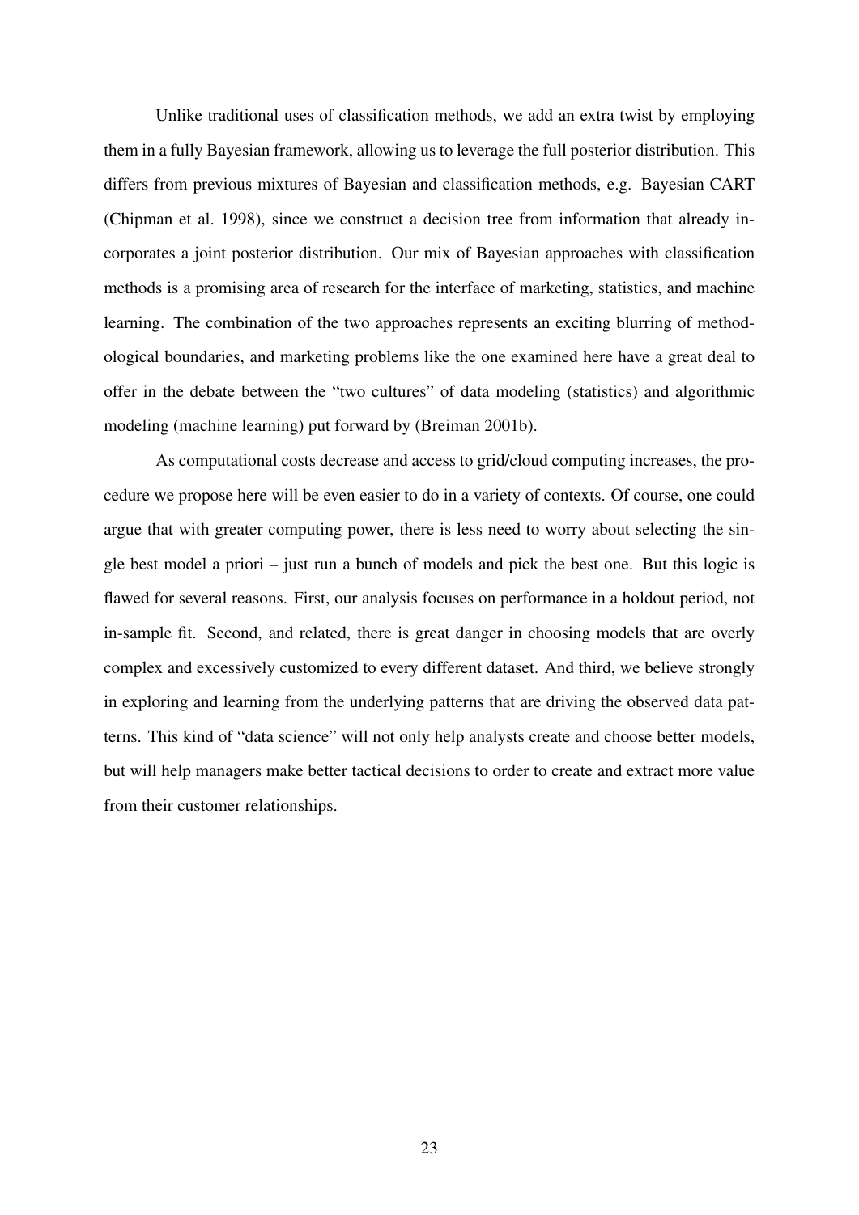Unlike traditional uses of classification methods, we add an extra twist by employing them in a fully Bayesian framework, allowing us to leverage the full posterior distribution. This differs from previous mixtures of Bayesian and classification methods, e.g. Bayesian CART (Chipman et al. 1998), since we construct a decision tree from information that already incorporates a joint posterior distribution. Our mix of Bayesian approaches with classification methods is a promising area of research for the interface of marketing, statistics, and machine learning. The combination of the two approaches represents an exciting blurring of methodological boundaries, and marketing problems like the one examined here have a great deal to offer in the debate between the "two cultures" of data modeling (statistics) and algorithmic modeling (machine learning) put forward by (Breiman 2001b).

As computational costs decrease and access to grid/cloud computing increases, the procedure we propose here will be even easier to do in a variety of contexts. Of course, one could argue that with greater computing power, there is less need to worry about selecting the single best model a priori – just run a bunch of models and pick the best one. But this logic is flawed for several reasons. First, our analysis focuses on performance in a holdout period, not in-sample fit. Second, and related, there is great danger in choosing models that are overly complex and excessively customized to every different dataset. And third, we believe strongly in exploring and learning from the underlying patterns that are driving the observed data patterns. This kind of "data science" will not only help analysts create and choose better models, but will help managers make better tactical decisions to order to create and extract more value from their customer relationships.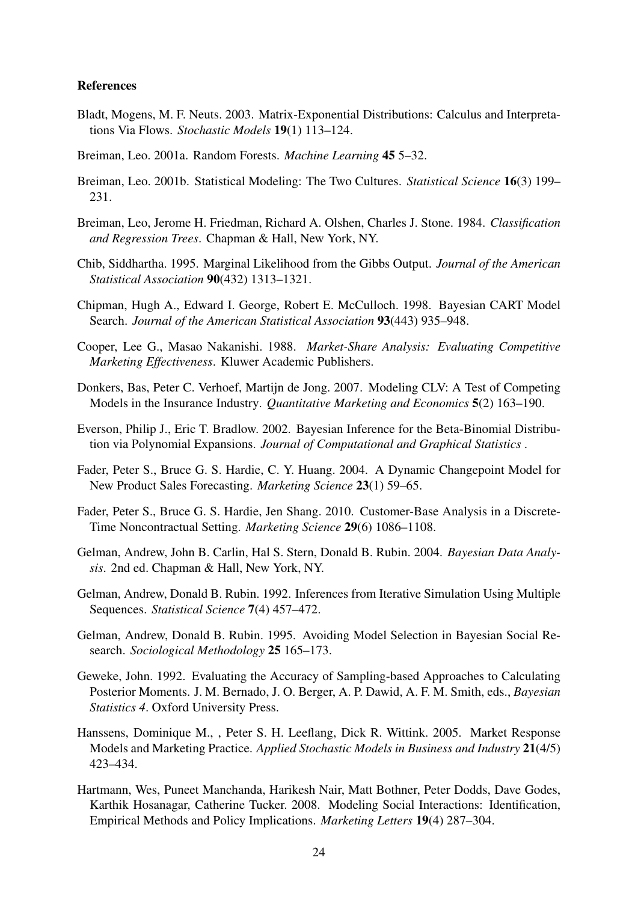**References**

Bladt, Mogens, M. F. Neuts. 2003. Matrix-Exponential Distributions: Calculus and Interpretations Via Flows. *Stochastic Models* **19**(1) 113–124.

Breiman, Leo. 2001a. Random Forests. *Machine Learning* **45** 5–32.

Breiman, Leo. 2001b. Statistical Modeling: The Two Cultures. *Statistical Science* **16**(3) 199–231.

Breiman, Leo, Jerome H. Friedman, Richard A. Olshen, Charles J. Stone. 1984. *Classification and Regression Trees*. Chapman & Hall, New York, NY.

Chib, Siddhartha. 1995. Marginal Likelihood from the Gibbs Output. *Journal of the American Statistical Association* **90**(432) 1313–1321.

Chipman, Hugh A., Edward I. George, Robert E. McCulloch. 1998. Bayesian CART Model Search. *Journal of the American Statistical Association* **93**(443) 935–948.

Cooper, Lee G., Masao Nakanishi. 1988. *Market-Share Analysis: Evaluating Competitive Marketing Effectiveness*. Kluwer Academic Publishers.

Donkers, Bas, Peter C. Verhoef, Martijn de Jong. 2007. Modeling CLV: A Test of Competing Models in the Insurance Industry. *Quantitative Marketing and Economics* **5**(2) 163–190.

Everson, Philip J., Eric T. Bradlow. 2002. Bayesian Inference for the Beta-Binomial Distribution via Polynomial Expansions. *Journal of Computational and Graphical Statistics* .

Fader, Peter S., Bruce G. S. Hardie, C. Y. Huang. 2004. A Dynamic Changepoint Model for New Product Sales Forecasting. *Marketing Science* **23**(1) 59–65.

Fader, Peter S., Bruce G. S. Hardie, Jen Shang. 2010. Customer-Base Analysis in a Discrete-Time Noncontractual Setting. *Marketing Science* **29**(6) 1086–1108.

Gelman, Andrew, John B. Carlin, Hal S. Stern, Donald B. Rubin. 2004. *Bayesian Data Analysis*. 2nd ed. Chapman & Hall, New York, NY.

Gelman, Andrew, Donald B. Rubin. 1992. Inferences from Iterative Simulation Using Multiple Sequences. *Statistical Science* **7**(4) 457–472.

Gelman, Andrew, Donald B. Rubin. 1995. Avoiding Model Selection in Bayesian Social Research. *Sociological Methodology* **25** 165–173.

Geweke, John. 1992. Evaluating the Accuracy of Sampling-based Approaches to Calculating Posterior Moments. J. M. Bernado, J. O. Berger, A. P. Dawid, A. F. M. Smith, eds., *Bayesian Statistics 4*. Oxford University Press.

Hanssens, Dominique M., , Peter S. H. Leeflang, Dick R. Wittink. 2005. Market Response Models and Marketing Practice. *Applied Stochastic Models in Business and Industry* **21**(4/5) 423–434.

Hartmann, Wes, Puneet Manchanda, Harikesh Nair, Matt Bothner, Peter Dodds, Dave Godes, Karthik Hosanagar, Catherine Tucker. 2008. Modeling Social Interactions: Identification, Empirical Methods and Policy Implications. *Marketing Letters* **19**(4) 287–304.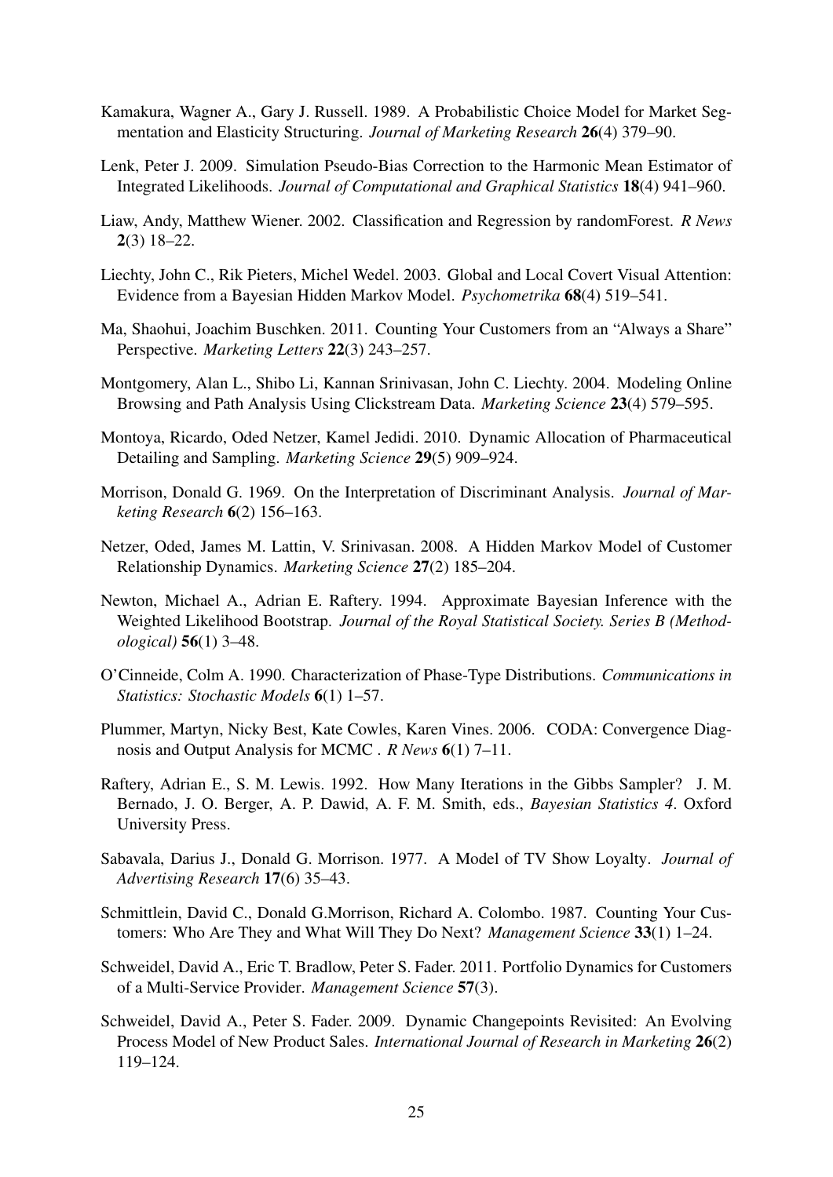Kamakura, Wagner A., Gary J. Russell. 1989. A Probabilistic Choice Model for Market Segmentation and Elasticity Structuring. *Journal of Marketing Research* **26**(4) 379–90.

Lenk, Peter J. 2009. Simulation Pseudo-Bias Correction to the Harmonic Mean Estimator of Integrated Likelihoods. *Journal of Computational and Graphical Statistics* **18**(4) 941–960.

Liaw, Andy, Matthew Wiener. 2002. Classification and Regression by randomForest. *R News* **2**(3) 18–22.

Liechty, John C., Rik Pieters, Michel Wedel. 2003. Global and Local Covert Visual Attention: Evidence from a Bayesian Hidden Markov Model. *Psychometrika* **68**(4) 519–541.

Ma, Shaohui, Joachim Buschken. 2011. Counting Your Customers from an "Always a Share" Perspective. *Marketing Letters* **22**(3) 243–257.

Montgomery, Alan L., Shibo Li, Kannan Srinivasan, John C. Liechty. 2004. Modeling Online Browsing and Path Analysis Using Clickstream Data. *Marketing Science* **23**(4) 579–595.

Montoya, Ricardo, Oded Netzer, Kamel Jedidi. 2010. Dynamic Allocation of Pharmaceutical Detailing and Sampling. *Marketing Science* **29**(5) 909–924.

Morrison, Donald G. 1969. On the Interpretation of Discriminant Analysis. *Journal of Marketing Research* **6**(2) 156–163.

Netzer, Oded, James M. Lattin, V. Srinivasan. 2008. A Hidden Markov Model of Customer Relationship Dynamics. *Marketing Science* **27**(2) 185–204.

Newton, Michael A., Adrian E. Raftery. 1994. Approximate Bayesian Inference with the Weighted Likelihood Bootstrap. *Journal of the Royal Statistical Society. Series B (Methodological)* **56**(1) 3–48.

O'Cinneide, Colm A. 1990. Characterization of Phase-Type Distributions. *Communications in Statistics: Stochastic Models* **6**(1) 1–57.

Plummer, Martyn, Nicky Best, Kate Cowles, Karen Vines. 2006. CODA: Convergence Diagnosis and Output Analysis for MCMC . *R News* **6**(1) 7–11.

Raftery, Adrian E., S. M. Lewis. 1992. How Many Iterations in the Gibbs Sampler? J. M. Bernado, J. O. Berger, A. P. Dawid, A. F. M. Smith, eds., *Bayesian Statistics 4*. Oxford University Press.

Sabavala, Darius J., Donald G. Morrison. 1977. A Model of TV Show Loyalty. *Journal of Advertising Research* **17**(6) 35–43.

Schmittlein, David C., Donald G.Morrison, Richard A. Colombo. 1987. Counting Your Customers: Who Are They and What Will They Do Next? *Management Science* **33**(1) 1–24.

Schweidel, David A., Eric T. Bradlow, Peter S. Fader. 2011. Portfolio Dynamics for Customers of a Multi-Service Provider. *Management Science* **57**(3).

Schweidel, David A., Peter S. Fader. 2009. Dynamic Changepoints Revisited: An Evolving Process Model of New Product Sales. *International Journal of Research in Marketing* **26**(2) 119–124.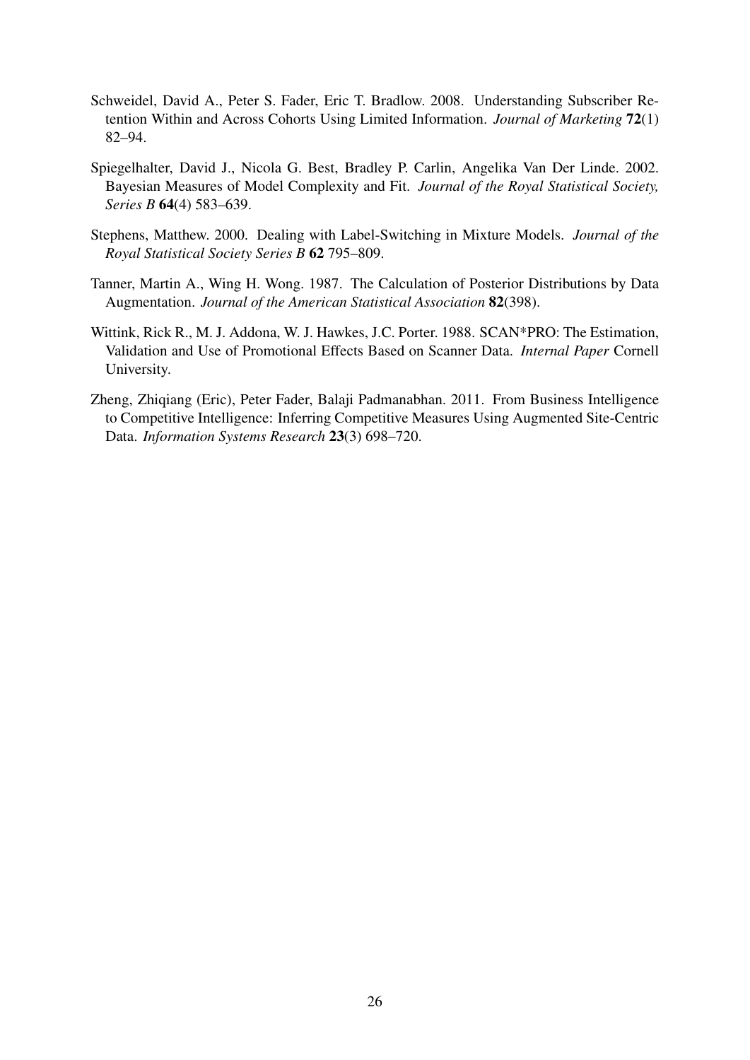Schweidel, David A., Peter S. Fader, Eric T. Bradlow. 2008. Understanding Subscriber Retention Within and Across Cohorts Using Limited Information. *Journal of Marketing* **72**(1) 82–94.

Spiegelhalter, David J., Nicola G. Best, Bradley P. Carlin, Angelika Van Der Linde. 2002. Bayesian Measures of Model Complexity and Fit. *Journal of the Royal Statistical Society, Series B* **64**(4) 583–639.

Stephens, Matthew. 2000. Dealing with Label-Switching in Mixture Models. *Journal of the Royal Statistical Society Series B* **62** 795–809.

Tanner, Martin A., Wing H. Wong. 1987. The Calculation of Posterior Distributions by Data Augmentation. *Journal of the American Statistical Association* **82**(398).

Wittink, Rick R., M. J. Addona, W. J. Hawkes, J.C. Porter. 1988. SCAN*PRO: The Estimation, Validation and Use of Promotional Effects Based on Scanner Data. *Internal Paper* Cornell University.

Zheng, Zhiqiang (Eric), Peter Fader, Balaji Padmanabhan. 2011. From Business Intelligence to Competitive Intelligence: Inferring Competitive Measures Using Augmented Site-Centric Data. *Information Systems Research* **23**(3) 698–720.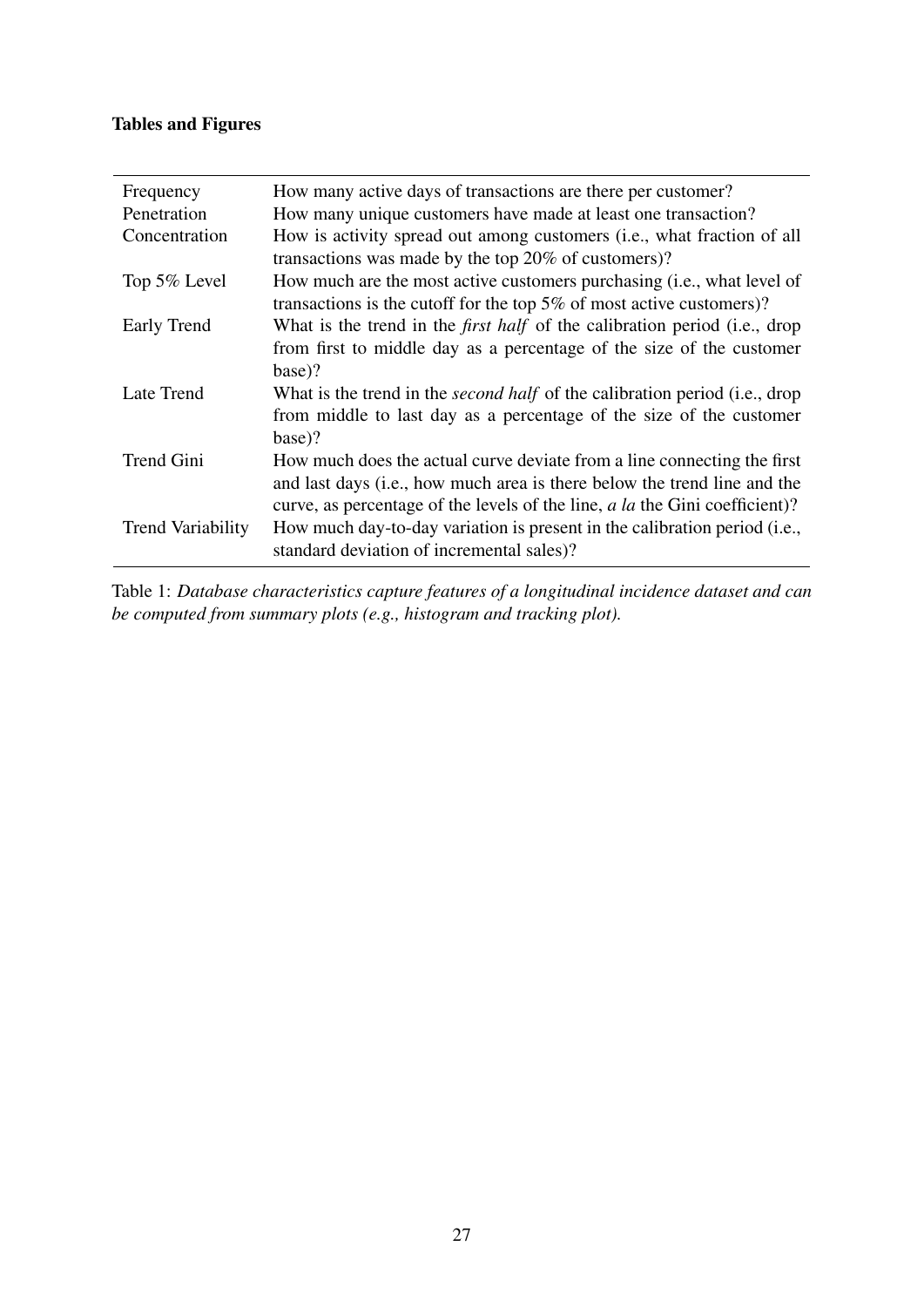**Tables and Figures**

| | |
|---|---|
| Frequency | How many active days of transactions are there per customer? |
| Penetration | How many unique customers have made at least one transaction? |
| Concentration | How is activity spread out among customers (i.e., what fraction of all transactions was made by the top 20% of customers)? |
| Top 5% Level | How much are the most active customers purchasing (i.e., what level of transactions is the cutoff for the top 5% of most active customers)? |
| Early Trend | What is the trend in the *first half* of the calibration period (i.e., drop from first to middle day as a percentage of the size of the customer base)? |
| Late Trend | What is the trend in the *second half* of the calibration period (i.e., drop from middle to last day as a percentage of the size of the customer base)? |
| Trend Gini | How much does the actual curve deviate from a line connecting the first and last days (i.e., how much area is there below the trend line and the curve, as percentage of the levels of the line, *a la* the Gini coefficient)? |
| Trend Variability | How much day-to-day variation is present in the calibration period (i.e., standard deviation of incremental sales)? |

Table 1: *Database characteristics capture features of a longitudinal incidence dataset and can be computed from summary plots (e.g., histogram and tracking plot).*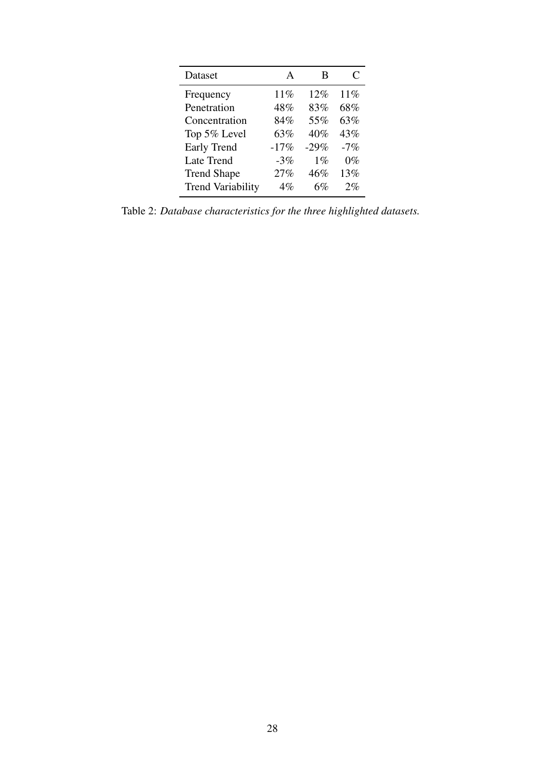| Dataset | A | B | C |
|---|---|---|---|
| Frequency | 11% | 12% | 11% |
| Penetration | 48% | 83% | 68% |
| Concentration | 84% | 55% | 63% |
| Top 5% Level | 63% | 40% | 43% |
| Early Trend | -17% | -29% | -7% |
| Late Trend | -3% | 1% | 0% |
| Trend Shape | 27% | 46% | 13% |
| Trend Variability | 4% | 6% | 2% |

Table 2: *Database characteristics for the three highlighted datasets.*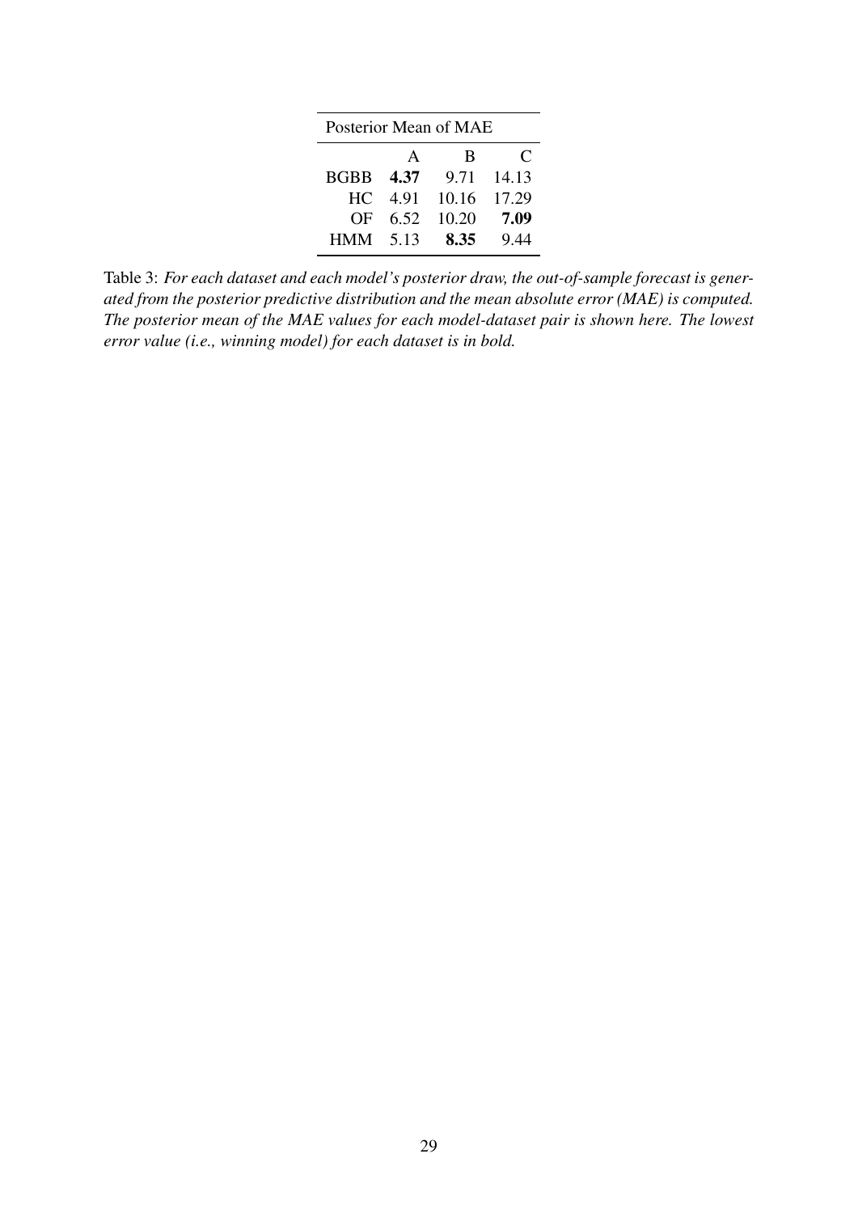| Posterior Mean of MAE | | | |
|---|---|---|---|
| | A | B | C |
| BGBB | **4.37** | 9.71 | 14.13 |
| HC | 4.91 | 10.16 | 17.29 |
| OF | 6.52 | 10.20 | **7.09** |
| HMM | 5.13 | **8.35** | 9.44 |

Table 3: *For each dataset and each model's posterior draw, the out-of-sample forecast is generated from the posterior predictive distribution and the mean absolute error (MAE) is computed. The posterior mean of the MAE values for each model-dataset pair is shown here. The lowest error value (i.e., winning model) for each dataset is in bold.*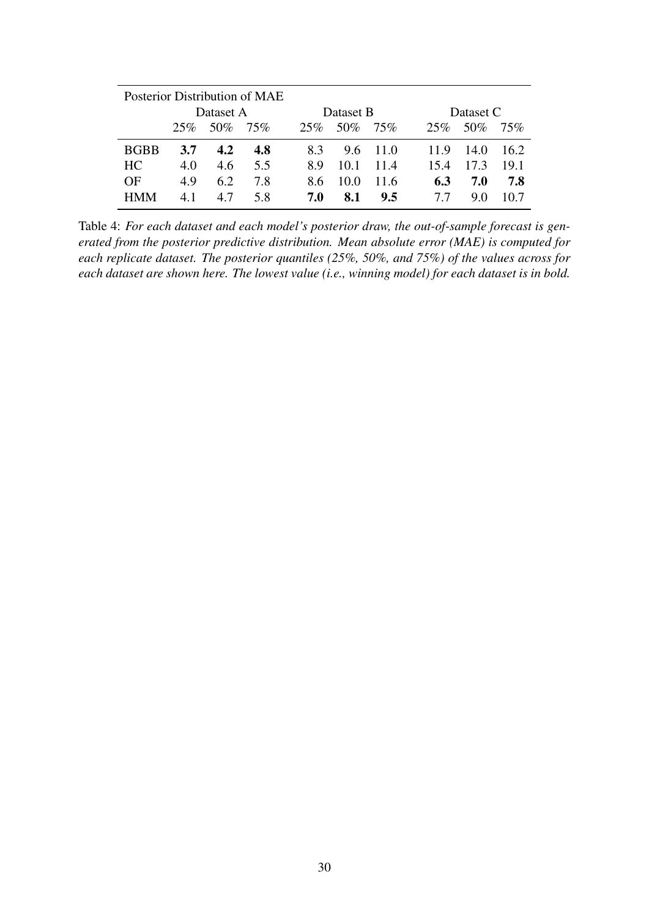| Posterior Distribution of MAE | | | | | | | | | |
|---|---|---|---|---|---|---|---|---|---|
| | Dataset A | | | Dataset B | | | Dataset C | | |
| | 25% | 50% | 75% | 25% | 50% | 75% | 25% | 50% | 75% |
| BGBB | **3.7** | **4.2** | **4.8** | 8.3 | 9.6 | 11.0 | 11.9 | 14.0 | 16.2 |
| HC | 4.0 | 4.6 | 5.5 | 8.9 | 10.1 | 11.4 | 15.4 | 17.3 | 19.1 |
| OF | 4.9 | 6.2 | 7.8 | 8.6 | 10.0 | 11.6 | **6.3** | **7.0** | **7.8** |
| HMM | 4.1 | 4.7 | 5.8 | **7.0** | **8.1** | **9.5** | 7.7 | 9.0 | 10.7 |

Table 4: *For each dataset and each model's posterior draw, the out-of-sample forecast is generated from the posterior predictive distribution. Mean absolute error (MAE) is computed for each replicate dataset. The posterior quantiles (25%, 50%, and 75%) of the values across for each dataset are shown here. The lowest value (i.e., winning model) for each dataset is in bold.*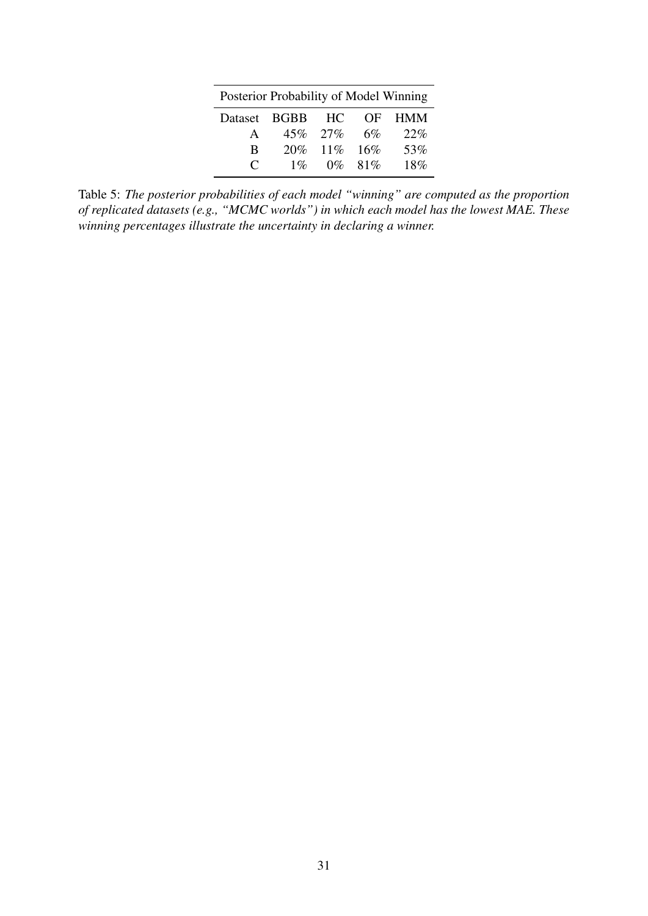| Posterior Probability of Model Winning | | | | |
|---|---|---|---|---|
| Dataset | BGBB | HC | OF | HMM |
| A | 45% | 27% | 6% | 22% |
| B | 20% | 11% | 16% | 53% |
| C | 1% | 0% | 81% | 18% |

Table 5: *The posterior probabilities of each model "winning" are computed as the proportion of replicated datasets (e.g., "MCMC worlds") in which each model has the lowest MAE. These winning percentages illustrate the uncertainty in declaring a winner.*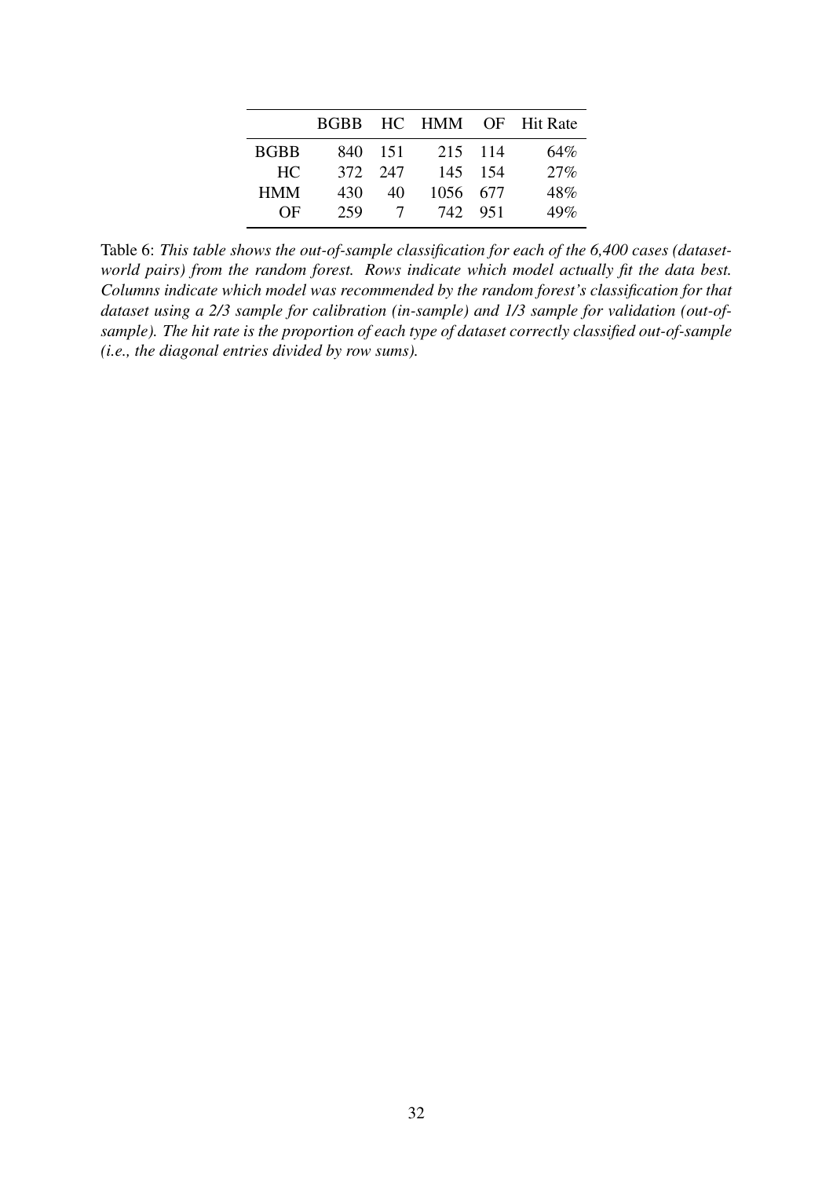| | BGBB | HC | HMM | OF | Hit Rate |
|---|---|---|---|---|---|
| BGBB | 840 | 151 | 215 | 114 | 64% |
| HC | 372 | 247 | 145 | 154 | 27% |
| HMM | 430 | 40 | 1056 | 677 | 48% |
| OF | 259 | 7 | 742 | 951 | 49% |

Table 6: *This table shows the out-of-sample classification for each of the 6,400 cases (dataset-world pairs) from the random forest. Rows indicate which model actually fit the data best. Columns indicate which model was recommended by the random forest's classification for that dataset using a 2/3 sample for calibration (in-sample) and 1/3 sample for validation (out-of-sample). The hit rate is the proportion of each type of dataset correctly classified out-of-sample (i.e., the diagonal entries divided by row sums).*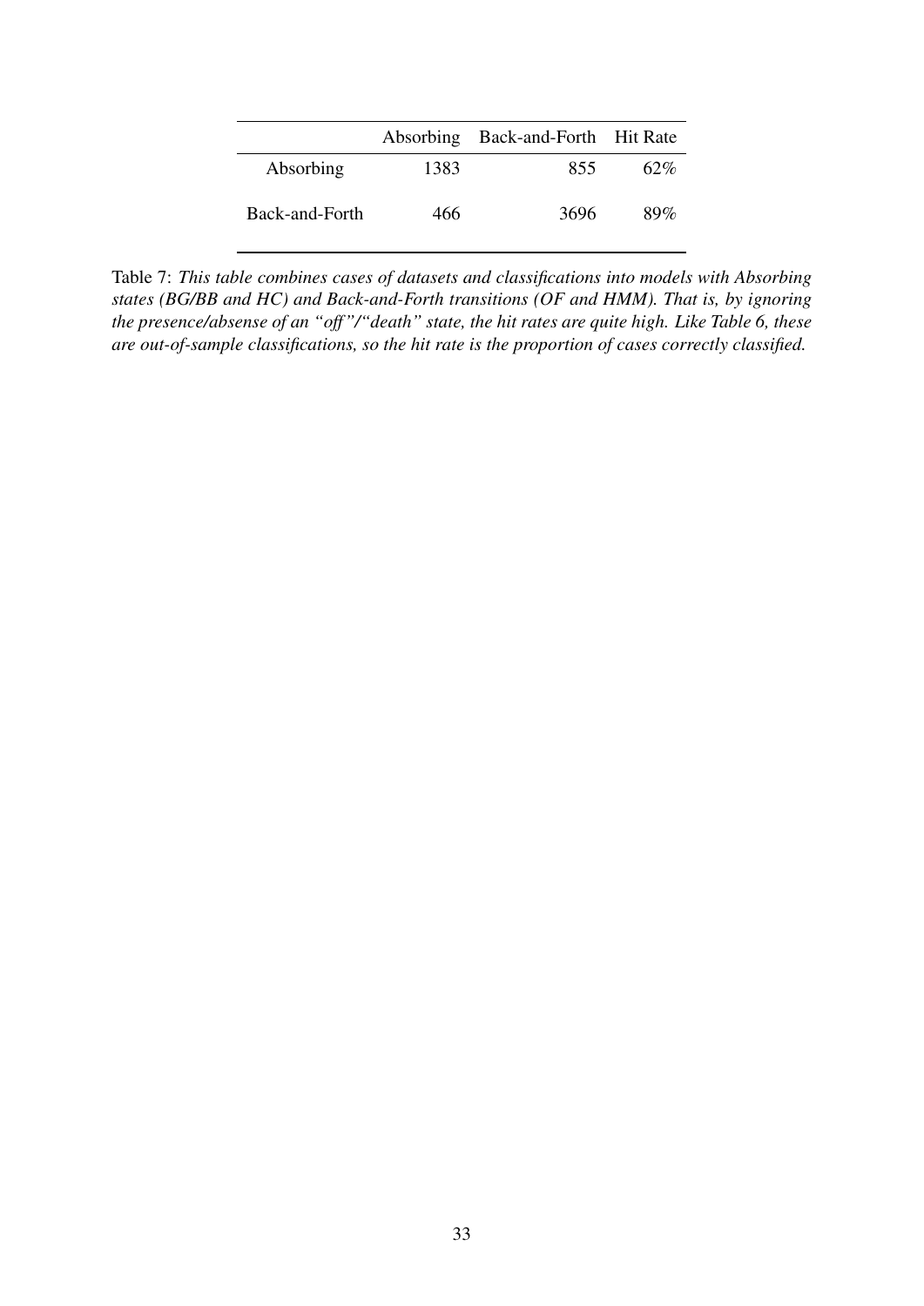|  | Absorbing | Back-and-Forth | Hit Rate |
|---|---|---|---|
| Absorbing | 1383 | 855 | 62% |
| Back-and-Forth | 466 | 3696 | 89% |

Table 7: *This table combines cases of datasets and classifications into models with Absorbing states (BG/BB and HC) and Back-and-Forth transitions (OF and HMM). That is, by ignoring the presence/absense of an "off"/"death" state, the hit rates are quite high. Like Table 6, these are out-of-sample classifications, so the hit rate is the proportion of cases correctly classified.*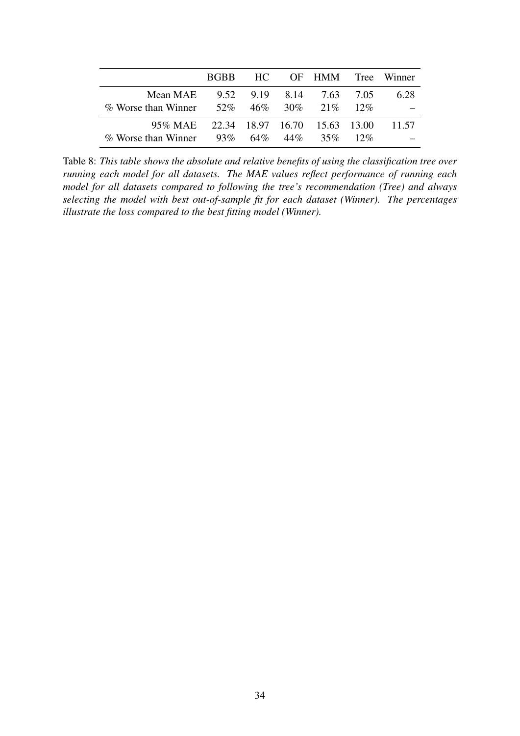| | BGBB | HC | OF | HMM | Tree | Winner |
|---|---|---|---|---|---|---|
| Mean MAE | 9.52 | 9.19 | 8.14 | 7.63 | 7.05 | 6.28 |
| % Worse than Winner | 52% | 46% | 30% | 21% | 12% | – |
| 95% MAE | 22.34 | 18.97 | 16.70 | 15.63 | 13.00 | 11.57 |
| % Worse than Winner | 93% | 64% | 44% | 35% | 12% | – |

Table 8: *This table shows the absolute and relative benefits of using the classification tree over running each model for all datasets. The MAE values reflect performance of running each model for all datasets compared to following the tree's recommendation (Tree) and always selecting the model with best out-of-sample fit for each dataset (Winner). The percentages illustrate the loss compared to the best fitting model (Winner).*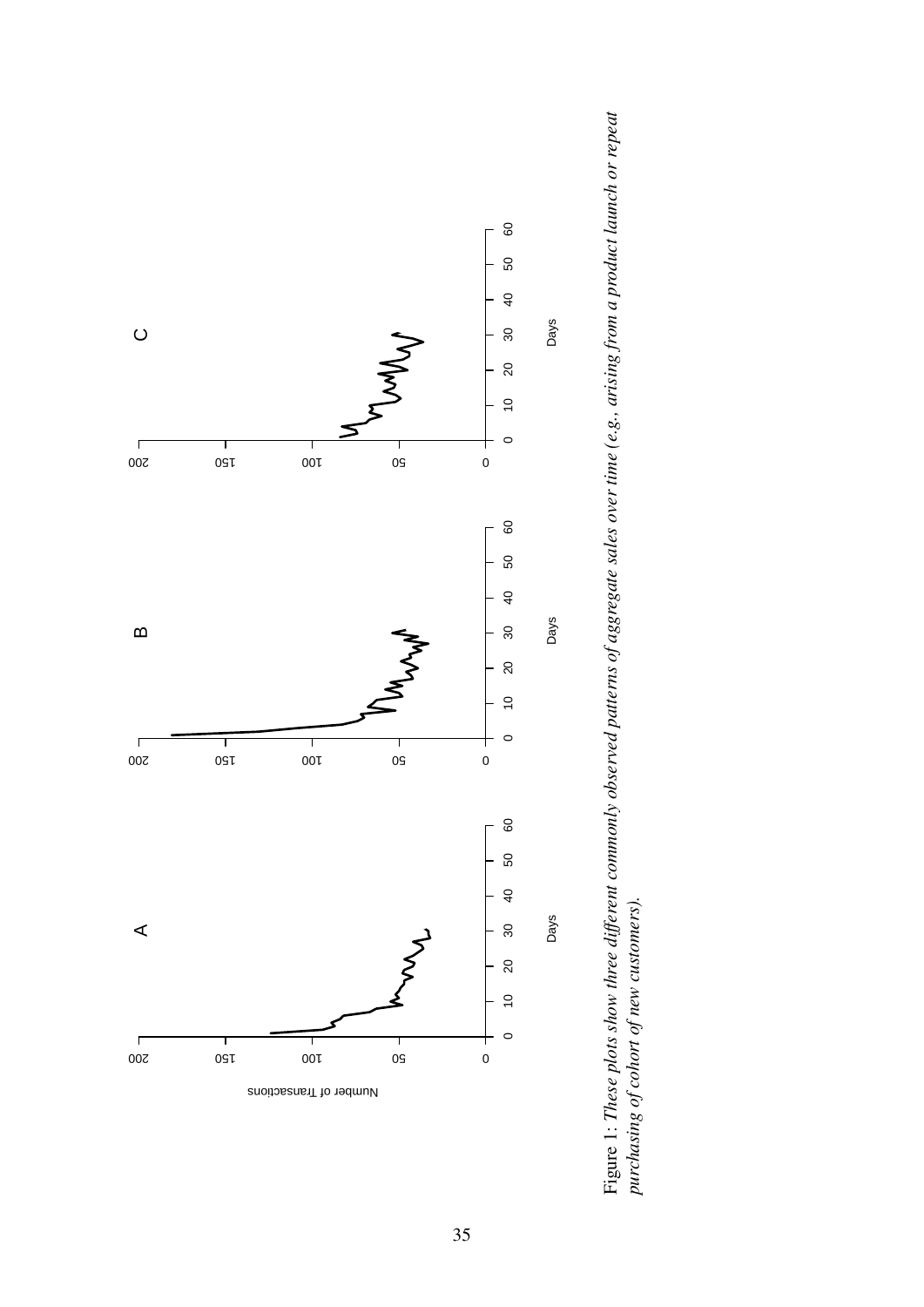Figure 1: *These plots show three different commonly observed patterns of aggregate sales over time (e.g., arising from a product launch or repeat purchasing of cohort of new customers).*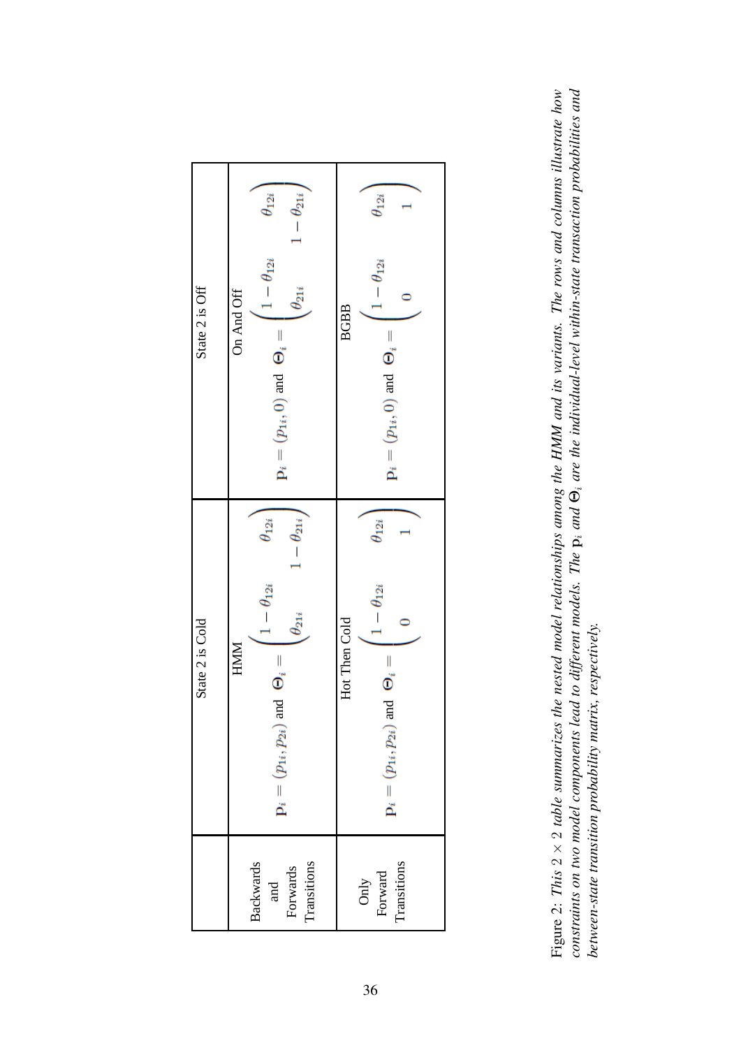| | State 2 is Cold | State 2 is Off |
|---|---|---|
| Backwards and Forwards Transitions | HMM $\mathbf{P}_i = (p_{1i}, p_{2i})$ and $\mathbf{\Theta}_i = \begin{pmatrix} 1-\theta_{12i} & \theta_{12i} \\ \theta_{21i} & 1-\theta_{21i} \end{pmatrix}$ | On And Off $\mathbf{P}_i = (p_{1i}, 0)$ and $\mathbf{\Theta}_i = \begin{pmatrix} 1-\theta_{12i} & \theta_{12i} \\ \theta_{21i} & 1-\theta_{21i} \end{pmatrix}$ |
| Only Forward Transitions | Hot Then Cold $\mathbf{P}_i = (p_{1i}, p_{2i})$ and $\mathbf{\Theta}_i = \begin{pmatrix} 1-\theta_{12i} & \theta_{12i} \\ 0 & 1 \end{pmatrix}$ | BGBB $\mathbf{P}_i = (p_{1i}, 0)$ and $\mathbf{\Theta}_i = \begin{pmatrix} 1-\theta_{12i} & \theta_{12i} \\ 0 & 1 \end{pmatrix}$ |

Figure 2: *This $2 \times 2$ table summarizes the nested model relationships among the HMM and its variants. The rows and columns illustrate how constraints on two model components lead to different models. The $\mathbf{P}_i$ and $\mathbf{\Theta}_i$ are the individual-level within-state transaction probabilities and between-state transition probability matrix, respectively.*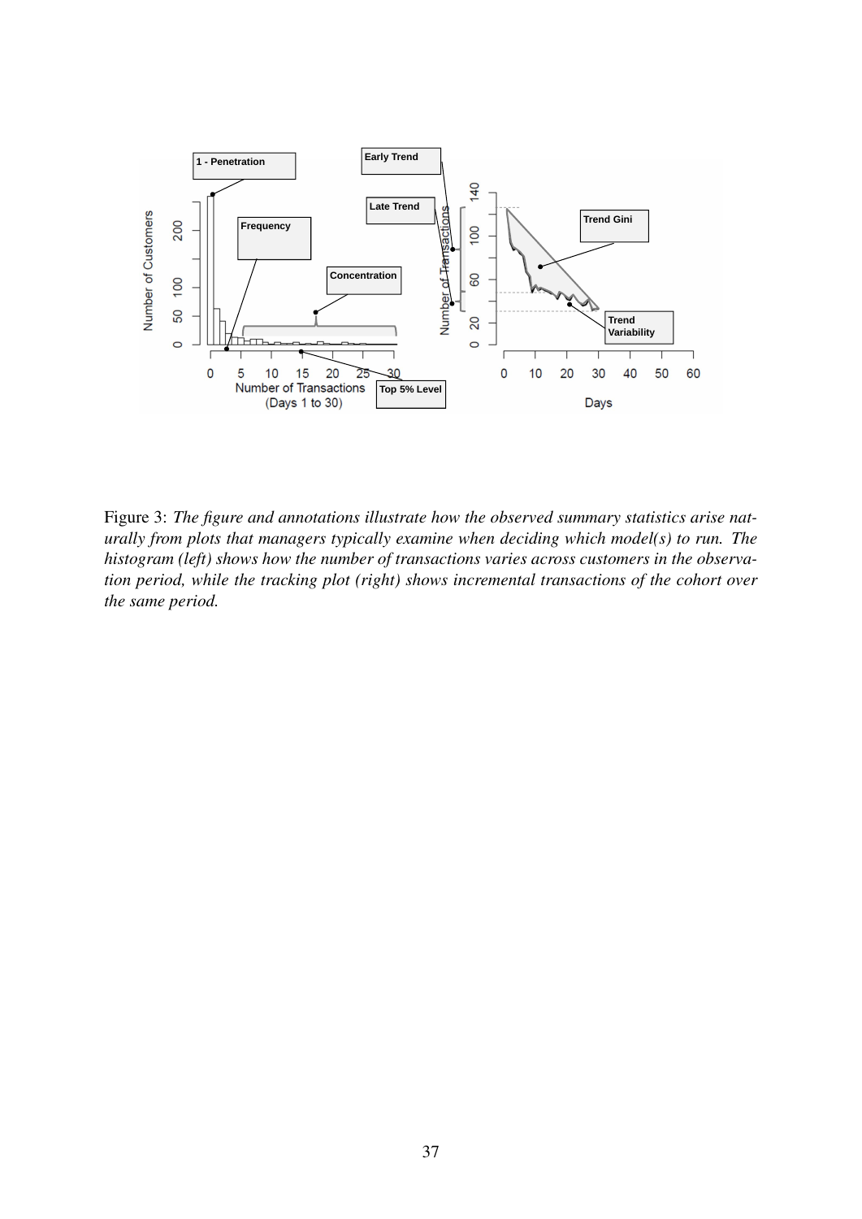Figure 3: *The figure and annotations illustrate how the observed summary statistics arise naturally from plots that managers typically examine when deciding which model(s) to run. The histogram (left) shows how the number of transactions varies across customers in the observation period, while the tracking plot (right) shows incremental transactions of the cohort over the same period.*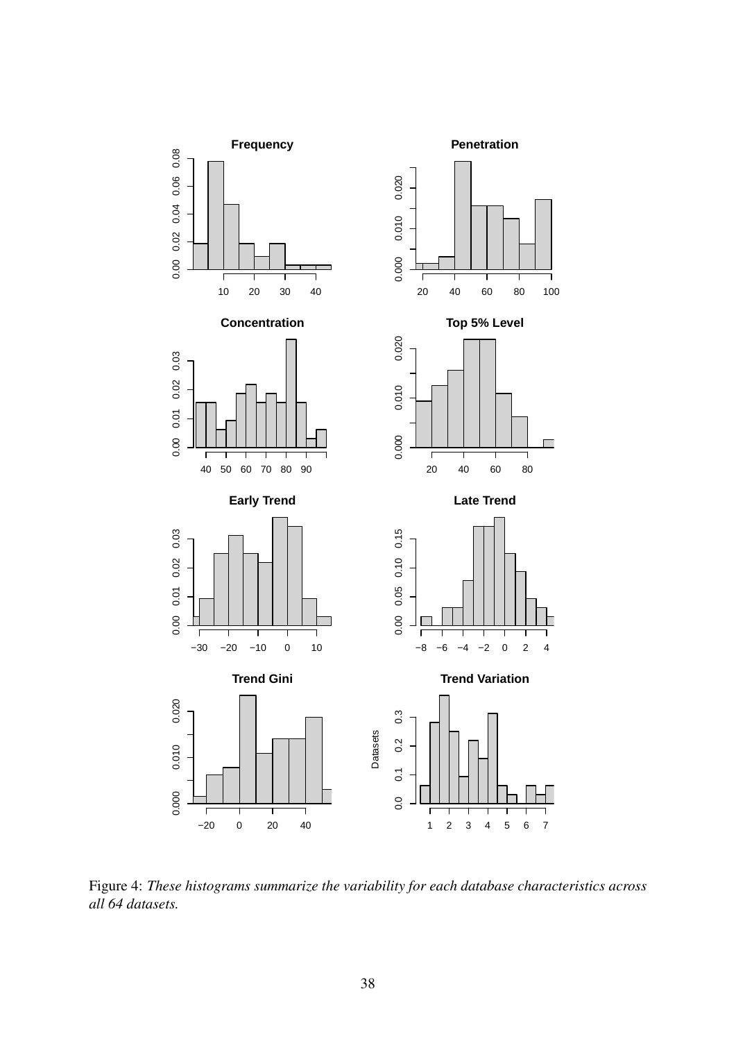Figure 4: *These histograms summarize the variability for each database characteristics across all 64 datasets.*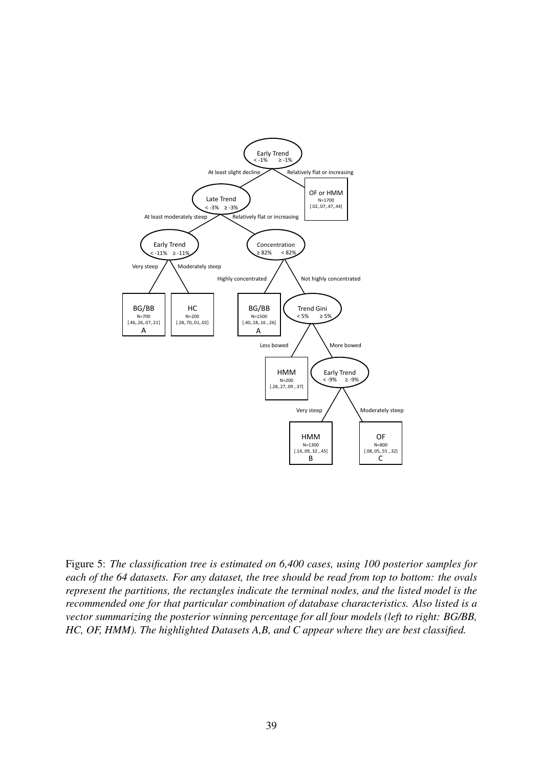Figure 5: *The classification tree is estimated on 6,400 cases, using 100 posterior samples for each of the 64 datasets. For any dataset, the tree should be read from top to bottom: the ovals represent the partitions, the rectangles indicate the terminal nodes, and the listed model is the recommended one for that particular combination of database characteristics. Also listed is a vector summarizing the posterior winning percentage for all four models (left to right: BG/BB, HC, OF, HMM). The highlighted Datasets A,B, and C appear where they are best classified.*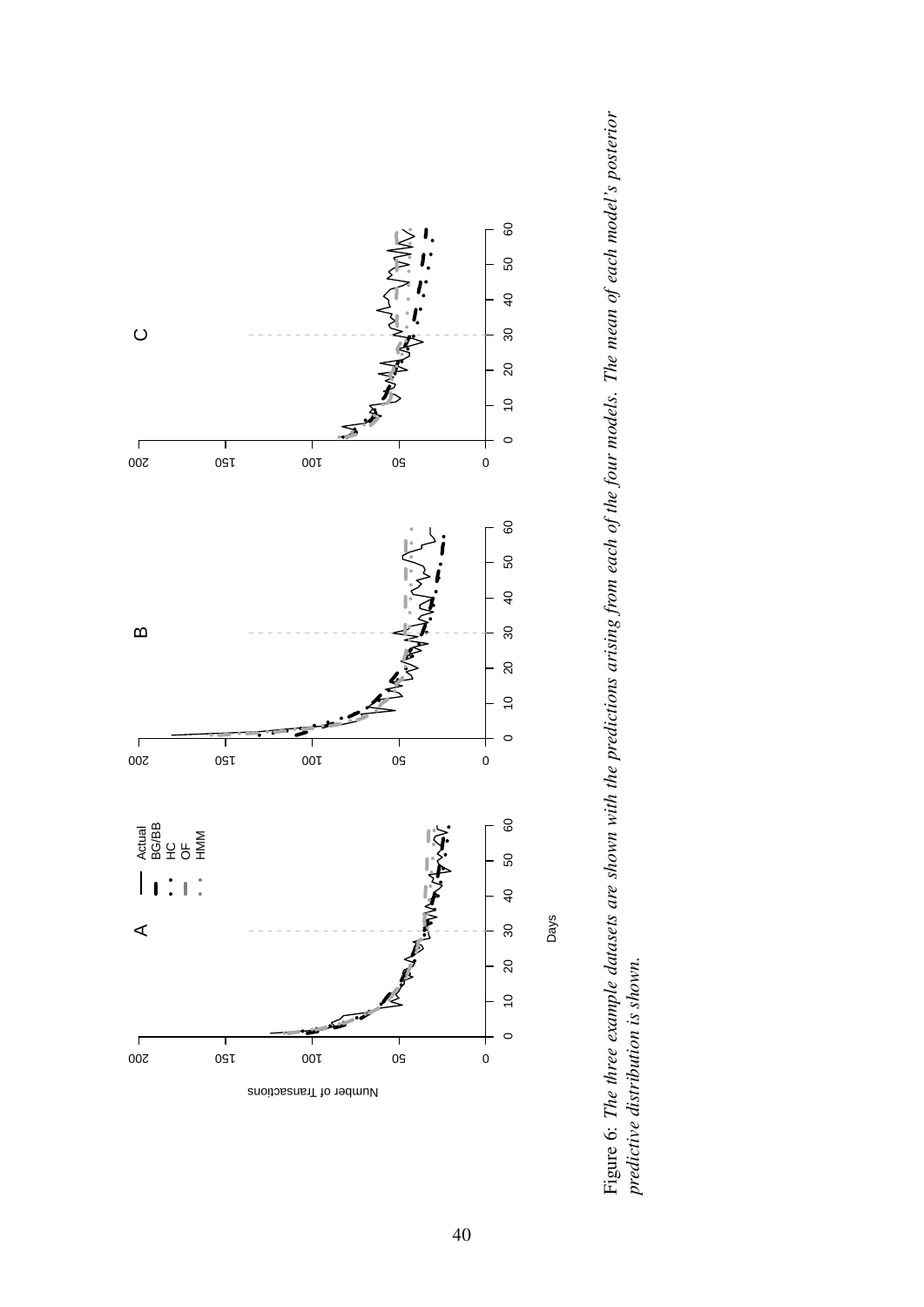Figure 6: *The three example datasets are shown with the predictions arising from each of the four models. The mean of each model's posterior predictive distribution is shown.*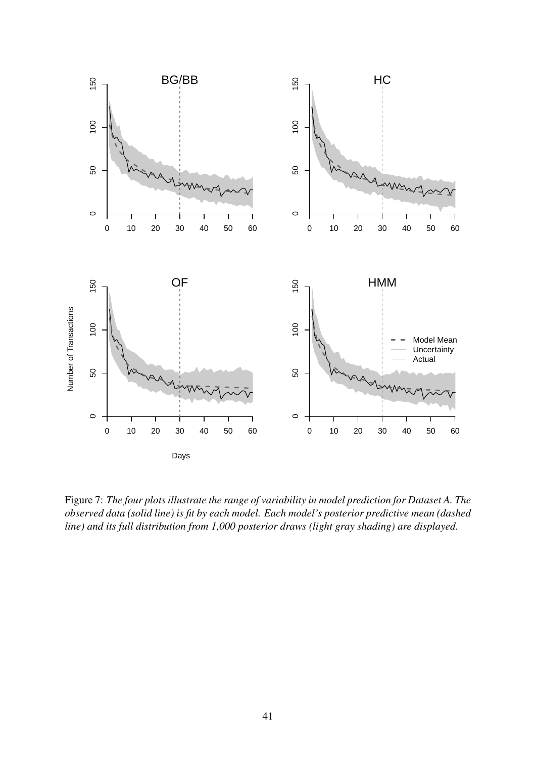Figure 7: *The four plots illustrate the range of variability in model prediction for Dataset A. The observed data (solid line) is fit by each model. Each model's posterior predictive mean (dashed line) and its full distribution from 1,000 posterior draws (light gray shading) are displayed.*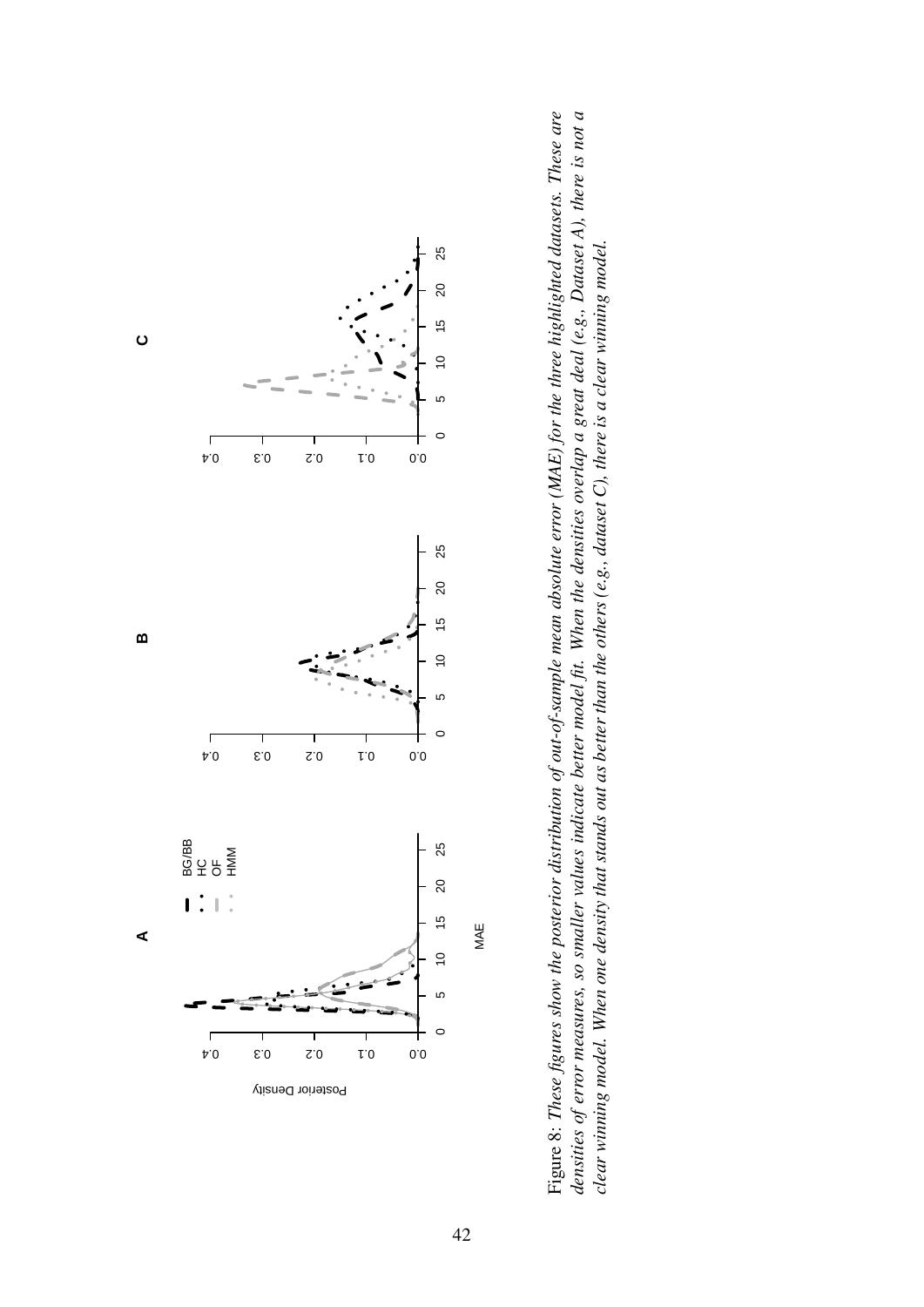Figure 8: *These figures show the posterior distribution of out-of-sample mean absolute error (MAE) for the three highlighted datasets. These are densities of error measures, so smaller values indicate better model fit. When the densities overlap a great deal (e.g., Dataset A), there is not a clear winning model. When one density that stands out as better than the others (e.g., dataset C), there is a clear winning model.*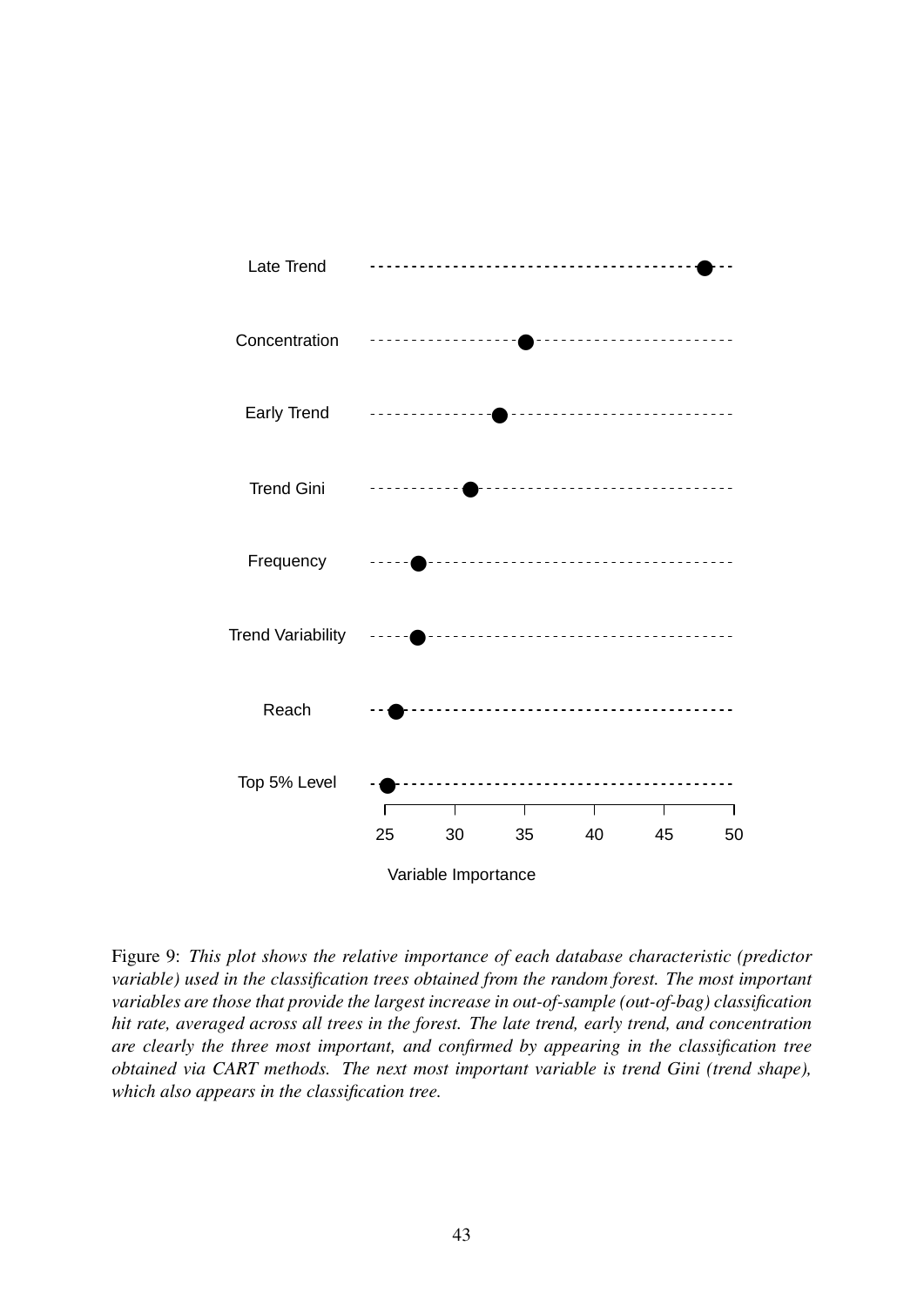Figure 9: *This plot shows the relative importance of each database characteristic (predictor variable) used in the classification trees obtained from the random forest. The most important variables are those that provide the largest increase in out-of-sample (out-of-bag) classification hit rate, averaged across all trees in the forest. The late trend, early trend, and concentration are clearly the three most important, and confirmed by appearing in the classification tree obtained via CART methods. The next most important variable is trend Gini (trend shape), which also appears in the classification tree.*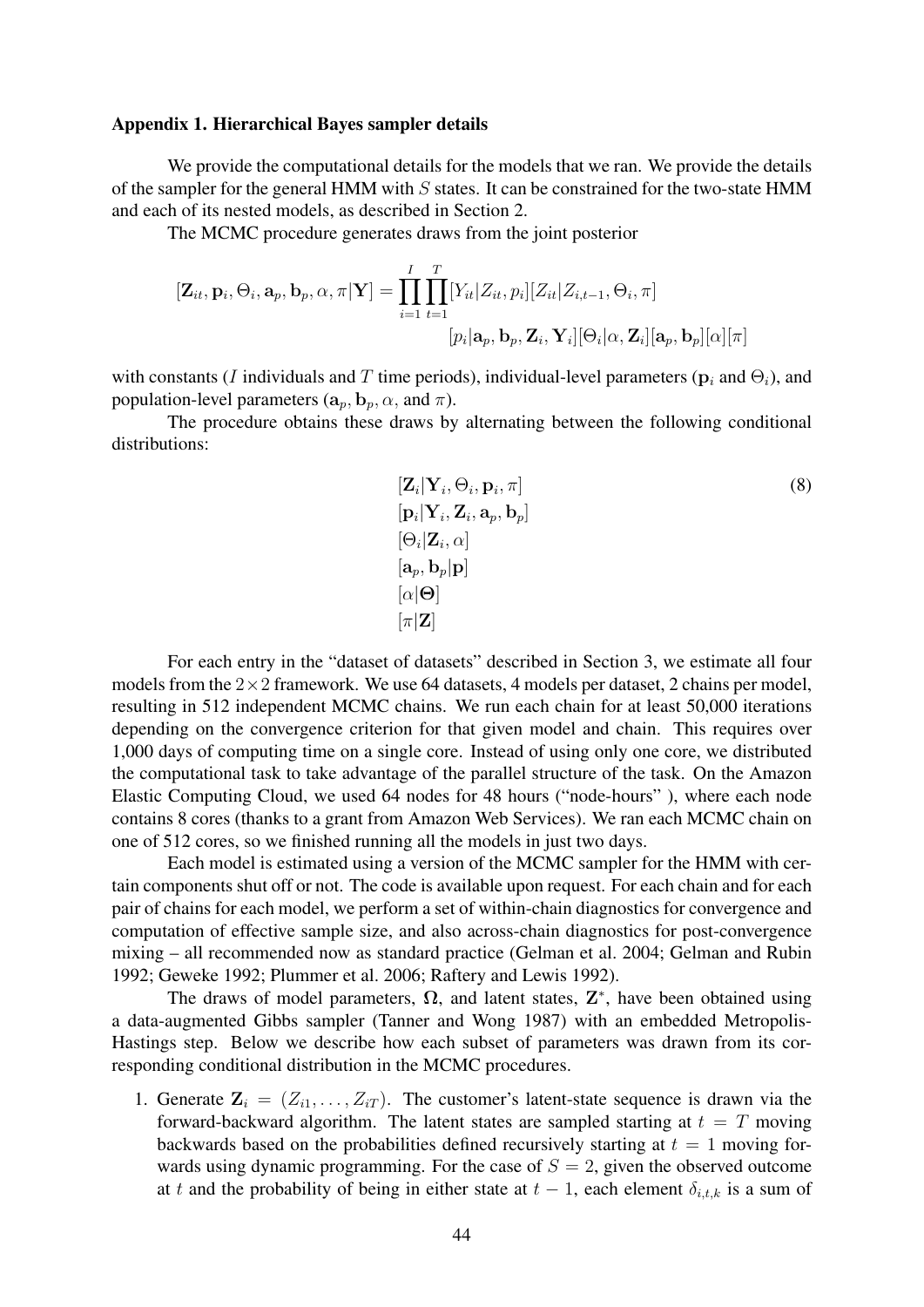### Appendix 1. Hierarchical Bayes sampler details

We provide the computational details for the models that we ran. We provide the details of the sampler for the general HMM with $S$ states. It can be constrained for the two-state HMM and each of its nested models, as described in Section 2.

The MCMC procedure generates draws from the joint posterior

$$[\mathbf{Z}_{it}, \mathbf{p}_i, \Theta_i, \mathbf{a}_p, \mathbf{b}_p, \alpha, \pi | \mathbf{Y}] = \prod_{i=1}^{I} \prod_{t=1}^{T} [Y_{it}|Z_{it}, p_i][Z_{it}|Z_{i,t-1}, \Theta_i, \pi]$$
$$[p_i|\mathbf{a}_p, \mathbf{b}_p, \mathbf{Z}_i, \mathbf{Y}_i][\Theta_i|\alpha, \mathbf{Z}_i][\mathbf{a}_p, \mathbf{b}_p][\alpha][\pi]$$

with constants ($I$ individuals and $T$ time periods), individual-level parameters ($\mathbf{p}_i$ and $\Theta_i$), and population-level parameters ($\mathbf{a}_p, \mathbf{b}_p, \alpha$, and $\pi$).

The procedure obtains these draws by alternating between the following conditional distributions:

$$\begin{aligned}
&[\mathbf{Z}_i|\mathbf{Y}_i, \Theta_i, \mathbf{p}_i, \pi] \\
&[\mathbf{p}_i|\mathbf{Y}_i, \mathbf{Z}_i, \mathbf{a}_p, \mathbf{b}_p] \\
&[\Theta_i|\mathbf{Z}_i, \alpha] \\
&[\mathbf{a}_p, \mathbf{b}_p|\mathbf{p}] \\
&[\alpha|\mathbf{\Theta}] \\
&[\pi|\mathbf{Z}]
\end{aligned} \tag{8}$$

For each entry in the "dataset of datasets" described in Section 3, we estimate all four models from the $2\times2$ framework. We use 64 datasets, 4 models per dataset, 2 chains per model, resulting in 512 independent MCMC chains. We run each chain for at least 50,000 iterations depending on the convergence criterion for that given model and chain. This requires over 1,000 days of computing time on a single core. Instead of using only one core, we distributed the computational task to take advantage of the parallel structure of the task. On the Amazon Elastic Computing Cloud, we used 64 nodes for 48 hours ("node-hours" ), where each node contains 8 cores (thanks to a grant from Amazon Web Services). We ran each MCMC chain on one of 512 cores, so we finished running all the models in just two days.

Each model is estimated using a version of the MCMC sampler for the HMM with certain components shut off or not. The code is available upon request. For each chain and for each pair of chains for each model, we perform a set of within-chain diagnostics for convergence and computation of effective sample size, and also across-chain diagnostics for post-convergence mixing – all recommended now as standard practice (Gelman et al. 2004; Gelman and Rubin 1992; Geweke 1992; Plummer et al. 2006; Raftery and Lewis 1992).

The draws of model parameters, $\mathbf{\Omega}$, and latent states, $\mathbf{Z}^*$, have been obtained using a data-augmented Gibbs sampler (Tanner and Wong 1987) with an embedded Metropolis-Hastings step. Below we describe how each subset of parameters was drawn from its corresponding conditional distribution in the MCMC procedures.

1. Generate $\mathbf{Z}_i = (Z_{i1}, \ldots, Z_{iT})$. The customer's latent-state sequence is drawn via the forward-backward algorithm. The latent states are sampled starting at $t = T$ moving backwards based on the probabilities defined recursively starting at $t = 1$ moving forwards using dynamic programming. For the case of $S = 2$, given the observed outcome at $t$ and the probability of being in either state at $t - 1$, each element $\delta_{i,t,k}$ is a sum of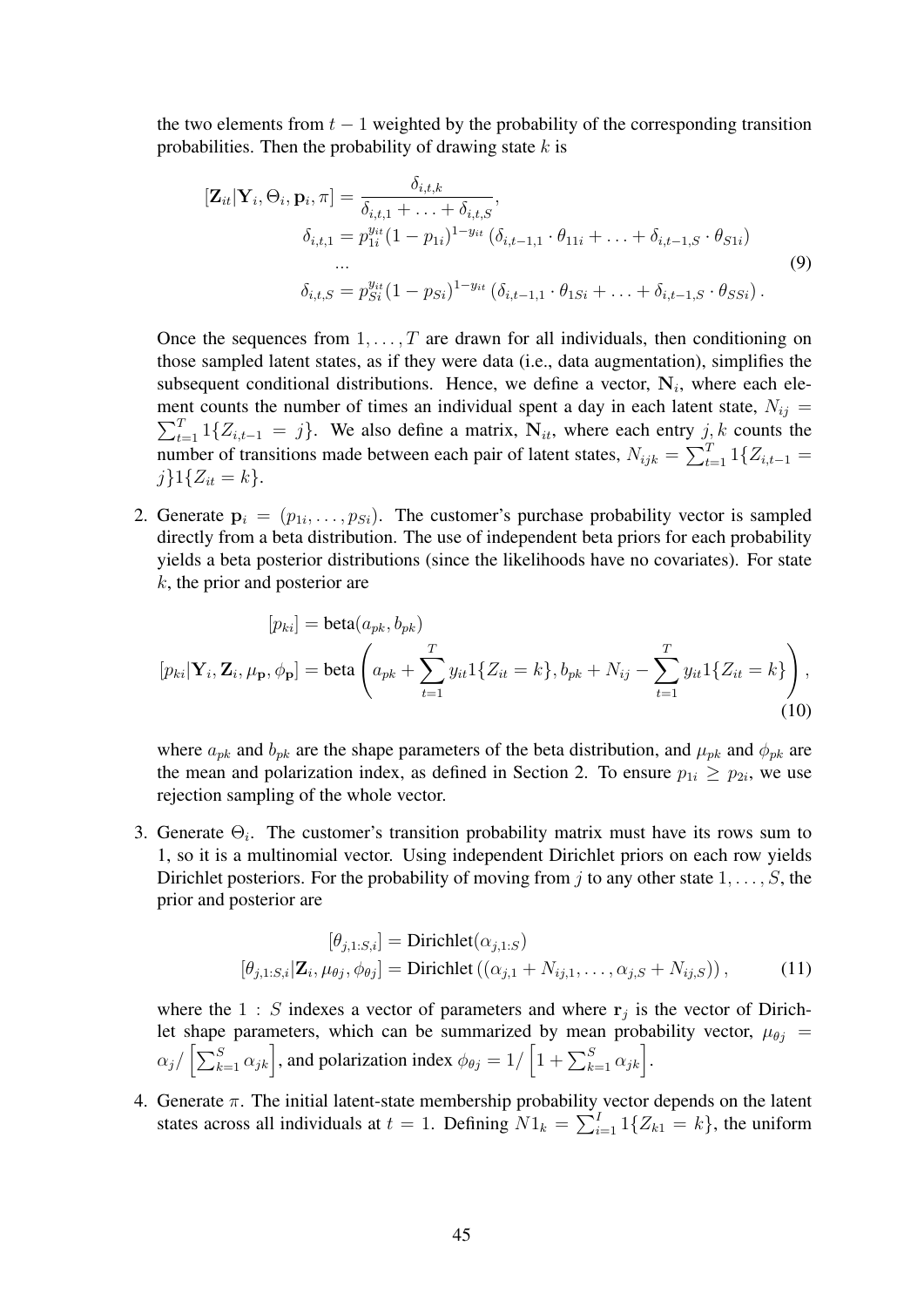the two elements from $t-1$ weighted by the probability of the corresponding transition probabilities. Then the probability of drawing state $k$ is

$$
\begin{aligned}
[\mathbf{Z}_{it}|\mathbf{Y}_i, \Theta_i, \mathbf{p}_i, \pi] = \frac{\delta_{i,t,k}}{\delta_{i,t,1} + \ldots + \delta_{i,t,S}}, \\
\delta_{i,t,1} = p_{1i}^{y_{it}}(1-p_{1i})^{1-y_{it}} \left(\delta_{i,t-1,1} \cdot \theta_{11i} + \ldots + \delta_{i,t-1,S} \cdot \theta_{S1i}\right) \\
\ldots \\
\delta_{i,t,S} = p_{Si}^{y_{it}}(1-p_{Si})^{1-y_{it}} \left(\delta_{i,t-1,1} \cdot \theta_{1Si} + \ldots + \delta_{i,t-1,S} \cdot \theta_{SSi}\right).
\end{aligned} \tag{9}
$$

Once the sequences from $1, \ldots, T$ are drawn for all individuals, then conditioning on those sampled latent states, as if they were data (i.e., data augmentation), simplifies the subsequent conditional distributions. Hence, we define a vector, $\mathbf{N}_i$, where each element counts the number of times an individual spent a day in each latent state, $N_{ij} = \sum_{t=1}^{T} 1\{Z_{i,t-1} = j\}$. We also define a matrix, $\mathbf{N}_{it}$, where each entry $j, k$ counts the number of transitions made between each pair of latent states, $N_{ijk} = \sum_{t=1}^{T} 1\{Z_{i,t-1} = j\}1\{Z_{it} = k\}$.

2. Generate $\mathbf{p}_i = (p_{1i}, \ldots, p_{Si})$. The customer's purchase probability vector is sampled directly from a beta distribution. The use of independent beta priors for each probability yields a beta posterior distributions (since the likelihoods have no covariates). For state $k$, the prior and posterior are

$$
\begin{aligned}
[p_{ki}] &= \text{beta}(a_{pk}, b_{pk}) \\
[p_{ki}|\mathbf{Y}_i, \mathbf{Z}_i, \mu_{\mathbf{p}}, \phi_{\mathbf{p}}] &= \text{beta}\left(a_{pk} + \sum_{t=1}^{T} y_{it}1\{Z_{it} = k\}, b_{pk} + N_{ij} - \sum_{t=1}^{T} y_{it}1\{Z_{it} = k\}\right),
\end{aligned} \tag{10}
$$

where $a_{pk}$ and $b_{pk}$ are the shape parameters of the beta distribution, and $\mu_{pk}$ and $\phi_{pk}$ are the mean and polarization index, as defined in Section 2. To ensure $p_{1i} \geq p_{2i}$, we use rejection sampling of the whole vector.

3. Generate $\Theta_i$. The customer's transition probability matrix must have its rows sum to 1, so it is a multinomial vector. Using independent Dirichlet priors on each row yields Dirichlet posteriors. For the probability of moving from $j$ to any other state $1, \ldots, S$, the prior and posterior are

$$
\begin{aligned}
[\theta_{j,1:S,i}] &= \text{Dirichlet}(\alpha_{j,1:S}) \\
[\theta_{j,1:S,i}|\mathbf{Z}_i, \mu_{\theta j}, \phi_{\theta j}] &= \text{Dirichlet}\left((\alpha_{j,1} + N_{ij,1}, \ldots, \alpha_{j,S} + N_{ij,S})\right),
\end{aligned} \tag{11}
$$

where the $1:S$ indexes a vector of parameters and where $\mathbf{r}_j$ is the vector of Dirichlet shape parameters, which can be summarized by mean probability vector, $\mu_{\theta j} = \alpha_j / \left[\sum_{k=1}^{S} \alpha_{jk}\right]$, and polarization index $\phi_{\theta j} = 1/\left[1 + \sum_{k=1}^{S} \alpha_{jk}\right]$.

4. Generate $\pi$. The initial latent-state membership probability vector depends on the latent states across all individuals at $t = 1$. Defining $N1_k = \sum_{i=1}^{I} 1\{Z_{k1} = k\}$, the uniform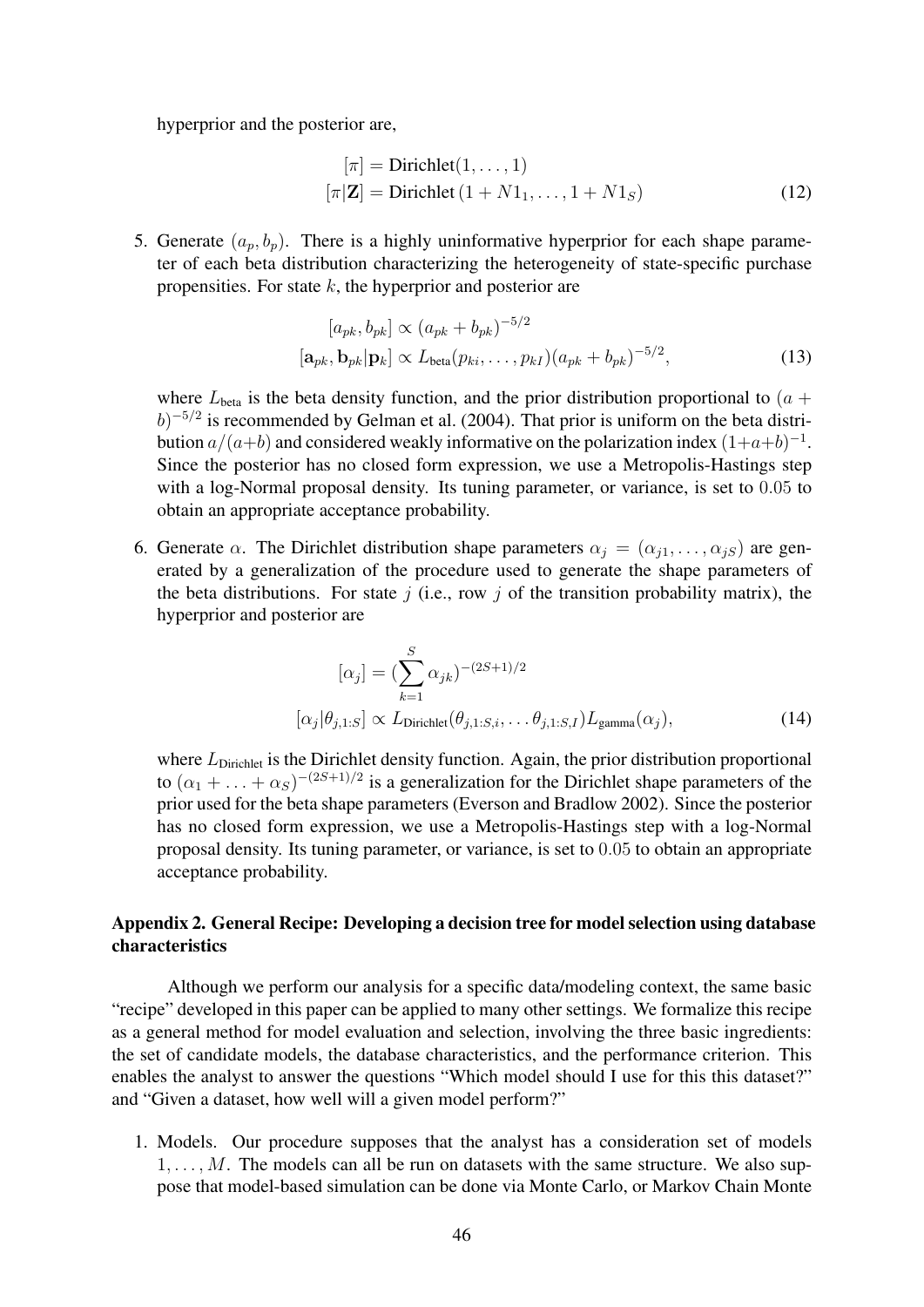hyperprior and the posterior are,

$$[\pi] = \text{Dirichlet}(1, \dots, 1)$$
$$[\pi|\mathbf{Z}] = \text{Dirichlet}\left(1 + N1_1, \dots, 1 + N1_S\right) \tag{12}$$

5. Generate $(a_p, b_p)$. There is a highly uninformative hyperprior for each shape parameter of each beta distribution characterizing the heterogeneity of state-specific purchase propensities. For state $k$, the hyperprior and posterior are

$$[a_{pk}, b_{pk}] \propto (a_{pk} + b_{pk})^{-5/2}$$
$$[\mathbf{a}_{pk}, \mathbf{b}_{pk}|\mathbf{p}_k] \propto L_{\text{beta}}(p_{ki}, \dots, p_{kI})(a_{pk} + b_{pk})^{-5/2}, \tag{13}$$

   where $L_{\text{beta}}$ is the beta density function, and the prior distribution proportional to $(a + b)^{-5/2}$ is recommended by Gelman et al. (2004). That prior is uniform on the beta distribution $a/(a+b)$ and considered weakly informative on the polarization index $(1+a+b)^{-1}$. Since the posterior has no closed form expression, we use a Metropolis-Hastings step with a log-Normal proposal density. Its tuning parameter, or variance, is set to $0.05$ to obtain an appropriate acceptance probability.

6. Generate $\alpha$. The Dirichlet distribution shape parameters $\alpha_j = (\alpha_{j1}, \dots, \alpha_{jS})$ are generated by a generalization of the procedure used to generate the shape parameters of the beta distributions. For state $j$ (i.e., row $j$ of the transition probability matrix), the hyperprior and posterior are

$$[\alpha_j] = \left(\sum_{k=1}^{S} \alpha_{jk}\right)^{-(2S+1)/2}$$
$$[\alpha_j|\theta_{j,1:S}] \propto L_{\text{Dirichlet}}(\theta_{j,1:S,i}, \dots \theta_{j,1:S,I})L_{\text{gamma}}(\alpha_j), \tag{14}$$

   where $L_{\text{Dirichlet}}$ is the Dirichlet density function. Again, the prior distribution proportional to $(\alpha_1 + \dots + \alpha_S)^{-(2S+1)/2}$ is a generalization for the Dirichlet shape parameters of the prior used for the beta shape parameters (Everson and Bradlow 2002). Since the posterior has no closed form expression, we use a Metropolis-Hastings step with a log-Normal proposal density. Its tuning parameter, or variance, is set to $0.05$ to obtain an appropriate acceptance probability.

## Appendix 2. General Recipe: Developing a decision tree for model selection using database characteristics

Although we perform our analysis for a specific data/modeling context, the same basic "recipe" developed in this paper can be applied to many other settings. We formalize this recipe as a general method for model evaluation and selection, involving the three basic ingredients: the set of candidate models, the database characteristics, and the performance criterion. This enables the analyst to answer the questions "Which model should I use for this this dataset?" and "Given a dataset, how well will a given model perform?"

1. Models. Our procedure supposes that the analyst has a consideration set of models $1, \dots, M$. The models can all be run on datasets with the same structure. We also suppose that model-based simulation can be done via Monte Carlo, or Markov Chain Monte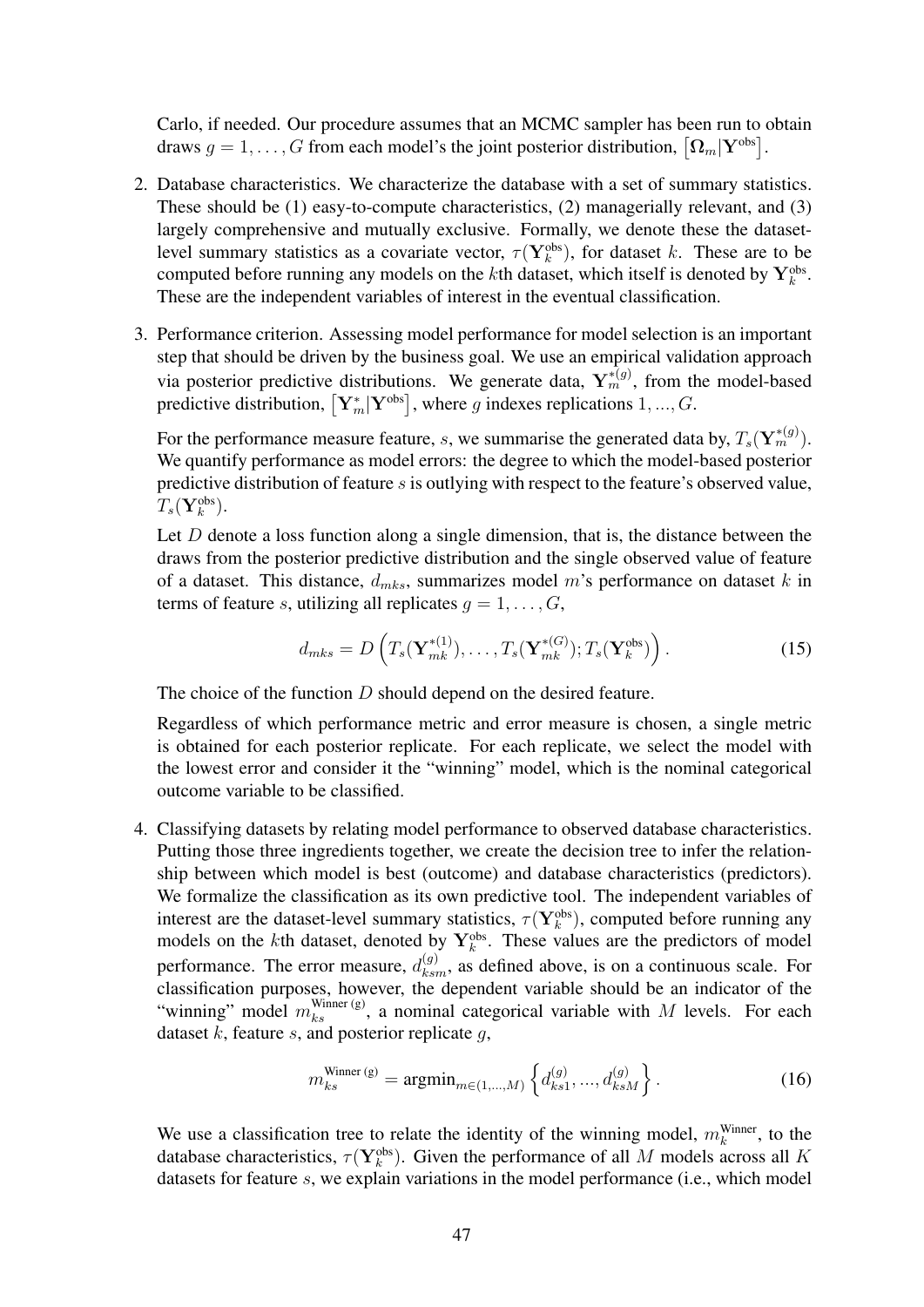Carlo, if needed. Our procedure assumes that an MCMC sampler has been run to obtain draws $g = 1, \ldots, G$ from each model's the joint posterior distribution, $\left[\mathbf{\Omega}_m | \mathbf{Y}^{\text{obs}}\right]$.

2. Database characteristics. We characterize the database with a set of summary statistics. These should be (1) easy-to-compute characteristics, (2) managerially relevant, and (3) largely comprehensive and mutually exclusive. Formally, we denote these the dataset-level summary statistics as a covariate vector, $\tau(\mathbf{Y}_k^{\text{obs}})$, for dataset $k$. These are to be computed before running any models on the $k$th dataset, which itself is denoted by $\mathbf{Y}_k^{\text{obs}}$. These are the independent variables of interest in the eventual classification.

3. Performance criterion. Assessing model performance for model selection is an important step that should be driven by the business goal. We use an empirical validation approach via posterior predictive distributions. We generate data, $\mathbf{Y}_m^{*(g)}$, from the model-based predictive distribution, $\left[\mathbf{Y}_m^{*} | \mathbf{Y}^{\text{obs}}\right]$, where $g$ indexes replications $1, ..., G$.

   For the performance measure feature, $s$, we summarise the generated data by, $T_s(\mathbf{Y}_m^{*(g)})$. We quantify performance as model errors: the degree to which the model-based posterior predictive distribution of feature $s$ is outlying with respect to the feature's observed value, $T_s(\mathbf{Y}_k^{\text{obs}})$.

   Let $D$ denote a loss function along a single dimension, that is, the distance between the draws from the posterior predictive distribution and the single observed value of feature of a dataset. This distance, $d_{mks}$, summarizes model $m$'s performance on dataset $k$ in terms of feature $s$, utilizing all replicates $g = 1, \ldots, G$,

$$d_{mks} = D\left(T_s(\mathbf{Y}_{mk}^{*(1)}), \ldots, T_s(\mathbf{Y}_{mk}^{*(G)}); T_s(\mathbf{Y}_k^{\text{obs}})\right). \tag{15}$$

   The choice of the function $D$ should depend on the desired feature.

   Regardless of which performance metric and error measure is chosen, a single metric is obtained for each posterior replicate. For each replicate, we select the model with the lowest error and consider it the "winning" model, which is the nominal categorical outcome variable to be classified.

4. Classifying datasets by relating model performance to observed database characteristics. Putting those three ingredients together, we create the decision tree to infer the relationship between which model is best (outcome) and database characteristics (predictors). We formalize the classification as its own predictive tool. The independent variables of interest are the dataset-level summary statistics, $\tau(\mathbf{Y}_k^{\text{obs}})$, computed before running any models on the $k$th dataset, denoted by $\mathbf{Y}_k^{\text{obs}}$. These values are the predictors of model performance. The error measure, $d_{ksm}^{(g)}$, as defined above, is on a continuous scale. For classification purposes, however, the dependent variable should be an indicator of the "winning" model $m_{ks}^{\text{Winner (g)}}$, a nominal categorical variable with $M$ levels. For each dataset $k$, feature $s$, and posterior replicate $g$,

$$m_{ks}^{\text{Winner (g)}} = \text{argmin}_{m \in (1,\ldots,M)} \left\{ d_{ks1}^{(g)}, \ldots, d_{ksM}^{(g)} \right\}. \tag{16}$$

   We use a classification tree to relate the identity of the winning model, $m_k^{\text{Winner}}$, to the database characteristics, $\tau(\mathbf{Y}_k^{\text{obs}})$. Given the performance of all $M$ models across all $K$ datasets for feature $s$, we explain variations in the model performance (i.e., which model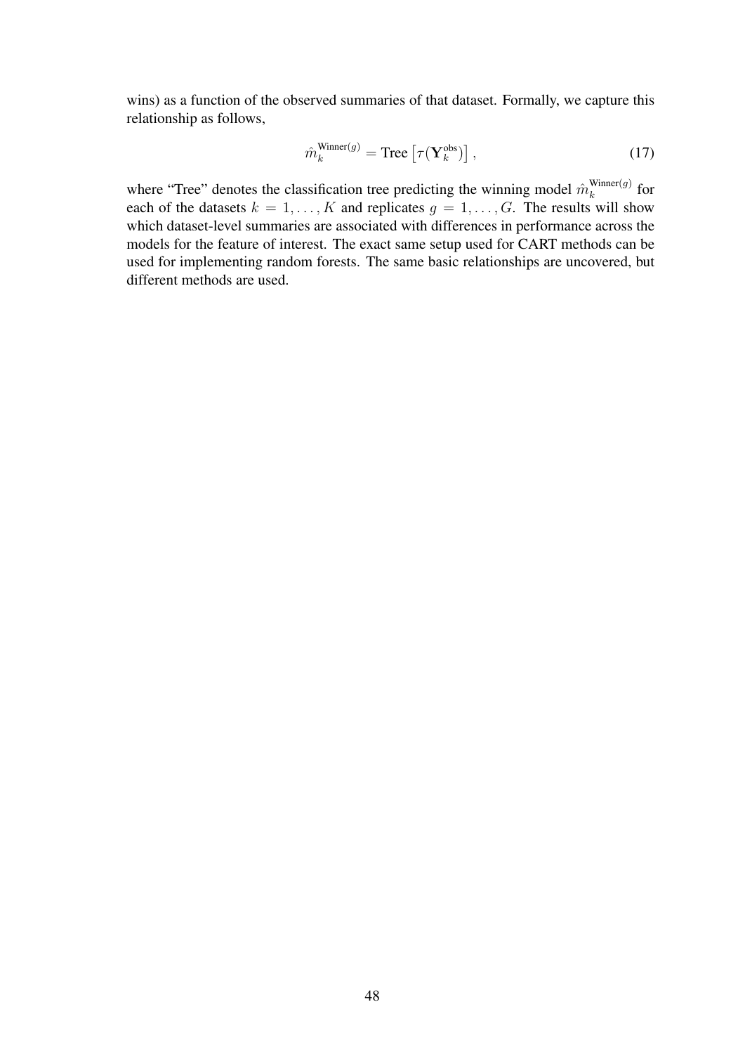wins) as a function of the observed summaries of that dataset. Formally, we capture this relationship as follows,

$$\hat{m}_k^{\text{Winner}(g)} = \text{Tree}\left[\tau(\mathbf{Y}_k^{\text{obs}})\right], \tag{17}$$

where "Tree" denotes the classification tree predicting the winning model $\hat{m}_k^{\text{Winner}(g)}$ for each of the datasets $k = 1, \ldots, K$ and replicates $g = 1, \ldots, G$. The results will show which dataset-level summaries are associated with differences in performance across the models for the feature of interest. The exact same setup used for CART methods can be used for implementing random forests. The same basic relationships are uncovered, but different methods are used.